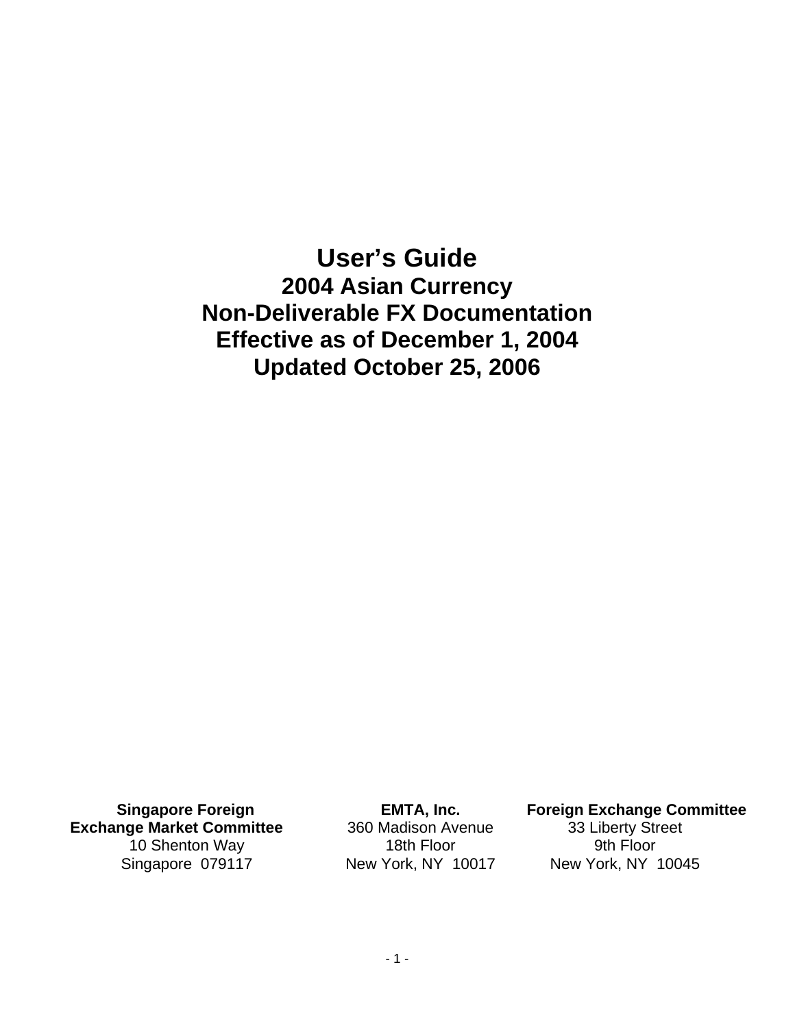# User's Guide

## 2004 Asian Currency
## Non-Deliverable FX Documentation
## Effective as of December 1, 2004
## Updated October 25, 2006

**Singapore Foreign Exchange Market Committee**
10 Shenton Way
Singapore 079117

**EMTA, Inc.**
360 Madison Avenue
18th Floor
New York, NY 10017

**Foreign Exchange Committee**
33 Liberty Street
9th Floor
New York, NY 10045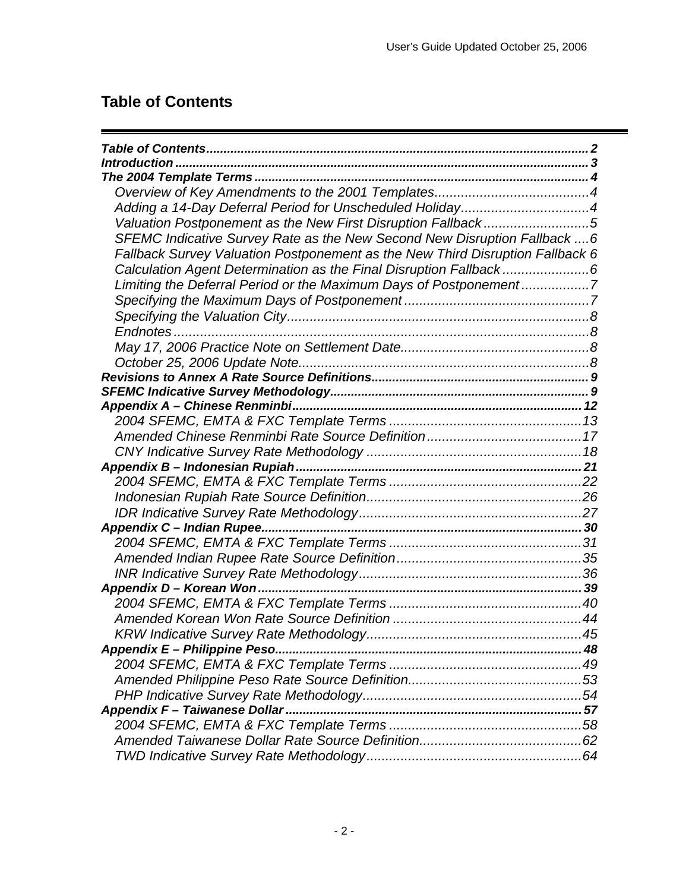## Table of Contents

***Table of Contents*** ........................................................................................................... 2
***Introduction*** ................................................................................................................... 3
***The 2004 Template Terms*** ............................................................................................... 4
*Overview of Key Amendments to the 2001 Templates*......................................... 4
*Adding a 14-Day Deferral Period for Unscheduled Holiday*.................................. 4
*Valuation Postponement as the New First Disruption Fallback* ............................ 5
*SFEMC Indicative Survey Rate as the New Second New Disruption Fallback* .... 6
*Fallback Survey Valuation Postponement as the New Third Disruption Fallback* 6
*Calculation Agent Determination as the Final Disruption Fallback* ....................... 6
*Limiting the Deferral Period or the Maximum Days of Postponement* .................. 7
*Specifying the Maximum Days of Postponement* ................................................. 7
*Specifying the Valuation City*................................................................................ 8
*Endnotes* ............................................................................................................... 8
*May 17, 2006 Practice Note on Settlement Date*.................................................. 8
*October 25, 2006 Update Note*............................................................................. 8
***Revisions to Annex A Rate Source Definitions*** ................................................................ 9
***SFEMC Indicative Survey Methodology*** ........................................................................... 9
***Appendix A – Chinese Renminbi*** ...................................................................................... 12
*2004 SFEMC, EMTA & FXC Template Terms* ................................................... 13
*Amended Chinese Renminbi Rate Source Definition*.......................................... 17
*CNY Indicative Survey Rate Methodology* .......................................................... 18
***Appendix B – Indonesian Rupiah*** ..................................................................................... 21
*2004 SFEMC, EMTA & FXC Template Terms* ................................................... 22
*Indonesian Rupiah Rate Source Definition*.......................................................... 26
*IDR Indicative Survey Rate Methodology* ........................................................... 27
***Appendix C – Indian Rupee*** ............................................................................................. 30
*2004 SFEMC, EMTA & FXC Template Terms* ................................................... 31
*Amended Indian Rupee Rate Source Definition* ................................................. 35
*INR Indicative Survey Rate Methodology* ........................................................... 36
***Appendix D – Korean Won*** ............................................................................................... 39
*2004 SFEMC, EMTA & FXC Template Terms* ................................................... 40
*Amended Korean Won Rate Source Definition* .................................................. 44
*KRW Indicative Survey Rate Methodology*.......................................................... 45
***Appendix E – Philippine Peso*** ......................................................................................... 48
*2004 SFEMC, EMTA & FXC Template Terms* ................................................... 49
*Amended Philippine Peso Rate Source Definition*.............................................. 53
*PHP Indicative Survey Rate Methodology*........................................................... 54
***Appendix F – Taiwanese Dollar*** ....................................................................................... 57
*2004 SFEMC, EMTA & FXC Template Terms* ................................................... 58
*Amended Taiwanese Dollar Rate Source Definition*........................................... 62
*TWD Indicative Survey Rate Methodology* .......................................................... 64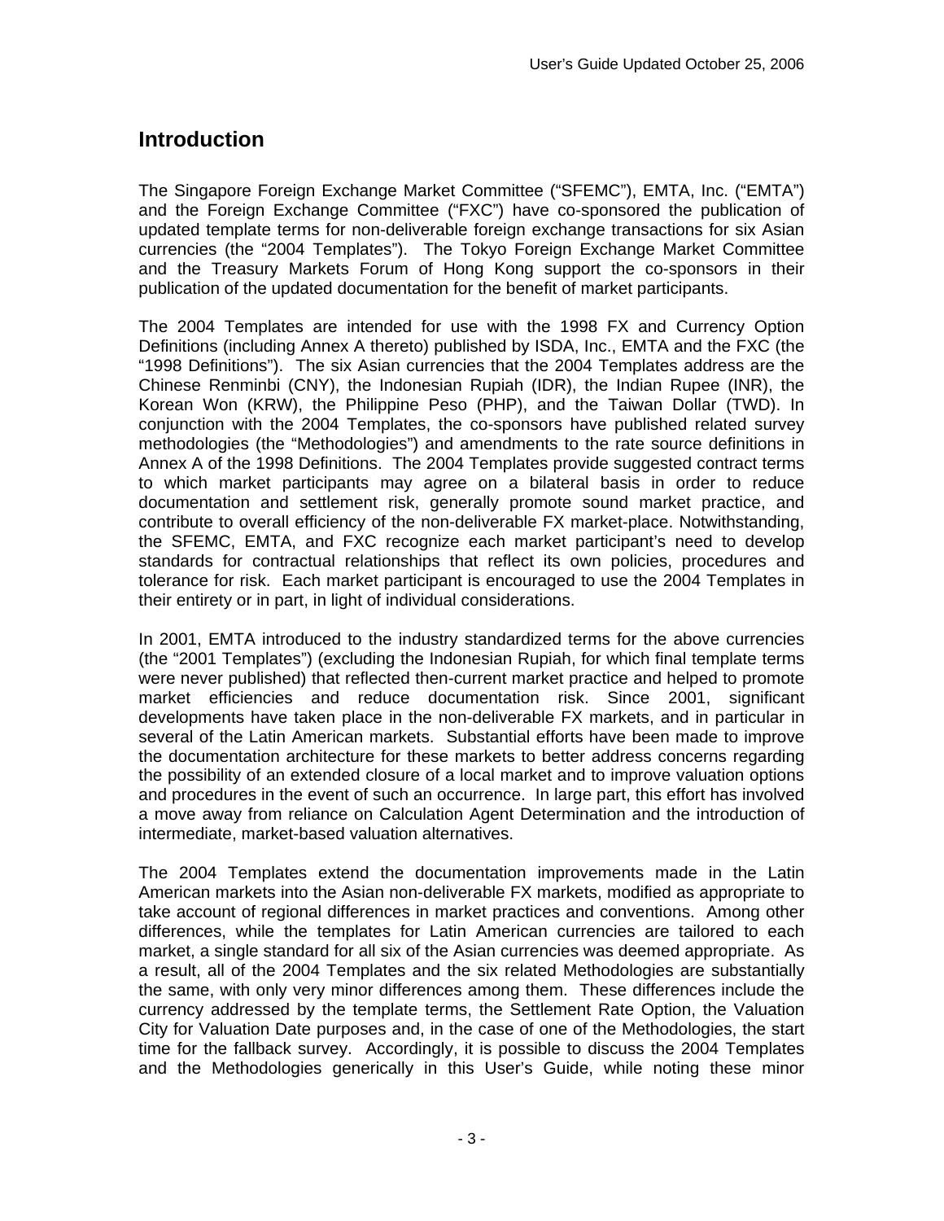# Introduction

The Singapore Foreign Exchange Market Committee ("SFEMC"), EMTA, Inc. ("EMTA") and the Foreign Exchange Committee ("FXC") have co-sponsored the publication of updated template terms for non-deliverable foreign exchange transactions for six Asian currencies (the "2004 Templates"). The Tokyo Foreign Exchange Market Committee and the Treasury Markets Forum of Hong Kong support the co-sponsors in their publication of the updated documentation for the benefit of market participants.

The 2004 Templates are intended for use with the 1998 FX and Currency Option Definitions (including Annex A thereto) published by ISDA, Inc., EMTA and the FXC (the "1998 Definitions"). The six Asian currencies that the 2004 Templates address are the Chinese Renminbi (CNY), the Indonesian Rupiah (IDR), the Indian Rupee (INR), the Korean Won (KRW), the Philippine Peso (PHP), and the Taiwan Dollar (TWD). In conjunction with the 2004 Templates, the co-sponsors have published related survey methodologies (the "Methodologies") and amendments to the rate source definitions in Annex A of the 1998 Definitions. The 2004 Templates provide suggested contract terms to which market participants may agree on a bilateral basis in order to reduce documentation and settlement risk, generally promote sound market practice, and contribute to overall efficiency of the non-deliverable FX market-place. Notwithstanding, the SFEMC, EMTA, and FXC recognize each market participant's need to develop standards for contractual relationships that reflect its own policies, procedures and tolerance for risk. Each market participant is encouraged to use the 2004 Templates in their entirety or in part, in light of individual considerations.

In 2001, EMTA introduced to the industry standardized terms for the above currencies (the "2001 Templates") (excluding the Indonesian Rupiah, for which final template terms were never published) that reflected then-current market practice and helped to promote market efficiencies and reduce documentation risk. Since 2001, significant developments have taken place in the non-deliverable FX markets, and in particular in several of the Latin American markets. Substantial efforts have been made to improve the documentation architecture for these markets to better address concerns regarding the possibility of an extended closure of a local market and to improve valuation options and procedures in the event of such an occurrence. In large part, this effort has involved a move away from reliance on Calculation Agent Determination and the introduction of intermediate, market-based valuation alternatives.

The 2004 Templates extend the documentation improvements made in the Latin American markets into the Asian non-deliverable FX markets, modified as appropriate to take account of regional differences in market practices and conventions. Among other differences, while the templates for Latin American currencies are tailored to each market, a single standard for all six of the Asian currencies was deemed appropriate. As a result, all of the 2004 Templates and the six related Methodologies are substantially the same, with only very minor differences among them. These differences include the currency addressed by the template terms, the Settlement Rate Option, the Valuation City for Valuation Date purposes and, in the case of one of the Methodologies, the start time for the fallback survey. Accordingly, it is possible to discuss the 2004 Templates and the Methodologies generically in this User's Guide, while noting these minor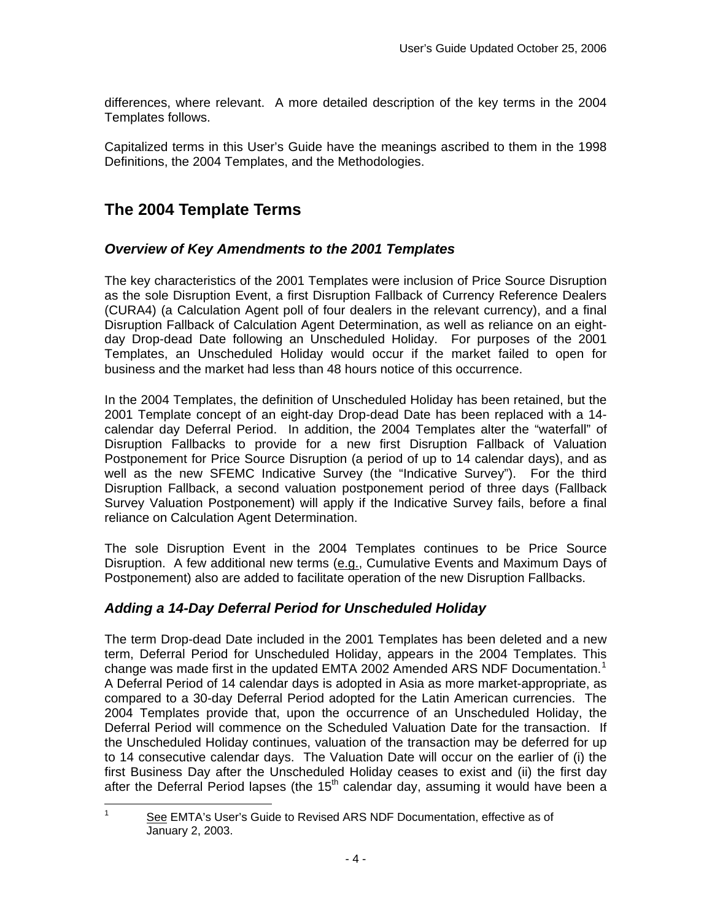differences, where relevant. A more detailed description of the key terms in the 2004 Templates follows.

Capitalized terms in this User's Guide have the meanings ascribed to them in the 1998 Definitions, the 2004 Templates, and the Methodologies.

## The 2004 Template Terms

### *Overview of Key Amendments to the 2001 Templates*

The key characteristics of the 2001 Templates were inclusion of Price Source Disruption as the sole Disruption Event, a first Disruption Fallback of Currency Reference Dealers (CURA4) (a Calculation Agent poll of four dealers in the relevant currency), and a final Disruption Fallback of Calculation Agent Determination, as well as reliance on an eight-day Drop-dead Date following an Unscheduled Holiday. For purposes of the 2001 Templates, an Unscheduled Holiday would occur if the market failed to open for business and the market had less than 48 hours notice of this occurrence.

In the 2004 Templates, the definition of Unscheduled Holiday has been retained, but the 2001 Template concept of an eight-day Drop-dead Date has been replaced with a 14-calendar day Deferral Period. In addition, the 2004 Templates alter the "waterfall" of Disruption Fallbacks to provide for a new first Disruption Fallback of Valuation Postponement for Price Source Disruption (a period of up to 14 calendar days), and as well as the new SFEMC Indicative Survey (the "Indicative Survey"). For the third Disruption Fallback, a second valuation postponement period of three days (Fallback Survey Valuation Postponement) will apply if the Indicative Survey fails, before a final reliance on Calculation Agent Determination.

The sole Disruption Event in the 2004 Templates continues to be Price Source Disruption. A few additional new terms (e.g., Cumulative Events and Maximum Days of Postponement) also are added to facilitate operation of the new Disruption Fallbacks.

### *Adding a 14-Day Deferral Period for Unscheduled Holiday*

The term Drop-dead Date included in the 2001 Templates has been deleted and a new term, Deferral Period for Unscheduled Holiday, appears in the 2004 Templates. This change was made first in the updated EMTA 2002 Amended ARS NDF Documentation.[1] A Deferral Period of 14 calendar days is adopted in Asia as more market-appropriate, as compared to a 30-day Deferral Period adopted for the Latin American currencies. The 2004 Templates provide that, upon the occurrence of an Unscheduled Holiday, the Deferral Period will commence on the Scheduled Valuation Date for the transaction. If the Unscheduled Holiday continues, valuation of the transaction may be deferred for up to 14 consecutive calendar days. The Valuation Date will occur on the earlier of (i) the first Business Day after the Unscheduled Holiday ceases to exist and (ii) the first day after the Deferral Period lapses (the 15th calendar day, assuming it would have been a

---

[1] See EMTA's User's Guide to Revised ARS NDF Documentation, effective as of January 2, 2003.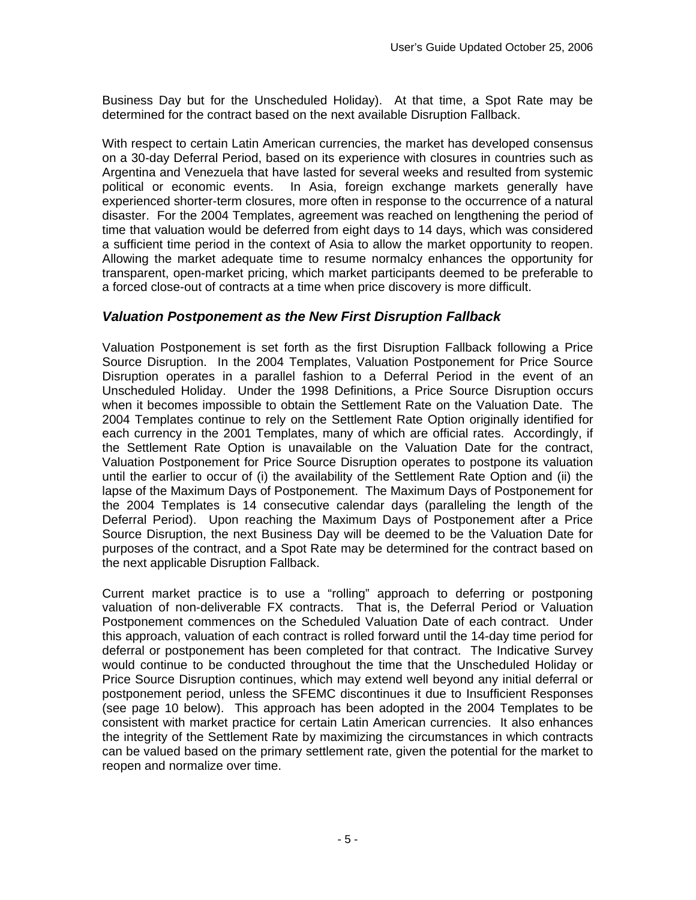Business Day but for the Unscheduled Holiday). At that time, a Spot Rate may be determined for the contract based on the next available Disruption Fallback.

With respect to certain Latin American currencies, the market has developed consensus on a 30-day Deferral Period, based on its experience with closures in countries such as Argentina and Venezuela that have lasted for several weeks and resulted from systemic political or economic events. In Asia, foreign exchange markets generally have experienced shorter-term closures, more often in response to the occurrence of a natural disaster. For the 2004 Templates, agreement was reached on lengthening the period of time that valuation would be deferred from eight days to 14 days, which was considered a sufficient time period in the context of Asia to allow the market opportunity to reopen. Allowing the market adequate time to resume normalcy enhances the opportunity for transparent, open-market pricing, which market participants deemed to be preferable to a forced close-out of contracts at a time when price discovery is more difficult.

### *Valuation Postponement as the New First Disruption Fallback*

Valuation Postponement is set forth as the first Disruption Fallback following a Price Source Disruption. In the 2004 Templates, Valuation Postponement for Price Source Disruption operates in a parallel fashion to a Deferral Period in the event of an Unscheduled Holiday. Under the 1998 Definitions, a Price Source Disruption occurs when it becomes impossible to obtain the Settlement Rate on the Valuation Date. The 2004 Templates continue to rely on the Settlement Rate Option originally identified for each currency in the 2001 Templates, many of which are official rates. Accordingly, if the Settlement Rate Option is unavailable on the Valuation Date for the contract, Valuation Postponement for Price Source Disruption operates to postpone its valuation until the earlier to occur of (i) the availability of the Settlement Rate Option and (ii) the lapse of the Maximum Days of Postponement. The Maximum Days of Postponement for the 2004 Templates is 14 consecutive calendar days (paralleling the length of the Deferral Period). Upon reaching the Maximum Days of Postponement after a Price Source Disruption, the next Business Day will be deemed to be the Valuation Date for purposes of the contract, and a Spot Rate may be determined for the contract based on the next applicable Disruption Fallback.

Current market practice is to use a "rolling" approach to deferring or postponing valuation of non-deliverable FX contracts. That is, the Deferral Period or Valuation Postponement commences on the Scheduled Valuation Date of each contract. Under this approach, valuation of each contract is rolled forward until the 14-day time period for deferral or postponement has been completed for that contract. The Indicative Survey would continue to be conducted throughout the time that the Unscheduled Holiday or Price Source Disruption continues, which may extend well beyond any initial deferral or postponement period, unless the SFEMC discontinues it due to Insufficient Responses (see page 10 below). This approach has been adopted in the 2004 Templates to be consistent with market practice for certain Latin American currencies. It also enhances the integrity of the Settlement Rate by maximizing the circumstances in which contracts can be valued based on the primary settlement rate, given the potential for the market to reopen and normalize over time.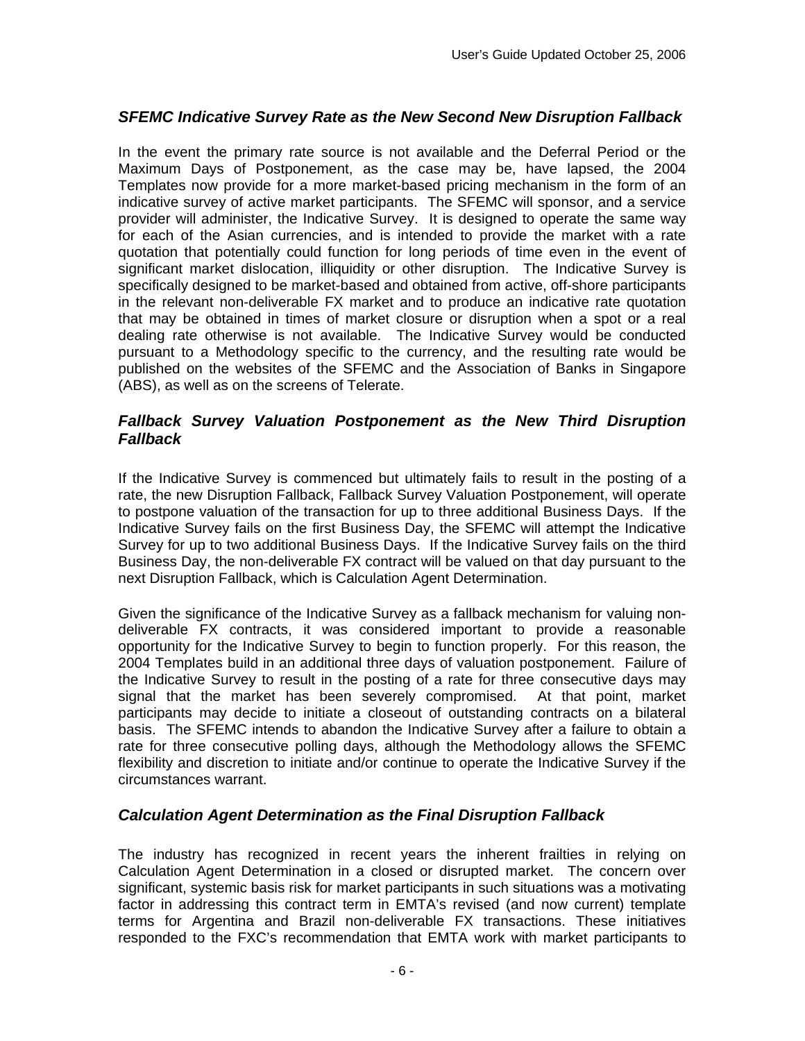### *SFEMC Indicative Survey Rate as the New Second New Disruption Fallback*

In the event the primary rate source is not available and the Deferral Period or the Maximum Days of Postponement, as the case may be, have lapsed, the 2004 Templates now provide for a more market-based pricing mechanism in the form of an indicative survey of active market participants. The SFEMC will sponsor, and a service provider will administer, the Indicative Survey. It is designed to operate the same way for each of the Asian currencies, and is intended to provide the market with a rate quotation that potentially could function for long periods of time even in the event of significant market dislocation, illiquidity or other disruption. The Indicative Survey is specifically designed to be market-based and obtained from active, off-shore participants in the relevant non-deliverable FX market and to produce an indicative rate quotation that may be obtained in times of market closure or disruption when a spot or a real dealing rate otherwise is not available. The Indicative Survey would be conducted pursuant to a Methodology specific to the currency, and the resulting rate would be published on the websites of the SFEMC and the Association of Banks in Singapore (ABS), as well as on the screens of Telerate.

### *Fallback Survey Valuation Postponement as the New Third Disruption Fallback*

If the Indicative Survey is commenced but ultimately fails to result in the posting of a rate, the new Disruption Fallback, Fallback Survey Valuation Postponement, will operate to postpone valuation of the transaction for up to three additional Business Days. If the Indicative Survey fails on the first Business Day, the SFEMC will attempt the Indicative Survey for up to two additional Business Days. If the Indicative Survey fails on the third Business Day, the non-deliverable FX contract will be valued on that day pursuant to the next Disruption Fallback, which is Calculation Agent Determination.

Given the significance of the Indicative Survey as a fallback mechanism for valuing non-deliverable FX contracts, it was considered important to provide a reasonable opportunity for the Indicative Survey to begin to function properly. For this reason, the 2004 Templates build in an additional three days of valuation postponement. Failure of the Indicative Survey to result in the posting of a rate for three consecutive days may signal that the market has been severely compromised. At that point, market participants may decide to initiate a closeout of outstanding contracts on a bilateral basis. The SFEMC intends to abandon the Indicative Survey after a failure to obtain a rate for three consecutive polling days, although the Methodology allows the SFEMC flexibility and discretion to initiate and/or continue to operate the Indicative Survey if the circumstances warrant.

### *Calculation Agent Determination as the Final Disruption Fallback*

The industry has recognized in recent years the inherent frailties in relying on Calculation Agent Determination in a closed or disrupted market. The concern over significant, systemic basis risk for market participants in such situations was a motivating factor in addressing this contract term in EMTA's revised (and now current) template terms for Argentina and Brazil non-deliverable FX transactions. These initiatives responded to the FXC's recommendation that EMTA work with market participants to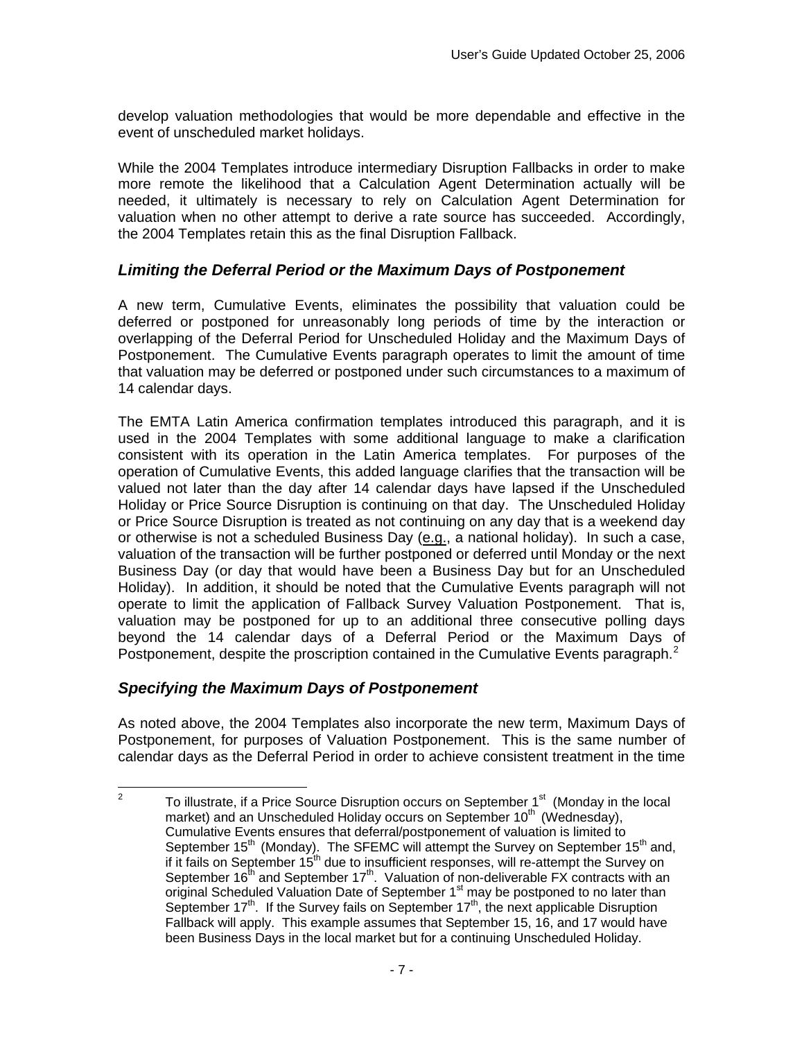develop valuation methodologies that would be more dependable and effective in the event of unscheduled market holidays.

While the 2004 Templates introduce intermediary Disruption Fallbacks in order to make more remote the likelihood that a Calculation Agent Determination actually will be needed, it ultimately is necessary to rely on Calculation Agent Determination for valuation when no other attempt to derive a rate source has succeeded. Accordingly, the 2004 Templates retain this as the final Disruption Fallback.

### *Limiting the Deferral Period or the Maximum Days of Postponement*

A new term, Cumulative Events, eliminates the possibility that valuation could be deferred or postponed for unreasonably long periods of time by the interaction or overlapping of the Deferral Period for Unscheduled Holiday and the Maximum Days of Postponement. The Cumulative Events paragraph operates to limit the amount of time that valuation may be deferred or postponed under such circumstances to a maximum of 14 calendar days.

The EMTA Latin America confirmation templates introduced this paragraph, and it is used in the 2004 Templates with some additional language to make a clarification consistent with its operation in the Latin America templates. For purposes of the operation of Cumulative Events, this added language clarifies that the transaction will be valued not later than the day after 14 calendar days have lapsed if the Unscheduled Holiday or Price Source Disruption is continuing on that day. The Unscheduled Holiday or Price Source Disruption is treated as not continuing on any day that is a weekend day or otherwise is not a scheduled Business Day (e.g., a national holiday). In such a case, valuation of the transaction will be further postponed or deferred until Monday or the next Business Day (or day that would have been a Business Day but for an Unscheduled Holiday). In addition, it should be noted that the Cumulative Events paragraph will not operate to limit the application of Fallback Survey Valuation Postponement. That is, valuation may be postponed for up to an additional three consecutive polling days beyond the 14 calendar days of a Deferral Period or the Maximum Days of Postponement, despite the proscription contained in the Cumulative Events paragraph.[2]

### *Specifying the Maximum Days of Postponement*

As noted above, the 2004 Templates also incorporate the new term, Maximum Days of Postponement, for purposes of Valuation Postponement. This is the same number of calendar days as the Deferral Period in order to achieve consistent treatment in the time

---

[2] To illustrate, if a Price Source Disruption occurs on September 1st (Monday in the local market) and an Unscheduled Holiday occurs on September 10th (Wednesday), Cumulative Events ensures that deferral/postponement of valuation is limited to September 15th (Monday). The SFEMC will attempt the Survey on September 15th and, if it fails on September 15th due to insufficient responses, will re-attempt the Survey on September 16th and September 17th. Valuation of non-deliverable FX contracts with an original Scheduled Valuation Date of September 1st may be postponed to no later than September 17th. If the Survey fails on September 17th, the next applicable Disruption Fallback will apply. This example assumes that September 15, 16, and 17 would have been Business Days in the local market but for a continuing Unscheduled Holiday.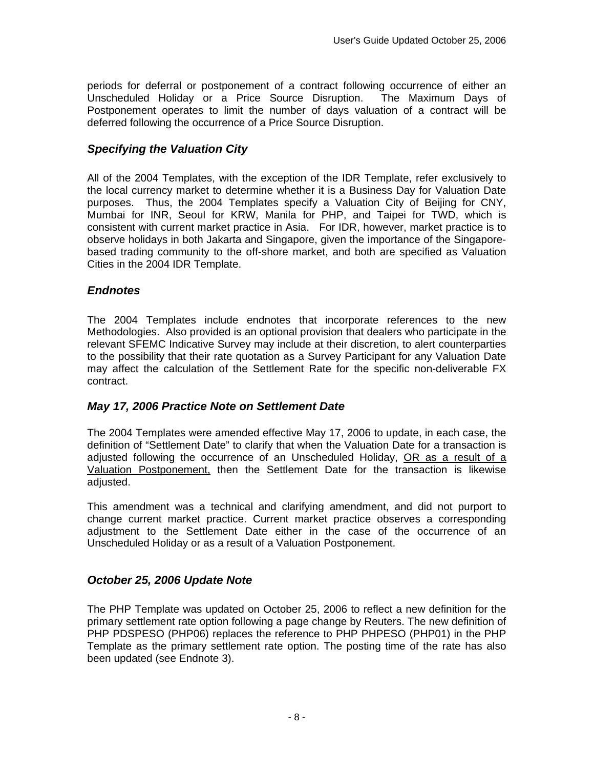periods for deferral or postponement of a contract following occurrence of either an Unscheduled Holiday or a Price Source Disruption. The Maximum Days of Postponement operates to limit the number of days valuation of a contract will be deferred following the occurrence of a Price Source Disruption.

### *Specifying the Valuation City*

All of the 2004 Templates, with the exception of the IDR Template, refer exclusively to the local currency market to determine whether it is a Business Day for Valuation Date purposes. Thus, the 2004 Templates specify a Valuation City of Beijing for CNY, Mumbai for INR, Seoul for KRW, Manila for PHP, and Taipei for TWD, which is consistent with current market practice in Asia. For IDR, however, market practice is to observe holidays in both Jakarta and Singapore, given the importance of the Singapore-based trading community to the off-shore market, and both are specified as Valuation Cities in the 2004 IDR Template.

### *Endnotes*

The 2004 Templates include endnotes that incorporate references to the new Methodologies. Also provided is an optional provision that dealers who participate in the relevant SFEMC Indicative Survey may include at their discretion, to alert counterparties to the possibility that their rate quotation as a Survey Participant for any Valuation Date may affect the calculation of the Settlement Rate for the specific non-deliverable FX contract.

### *May 17, 2006 Practice Note on Settlement Date*

The 2004 Templates were amended effective May 17, 2006 to update, in each case, the definition of "Settlement Date" to clarify that when the Valuation Date for a transaction is adjusted following the occurrence of an Unscheduled Holiday, <u>OR as a result of a Valuation Postponement,</u> then the Settlement Date for the transaction is likewise adjusted.

This amendment was a technical and clarifying amendment, and did not purport to change current market practice. Current market practice observes a corresponding adjustment to the Settlement Date either in the case of the occurrence of an Unscheduled Holiday or as a result of a Valuation Postponement.

### *October 25, 2006 Update Note*

The PHP Template was updated on October 25, 2006 to reflect a new definition for the primary settlement rate option following a page change by Reuters. The new definition of PHP PDSPESO (PHP06) replaces the reference to PHP PHPESO (PHP01) in the PHP Template as the primary settlement rate option. The posting time of the rate has also been updated (see Endnote 3).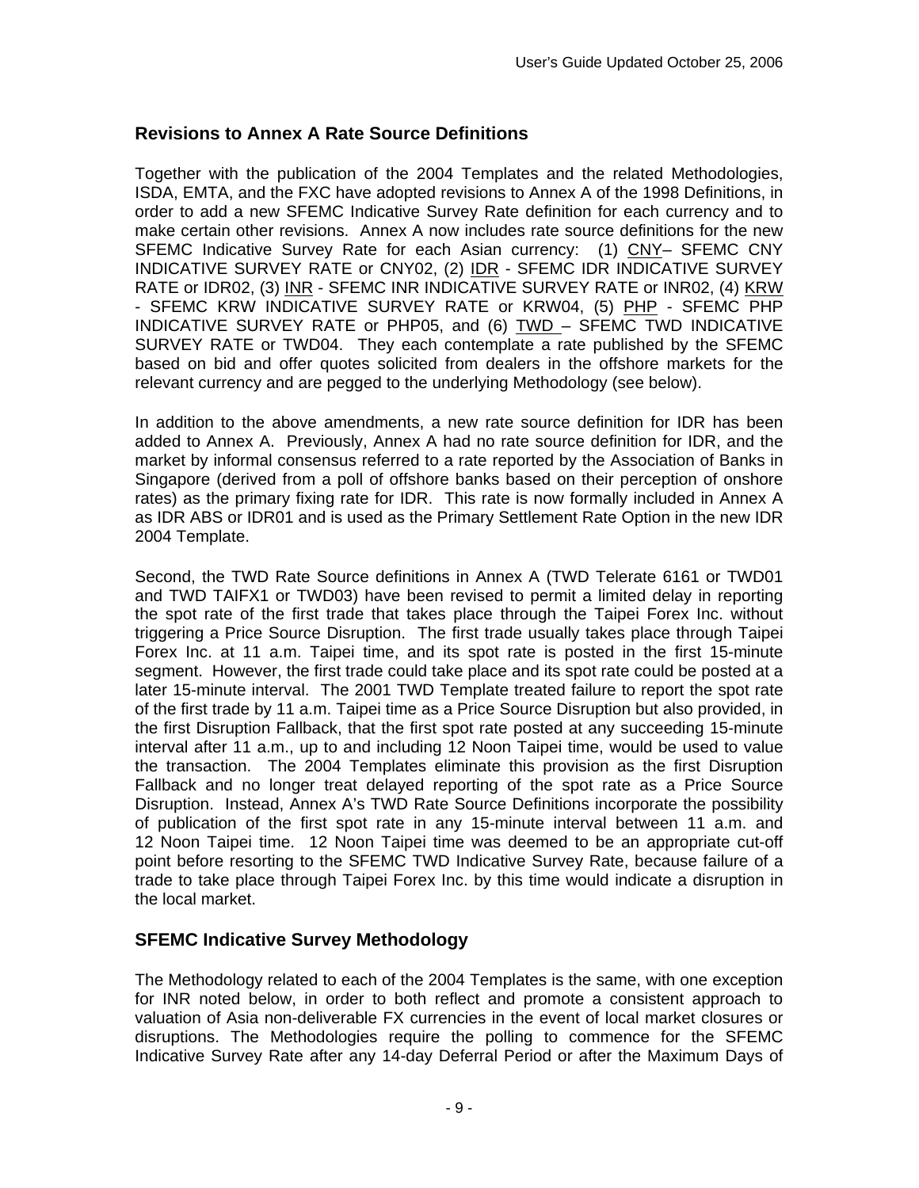## Revisions to Annex A Rate Source Definitions

Together with the publication of the 2004 Templates and the related Methodologies, ISDA, EMTA, and the FXC have adopted revisions to Annex A of the 1998 Definitions, in order to add a new SFEMC Indicative Survey Rate definition for each currency and to make certain other revisions. Annex A now includes rate source definitions for the new SFEMC Indicative Survey Rate for each Asian currency: (1) CNY– SFEMC CNY INDICATIVE SURVEY RATE or CNY02, (2) IDR - SFEMC IDR INDICATIVE SURVEY RATE or IDR02, (3) INR - SFEMC INR INDICATIVE SURVEY RATE or INR02, (4) KRW - SFEMC KRW INDICATIVE SURVEY RATE or KRW04, (5) PHP - SFEMC PHP INDICATIVE SURVEY RATE or PHP05, and (6) TWD – SFEMC TWD INDICATIVE SURVEY RATE or TWD04. They each contemplate a rate published by the SFEMC based on bid and offer quotes solicited from dealers in the offshore markets for the relevant currency and are pegged to the underlying Methodology (see below).

In addition to the above amendments, a new rate source definition for IDR has been added to Annex A. Previously, Annex A had no rate source definition for IDR, and the market by informal consensus referred to a rate reported by the Association of Banks in Singapore (derived from a poll of offshore banks based on their perception of onshore rates) as the primary fixing rate for IDR. This rate is now formally included in Annex A as IDR ABS or IDR01 and is used as the Primary Settlement Rate Option in the new IDR 2004 Template.

Second, the TWD Rate Source definitions in Annex A (TWD Telerate 6161 or TWD01 and TWD TAIFX1 or TWD03) have been revised to permit a limited delay in reporting the spot rate of the first trade that takes place through the Taipei Forex Inc. without triggering a Price Source Disruption. The first trade usually takes place through Taipei Forex Inc. at 11 a.m. Taipei time, and its spot rate is posted in the first 15-minute segment. However, the first trade could take place and its spot rate could be posted at a later 15-minute interval. The 2001 TWD Template treated failure to report the spot rate of the first trade by 11 a.m. Taipei time as a Price Source Disruption but also provided, in the first Disruption Fallback, that the first spot rate posted at any succeeding 15-minute interval after 11 a.m., up to and including 12 Noon Taipei time, would be used to value the transaction. The 2004 Templates eliminate this provision as the first Disruption Fallback and no longer treat delayed reporting of the spot rate as a Price Source Disruption. Instead, Annex A's TWD Rate Source Definitions incorporate the possibility of publication of the first spot rate in any 15-minute interval between 11 a.m. and 12 Noon Taipei time. 12 Noon Taipei time was deemed to be an appropriate cut-off point before resorting to the SFEMC TWD Indicative Survey Rate, because failure of a trade to take place through Taipei Forex Inc. by this time would indicate a disruption in the local market.

## SFEMC Indicative Survey Methodology

The Methodology related to each of the 2004 Templates is the same, with one exception for INR noted below, in order to both reflect and promote a consistent approach to valuation of Asia non-deliverable FX currencies in the event of local market closures or disruptions. The Methodologies require the polling to commence for the SFEMC Indicative Survey Rate after any 14-day Deferral Period or after the Maximum Days of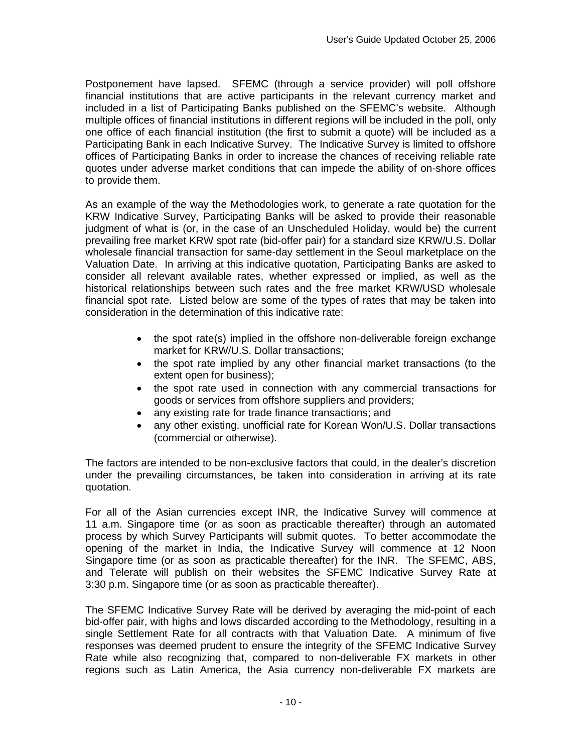Postponement have lapsed. SFEMC (through a service provider) will poll offshore financial institutions that are active participants in the relevant currency market and included in a list of Participating Banks published on the SFEMC's website. Although multiple offices of financial institutions in different regions will be included in the poll, only one office of each financial institution (the first to submit a quote) will be included as a Participating Bank in each Indicative Survey. The Indicative Survey is limited to offshore offices of Participating Banks in order to increase the chances of receiving reliable rate quotes under adverse market conditions that can impede the ability of on-shore offices to provide them.

As an example of the way the Methodologies work, to generate a rate quotation for the KRW Indicative Survey, Participating Banks will be asked to provide their reasonable judgment of what is (or, in the case of an Unscheduled Holiday, would be) the current prevailing free market KRW spot rate (bid-offer pair) for a standard size KRW/U.S. Dollar wholesale financial transaction for same-day settlement in the Seoul marketplace on the Valuation Date. In arriving at this indicative quotation, Participating Banks are asked to consider all relevant available rates, whether expressed or implied, as well as the historical relationships between such rates and the free market KRW/USD wholesale financial spot rate. Listed below are some of the types of rates that may be taken into consideration in the determination of this indicative rate:

- the spot rate(s) implied in the offshore non-deliverable foreign exchange market for KRW/U.S. Dollar transactions;
- the spot rate implied by any other financial market transactions (to the extent open for business);
- the spot rate used in connection with any commercial transactions for goods or services from offshore suppliers and providers;
- any existing rate for trade finance transactions; and
- any other existing, unofficial rate for Korean Won/U.S. Dollar transactions (commercial or otherwise).

The factors are intended to be non-exclusive factors that could, in the dealer's discretion under the prevailing circumstances, be taken into consideration in arriving at its rate quotation.

For all of the Asian currencies except INR, the Indicative Survey will commence at 11 a.m. Singapore time (or as soon as practicable thereafter) through an automated process by which Survey Participants will submit quotes. To better accommodate the opening of the market in India, the Indicative Survey will commence at 12 Noon Singapore time (or as soon as practicable thereafter) for the INR. The SFEMC, ABS, and Telerate will publish on their websites the SFEMC Indicative Survey Rate at 3:30 p.m. Singapore time (or as soon as practicable thereafter).

The SFEMC Indicative Survey Rate will be derived by averaging the mid-point of each bid-offer pair, with highs and lows discarded according to the Methodology, resulting in a single Settlement Rate for all contracts with that Valuation Date. A minimum of five responses was deemed prudent to ensure the integrity of the SFEMC Indicative Survey Rate while also recognizing that, compared to non-deliverable FX markets in other regions such as Latin America, the Asia currency non-deliverable FX markets are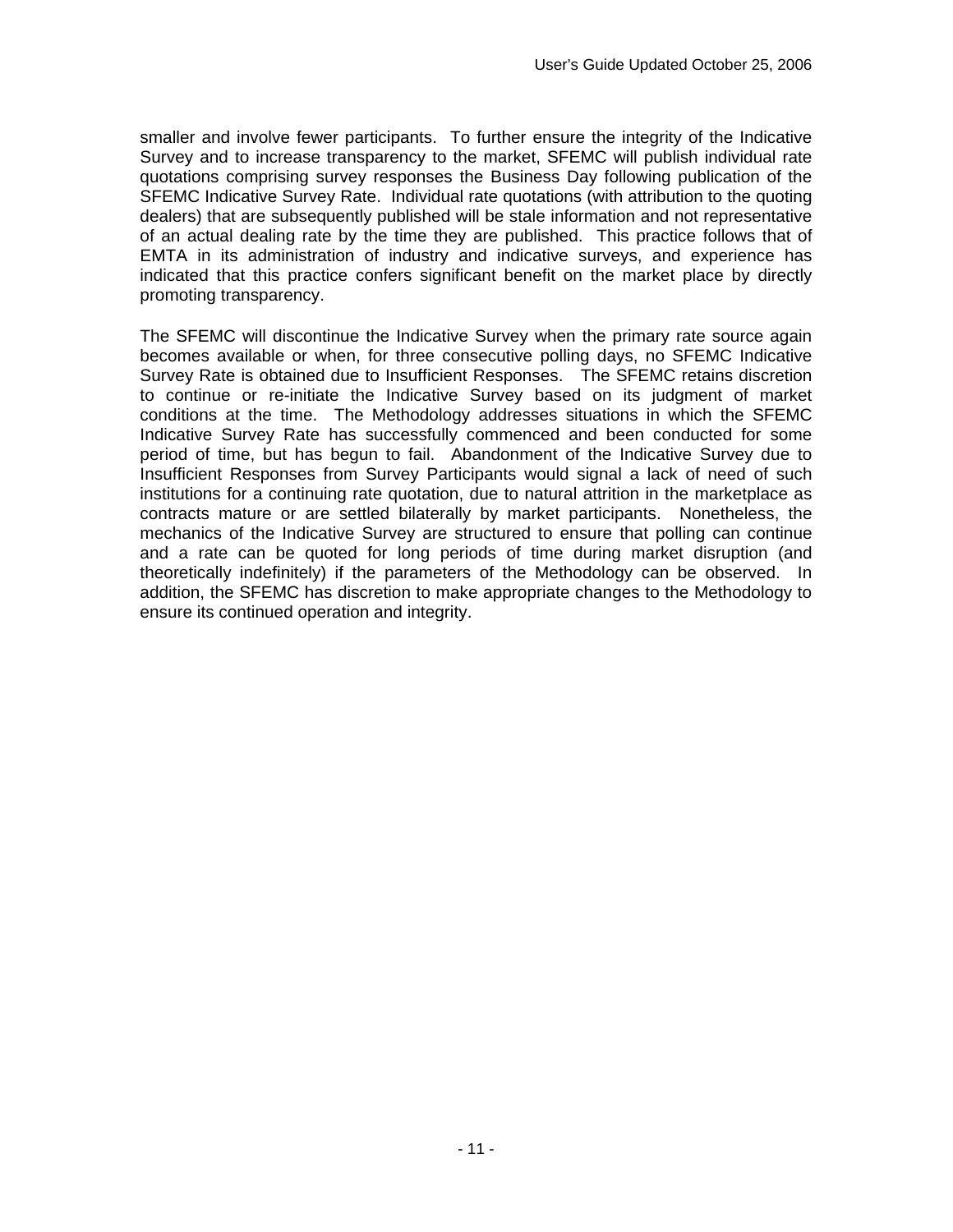smaller and involve fewer participants. To further ensure the integrity of the Indicative Survey and to increase transparency to the market, SFEMC will publish individual rate quotations comprising survey responses the Business Day following publication of the SFEMC Indicative Survey Rate. Individual rate quotations (with attribution to the quoting dealers) that are subsequently published will be stale information and not representative of an actual dealing rate by the time they are published. This practice follows that of EMTA in its administration of industry and indicative surveys, and experience has indicated that this practice confers significant benefit on the market place by directly promoting transparency.

The SFEMC will discontinue the Indicative Survey when the primary rate source again becomes available or when, for three consecutive polling days, no SFEMC Indicative Survey Rate is obtained due to Insufficient Responses. The SFEMC retains discretion to continue or re-initiate the Indicative Survey based on its judgment of market conditions at the time. The Methodology addresses situations in which the SFEMC Indicative Survey Rate has successfully commenced and been conducted for some period of time, but has begun to fail. Abandonment of the Indicative Survey due to Insufficient Responses from Survey Participants would signal a lack of need of such institutions for a continuing rate quotation, due to natural attrition in the marketplace as contracts mature or are settled bilaterally by market participants. Nonetheless, the mechanics of the Indicative Survey are structured to ensure that polling can continue and a rate can be quoted for long periods of time during market disruption (and theoretically indefinitely) if the parameters of the Methodology can be observed. In addition, the SFEMC has discretion to make appropriate changes to the Methodology to ensure its continued operation and integrity.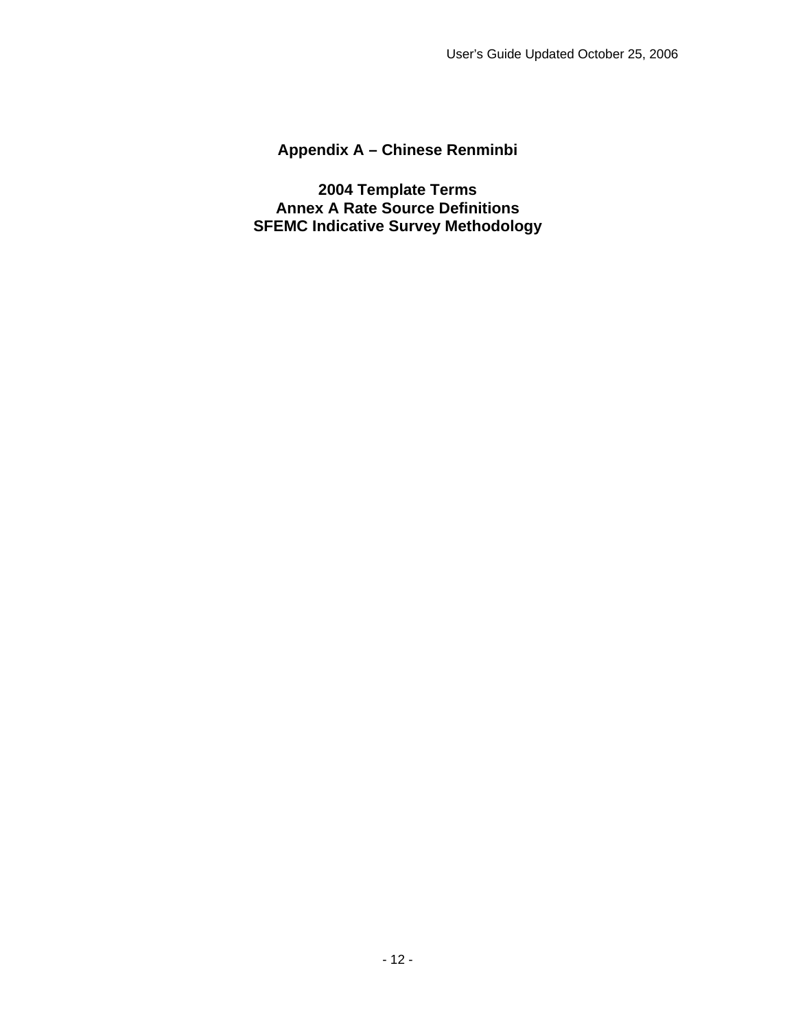# Appendix A – Chinese Renminbi

## 2004 Template Terms
## Annex A Rate Source Definitions
## SFEMC Indicative Survey Methodology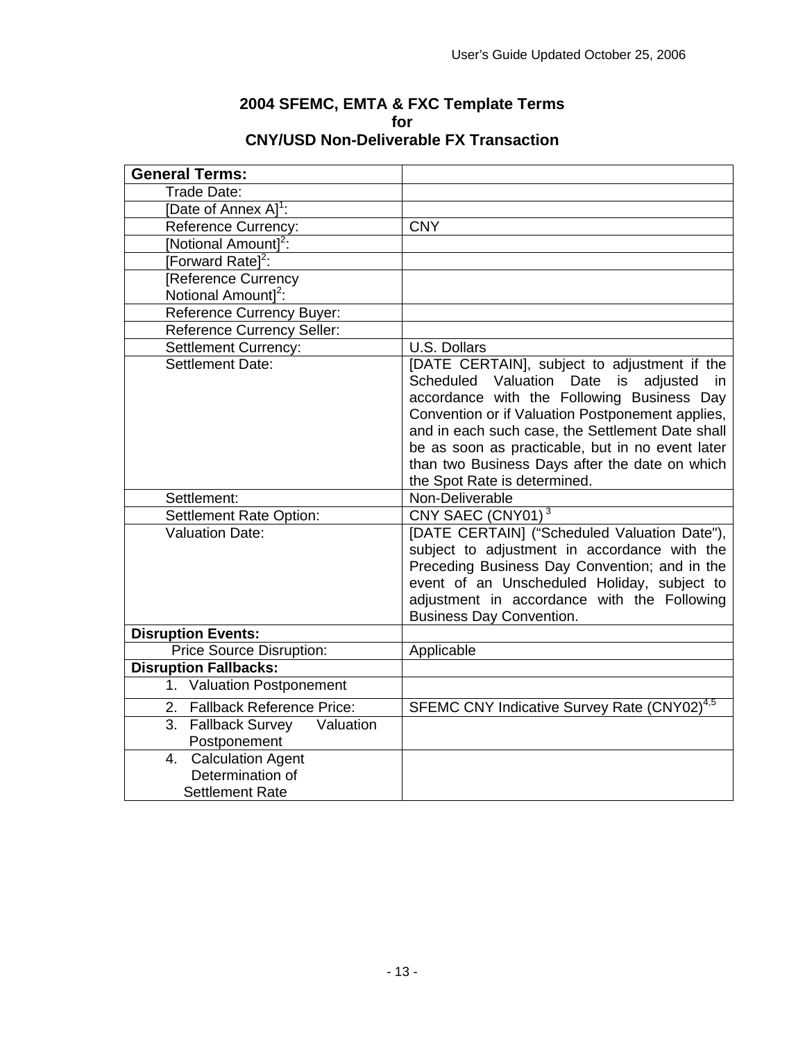**2004 SFEMC, EMTA & FXC Template Terms**
**for**
**CNY/USD Non-Deliverable FX Transaction**

| **General Terms:** | |
|---|---|
| Trade Date: | |
| [Date of Annex A][1]: | |
| Reference Currency: | CNY |
| [Notional Amount][2]: | |
| [Forward Rate][2]: | |
| [Reference Currency Notional Amount][2]: | |
| Reference Currency Buyer: | |
| Reference Currency Seller: | |
| Settlement Currency: | U.S. Dollars |
| Settlement Date: | [DATE CERTAIN], subject to adjustment if the Scheduled Valuation Date is adjusted in accordance with the Following Business Day Convention or if Valuation Postponement applies, and in each such case, the Settlement Date shall be as soon as practicable, but in no event later than two Business Days after the date on which the Spot Rate is determined. |
| Settlement: | Non-Deliverable |
| Settlement Rate Option: | CNY SAEC (CNY01) [3] |
| Valuation Date: | [DATE CERTAIN] ("Scheduled Valuation Date"), subject to adjustment in accordance with the Preceding Business Day Convention; and in the event of an Unscheduled Holiday, subject to adjustment in accordance with the Following Business Day Convention. |
| **Disruption Events:** | |
| Price Source Disruption: | Applicable |
| **Disruption Fallbacks:** | |
| 1. Valuation Postponement | |
| 2. Fallback Reference Price: | SFEMC CNY Indicative Survey Rate (CNY02)[4,5] |
| 3. Fallback Survey Valuation Postponement | |
| 4. Calculation Agent Determination of Settlement Rate | |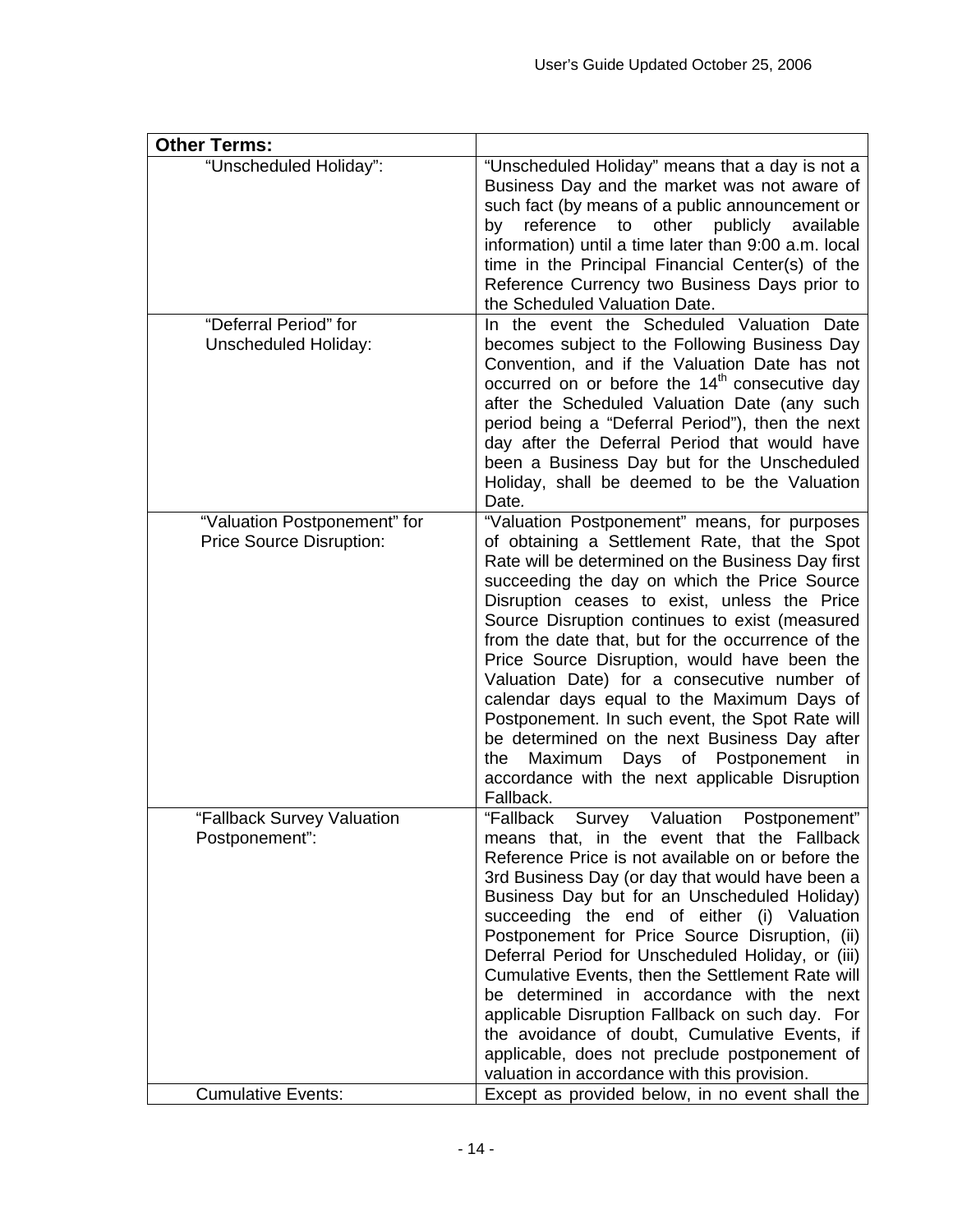| **Other Terms:** | |
|---|---|
| "Unscheduled Holiday": | "Unscheduled Holiday" means that a day is not a Business Day and the market was not aware of such fact (by means of a public announcement or by reference to other publicly available information) until a time later than 9:00 a.m. local time in the Principal Financial Center(s) of the Reference Currency two Business Days prior to the Scheduled Valuation Date. |
| "Deferral Period" for Unscheduled Holiday: | In the event the Scheduled Valuation Date becomes subject to the Following Business Day Convention, and if the Valuation Date has not occurred on or before the 14th consecutive day after the Scheduled Valuation Date (any such period being a "Deferral Period"), then the next day after the Deferral Period that would have been a Business Day but for the Unscheduled Holiday, shall be deemed to be the Valuation Date. |
| "Valuation Postponement" for Price Source Disruption: | "Valuation Postponement" means, for purposes of obtaining a Settlement Rate, that the Spot Rate will be determined on the Business Day first succeeding the day on which the Price Source Disruption ceases to exist, unless the Price Source Disruption continues to exist (measured from the date that, but for the occurrence of the Price Source Disruption, would have been the Valuation Date) for a consecutive number of calendar days equal to the Maximum Days of Postponement. In such event, the Spot Rate will be determined on the next Business Day after the Maximum Days of Postponement in accordance with the next applicable Disruption Fallback. |
| "Fallback Survey Valuation Postponement": | "Fallback Survey Valuation Postponement" means that, in the event that the Fallback Reference Price is not available on or before the 3rd Business Day (or day that would have been a Business Day but for an Unscheduled Holiday) succeeding the end of either (i) Valuation Postponement for Price Source Disruption, (ii) Deferral Period for Unscheduled Holiday, or (iii) Cumulative Events, then the Settlement Rate will be determined in accordance with the next applicable Disruption Fallback on such day. For the avoidance of doubt, Cumulative Events, if applicable, does not preclude postponement of valuation in accordance with this provision. |
| Cumulative Events: | Except as provided below, in no event shall the |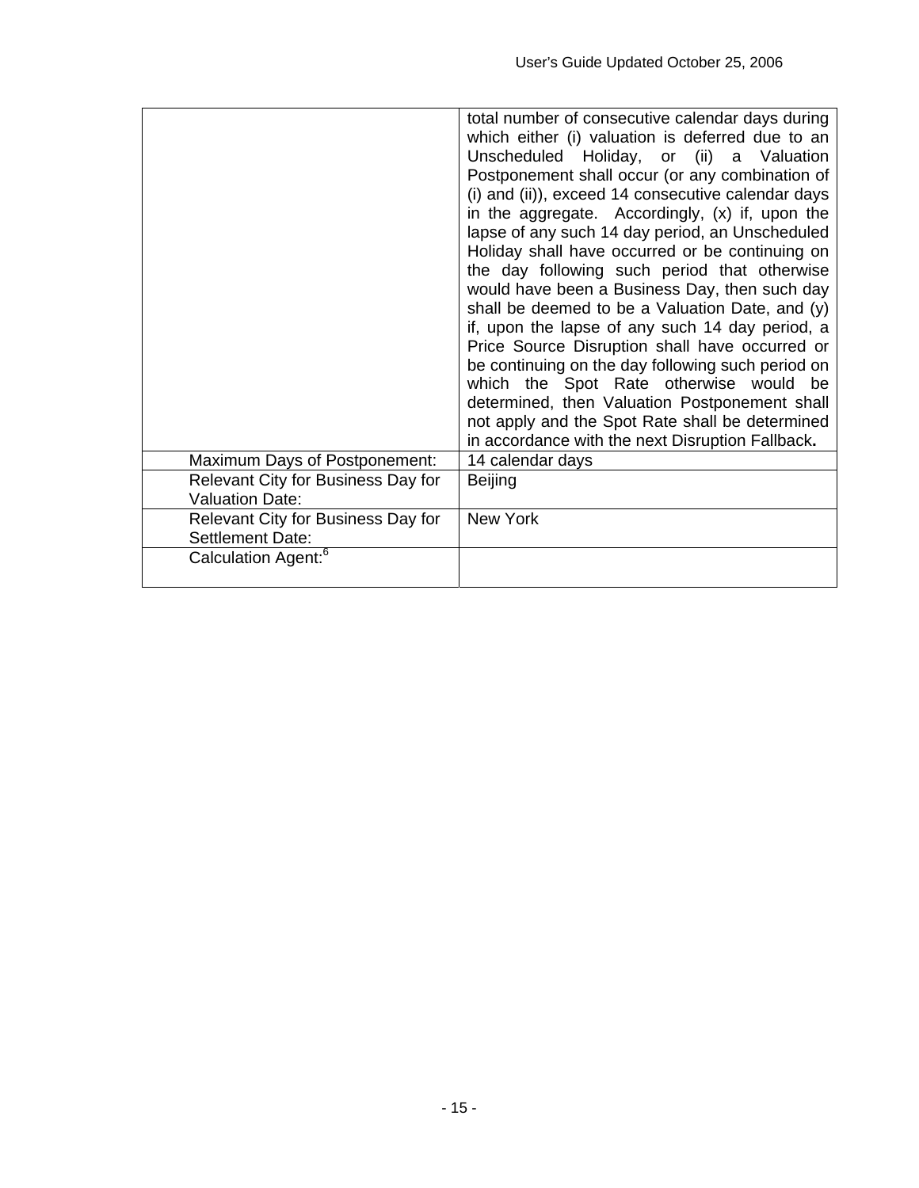| | |
|---|---|
| | total number of consecutive calendar days during which either (i) valuation is deferred due to an Unscheduled Holiday, or (ii) a Valuation Postponement shall occur (or any combination of (i) and (ii)), exceed 14 consecutive calendar days in the aggregate. Accordingly, (x) if, upon the lapse of any such 14 day period, an Unscheduled Holiday shall have occurred or be continuing on the day following such period that otherwise would have been a Business Day, then such day shall be deemed to be a Valuation Date, and (y) if, upon the lapse of any such 14 day period, a Price Source Disruption shall have occurred or be continuing on the day following such period on which the Spot Rate otherwise would be determined, then Valuation Postponement shall not apply and the Spot Rate shall be determined in accordance with the next Disruption Fallback**.** |
| Maximum Days of Postponement: | 14 calendar days |
| Relevant City for Business Day for Valuation Date: | Beijing |
| Relevant City for Business Day for Settlement Date: | New York |
| Calculation Agent:[6] | |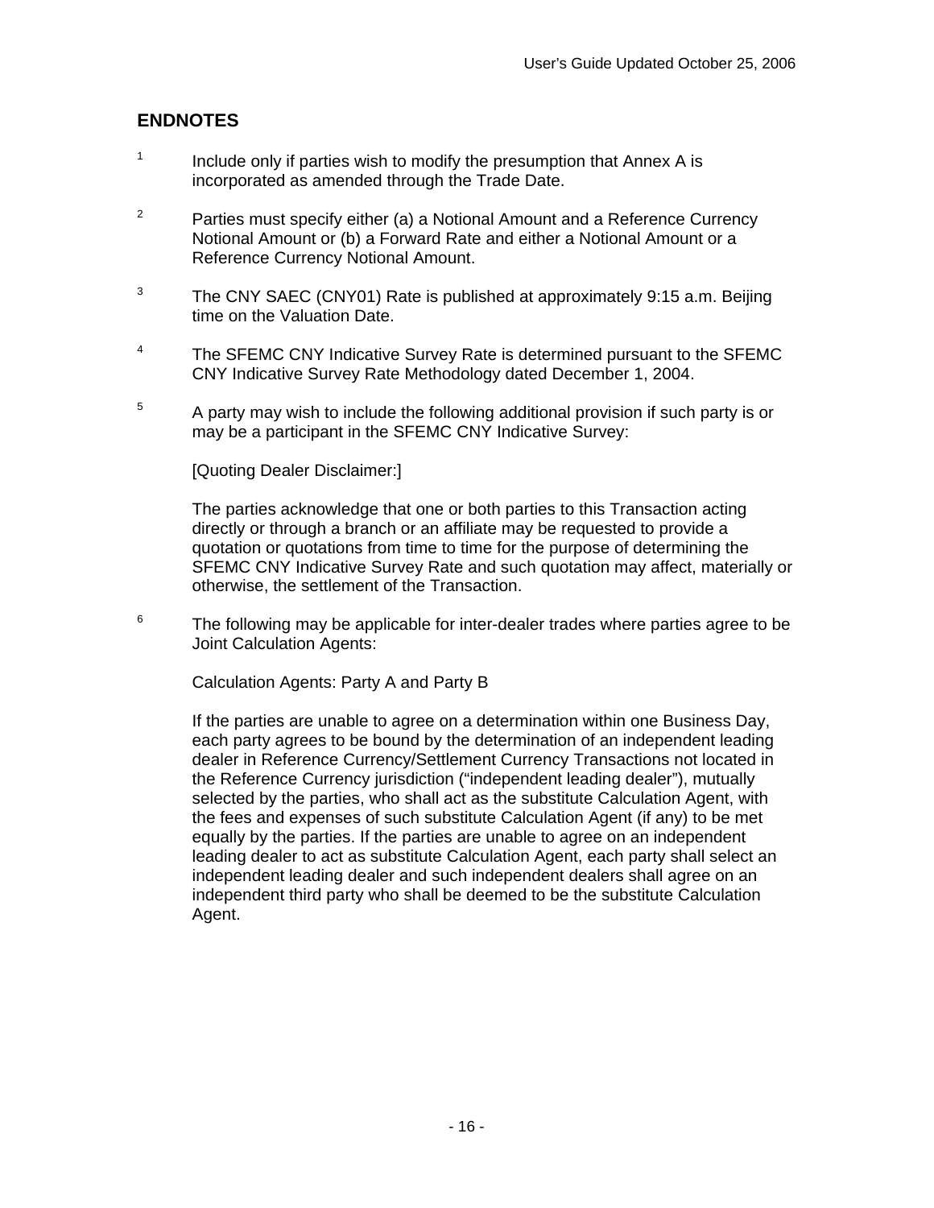## ENDNOTES

1. Include only if parties wish to modify the presumption that Annex A is incorporated as amended through the Trade Date.

2. Parties must specify either (a) a Notional Amount and a Reference Currency Notional Amount or (b) a Forward Rate and either a Notional Amount or a Reference Currency Notional Amount.

3. The CNY SAEC (CNY01) Rate is published at approximately 9:15 a.m. Beijing time on the Valuation Date.

4. The SFEMC CNY Indicative Survey Rate is determined pursuant to the SFEMC CNY Indicative Survey Rate Methodology dated December 1, 2004.

5. A party may wish to include the following additional provision if such party is or may be a participant in the SFEMC CNY Indicative Survey:

   [Quoting Dealer Disclaimer:]

   The parties acknowledge that one or both parties to this Transaction acting directly or through a branch or an affiliate may be requested to provide a quotation or quotations from time to time for the purpose of determining the SFEMC CNY Indicative Survey Rate and such quotation may affect, materially or otherwise, the settlement of the Transaction.

6. The following may be applicable for inter-dealer trades where parties agree to be Joint Calculation Agents:

   Calculation Agents: Party A and Party B

   If the parties are unable to agree on a determination within one Business Day, each party agrees to be bound by the determination of an independent leading dealer in Reference Currency/Settlement Currency Transactions not located in the Reference Currency jurisdiction ("independent leading dealer"), mutually selected by the parties, who shall act as the substitute Calculation Agent, with the fees and expenses of such substitute Calculation Agent (if any) to be met equally by the parties. If the parties are unable to agree on an independent leading dealer to act as substitute Calculation Agent, each party shall select an independent leading dealer and such independent dealers shall agree on an independent third party who shall be deemed to be the substitute Calculation Agent.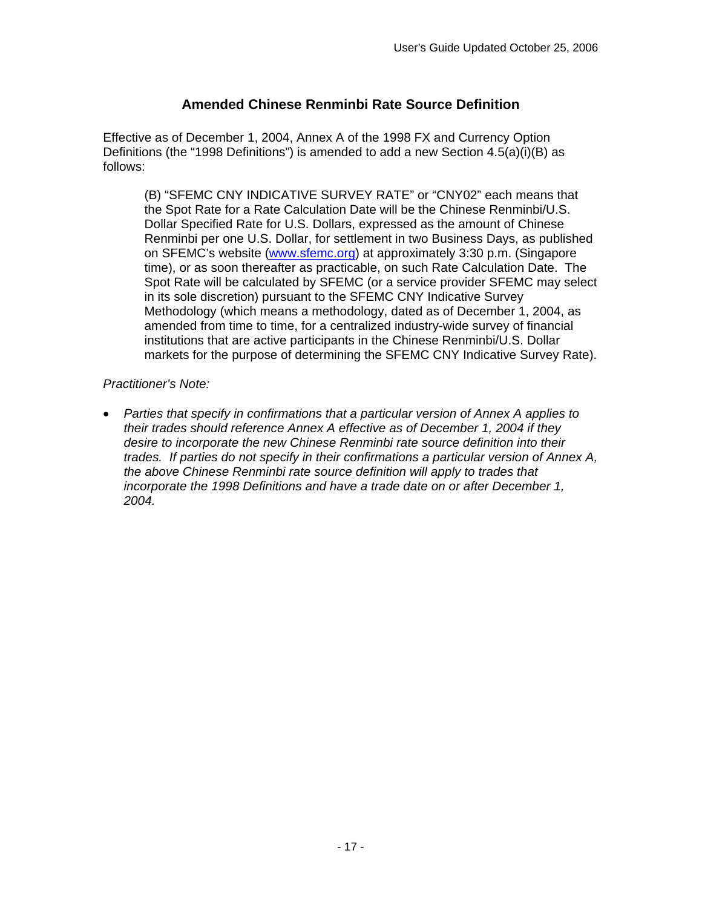## Amended Chinese Renminbi Rate Source Definition

Effective as of December 1, 2004, Annex A of the 1998 FX and Currency Option Definitions (the "1998 Definitions") is amended to add a new Section 4.5(a)(i)(B) as follows:

> (B) "SFEMC CNY INDICATIVE SURVEY RATE" or "CNY02" each means that the Spot Rate for a Rate Calculation Date will be the Chinese Renminbi/U.S. Dollar Specified Rate for U.S. Dollars, expressed as the amount of Chinese Renminbi per one U.S. Dollar, for settlement in two Business Days, as published on SFEMC's website (www.sfemc.org) at approximately 3:30 p.m. (Singapore time), or as soon thereafter as practicable, on such Rate Calculation Date. The Spot Rate will be calculated by SFEMC (or a service provider SFEMC may select in its sole discretion) pursuant to the SFEMC CNY Indicative Survey Methodology (which means a methodology, dated as of December 1, 2004, as amended from time to time, for a centralized industry-wide survey of financial institutions that are active participants in the Chinese Renminbi/U.S. Dollar markets for the purpose of determining the SFEMC CNY Indicative Survey Rate).

*Practitioner's Note:*

- *Parties that specify in confirmations that a particular version of Annex A applies to their trades should reference Annex A effective as of December 1, 2004 if they desire to incorporate the new Chinese Renminbi rate source definition into their trades. If parties do not specify in their confirmations a particular version of Annex A, the above Chinese Renminbi rate source definition will apply to trades that incorporate the 1998 Definitions and have a trade date on or after December 1, 2004.*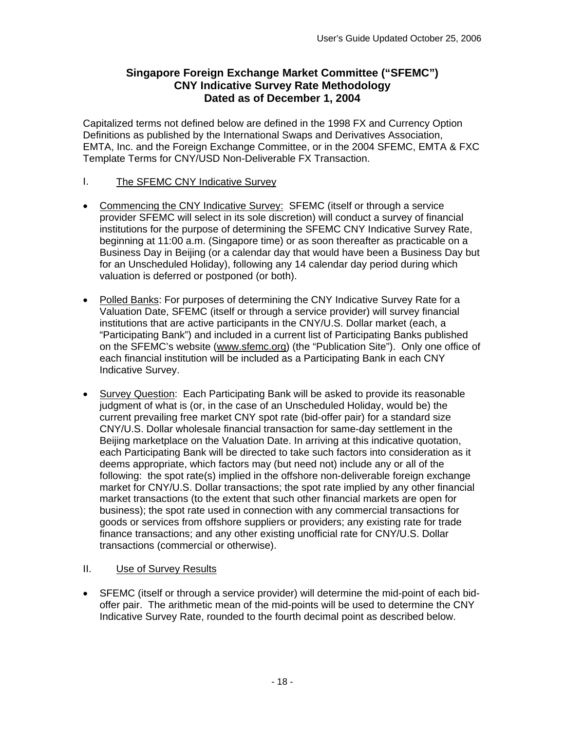User's Guide Updated October 25, 2006

# Singapore Foreign Exchange Market Committee ("SFEMC")
# CNY Indicative Survey Rate Methodology
# Dated as of December 1, 2004

Capitalized terms not defined below are defined in the 1998 FX and Currency Option Definitions as published by the International Swaps and Derivatives Association, EMTA, Inc. and the Foreign Exchange Committee, or in the 2004 SFEMC, EMTA & FXC Template Terms for CNY/USD Non-Deliverable FX Transaction.

## I. The SFEMC CNY Indicative Survey

- Commencing the CNY Indicative Survey: SFEMC (itself or through a service provider SFEMC will select in its sole discretion) will conduct a survey of financial institutions for the purpose of determining the SFEMC CNY Indicative Survey Rate, beginning at 11:00 a.m. (Singapore time) or as soon thereafter as practicable on a Business Day in Beijing (or a calendar day that would have been a Business Day but for an Unscheduled Holiday), following any 14 calendar day period during which valuation is deferred or postponed (or both).

- Polled Banks: For purposes of determining the CNY Indicative Survey Rate for a Valuation Date, SFEMC (itself or through a service provider) will survey financial institutions that are active participants in the CNY/U.S. Dollar market (each, a "Participating Bank") and included in a current list of Participating Banks published on the SFEMC's website (www.sfemc.org) (the "Publication Site"). Only one office of each financial institution will be included as a Participating Bank in each CNY Indicative Survey.

- Survey Question: Each Participating Bank will be asked to provide its reasonable judgment of what is (or, in the case of an Unscheduled Holiday, would be) the current prevailing free market CNY spot rate (bid-offer pair) for a standard size CNY/U.S. Dollar wholesale financial transaction for same-day settlement in the Beijing marketplace on the Valuation Date. In arriving at this indicative quotation, each Participating Bank will be directed to take such factors into consideration as it deems appropriate, which factors may (but need not) include any or all of the following: the spot rate(s) implied in the offshore non-deliverable foreign exchange market for CNY/U.S. Dollar transactions; the spot rate implied by any other financial market transactions (to the extent that such other financial markets are open for business); the spot rate used in connection with any commercial transactions for goods or services from offshore suppliers or providers; any existing rate for trade finance transactions; and any other existing unofficial rate for CNY/U.S. Dollar transactions (commercial or otherwise).

## II. Use of Survey Results

- SFEMC (itself or through a service provider) will determine the mid-point of each bid-offer pair. The arithmetic mean of the mid-points will be used to determine the CNY Indicative Survey Rate, rounded to the fourth decimal point as described below.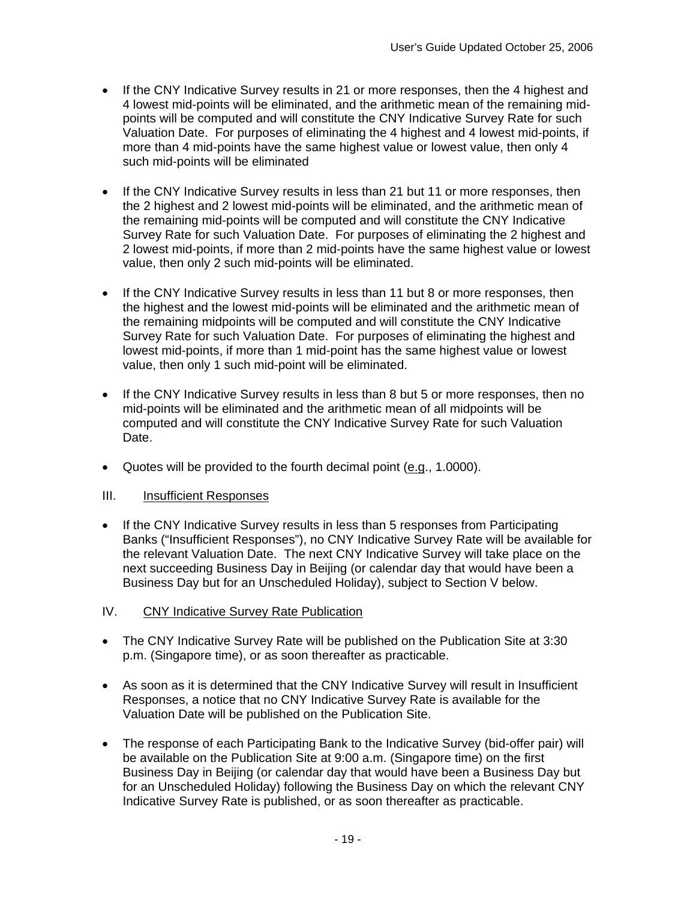- If the CNY Indicative Survey results in 21 or more responses, then the 4 highest and 4 lowest mid-points will be eliminated, and the arithmetic mean of the remaining mid-points will be computed and will constitute the CNY Indicative Survey Rate for such Valuation Date. For purposes of eliminating the 4 highest and 4 lowest mid-points, if more than 4 mid-points have the same highest value or lowest value, then only 4 such mid-points will be eliminated

- If the CNY Indicative Survey results in less than 21 but 11 or more responses, then the 2 highest and 2 lowest mid-points will be eliminated, and the arithmetic mean of the remaining mid-points will be computed and will constitute the CNY Indicative Survey Rate for such Valuation Date. For purposes of eliminating the 2 highest and 2 lowest mid-points, if more than 2 mid-points have the same highest value or lowest value, then only 2 such mid-points will be eliminated.

- If the CNY Indicative Survey results in less than 11 but 8 or more responses, then the highest and the lowest mid-points will be eliminated and the arithmetic mean of the remaining midpoints will be computed and will constitute the CNY Indicative Survey Rate for such Valuation Date. For purposes of eliminating the highest and lowest mid-points, if more than 1 mid-point has the same highest value or lowest value, then only 1 such mid-point will be eliminated.

- If the CNY Indicative Survey results in less than 8 but 5 or more responses, then no mid-points will be eliminated and the arithmetic mean of all midpoints will be computed and will constitute the CNY Indicative Survey Rate for such Valuation Date.

- Quotes will be provided to the fourth decimal point (e.g., 1.0000).

## III. Insufficient Responses

- If the CNY Indicative Survey results in less than 5 responses from Participating Banks ("Insufficient Responses"), no CNY Indicative Survey Rate will be available for the relevant Valuation Date. The next CNY Indicative Survey will take place on the next succeeding Business Day in Beijing (or calendar day that would have been a Business Day but for an Unscheduled Holiday), subject to Section V below.

## IV. CNY Indicative Survey Rate Publication

- The CNY Indicative Survey Rate will be published on the Publication Site at 3:30 p.m. (Singapore time), or as soon thereafter as practicable.

- As soon as it is determined that the CNY Indicative Survey will result in Insufficient Responses, a notice that no CNY Indicative Survey Rate is available for the Valuation Date will be published on the Publication Site.

- The response of each Participating Bank to the Indicative Survey (bid-offer pair) will be available on the Publication Site at 9:00 a.m. (Singapore time) on the first Business Day in Beijing (or calendar day that would have been a Business Day but for an Unscheduled Holiday) following the Business Day on which the relevant CNY Indicative Survey Rate is published, or as soon thereafter as practicable.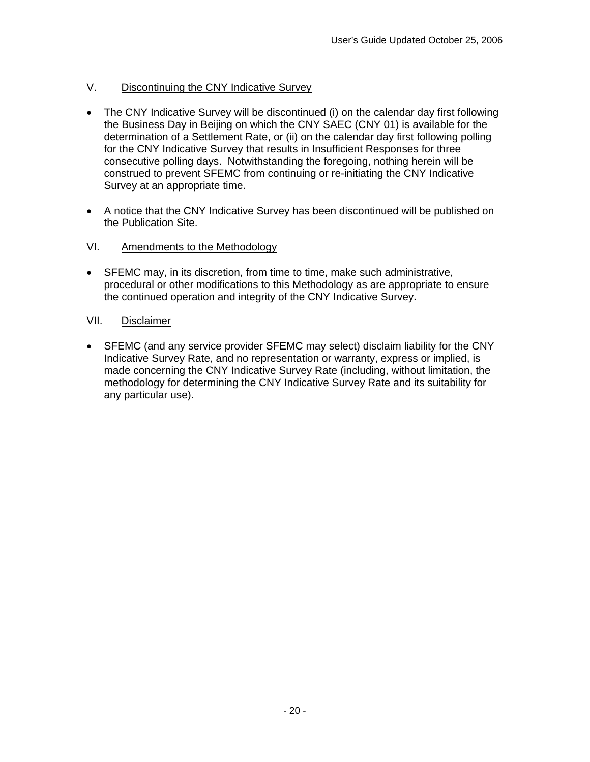## V. Discontinuing the CNY Indicative Survey

- The CNY Indicative Survey will be discontinued (i) on the calendar day first following the Business Day in Beijing on which the CNY SAEC (CNY 01) is available for the determination of a Settlement Rate, or (ii) on the calendar day first following polling for the CNY Indicative Survey that results in Insufficient Responses for three consecutive polling days. Notwithstanding the foregoing, nothing herein will be construed to prevent SFEMC from continuing or re-initiating the CNY Indicative Survey at an appropriate time.

- A notice that the CNY Indicative Survey has been discontinued will be published on the Publication Site.

## VI. Amendments to the Methodology

- SFEMC may, in its discretion, from time to time, make such administrative, procedural or other modifications to this Methodology as are appropriate to ensure the continued operation and integrity of the CNY Indicative Survey.

## VII. Disclaimer

- SFEMC (and any service provider SFEMC may select) disclaim liability for the CNY Indicative Survey Rate, and no representation or warranty, express or implied, is made concerning the CNY Indicative Survey Rate (including, without limitation, the methodology for determining the CNY Indicative Survey Rate and its suitability for any particular use).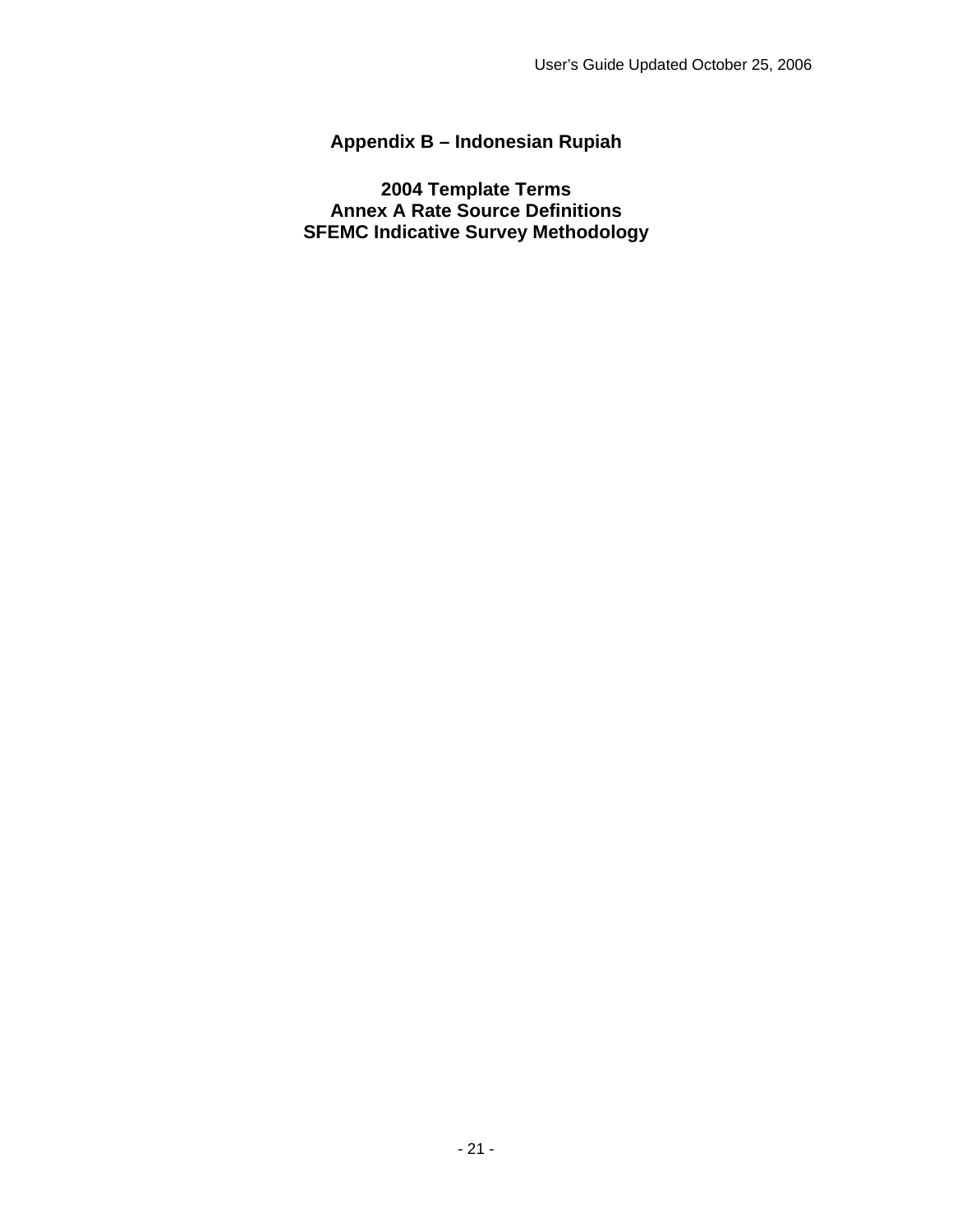# Appendix B – Indonesian Rupiah

## 2004 Template Terms
## Annex A Rate Source Definitions
## SFEMC Indicative Survey Methodology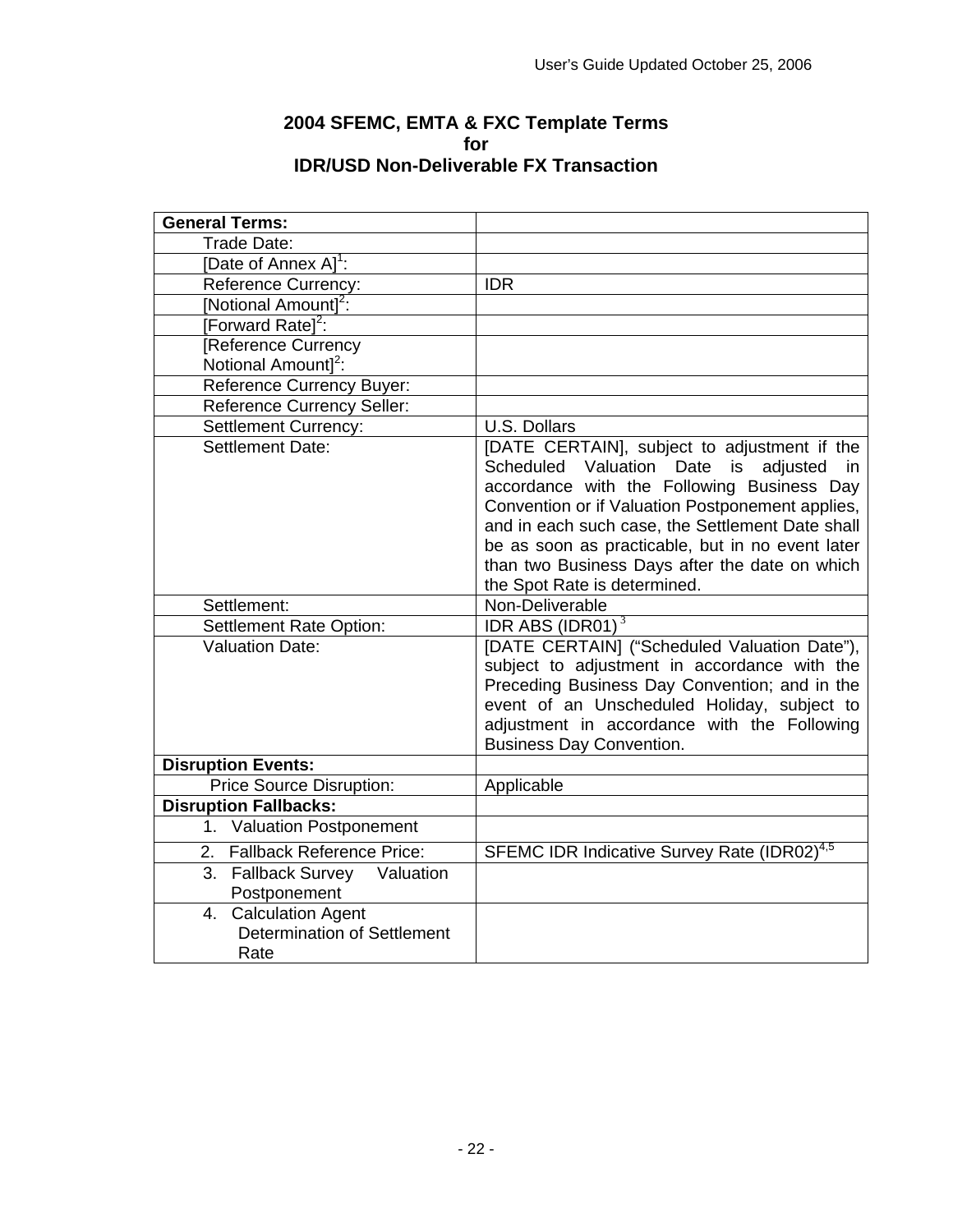**2004 SFEMC, EMTA & FXC Template Terms**
**for**
**IDR/USD Non-Deliverable FX Transaction**

| **General Terms:** | |
|---|---|
| Trade Date: | |
| [Date of Annex A][1]: | |
| Reference Currency: | IDR |
| [Notional Amount][2]: | |
| [Forward Rate][2]: | |
| [Reference Currency Notional Amount][2]: | |
| Reference Currency Buyer: | |
| Reference Currency Seller: | |
| Settlement Currency: | U.S. Dollars |
| Settlement Date: | [DATE CERTAIN], subject to adjustment if the Scheduled Valuation Date is adjusted in accordance with the Following Business Day Convention or if Valuation Postponement applies, and in each such case, the Settlement Date shall be as soon as practicable, but in no event later than two Business Days after the date on which the Spot Rate is determined. |
| Settlement: | Non-Deliverable |
| Settlement Rate Option: | IDR ABS (IDR01) [3] |
| Valuation Date: | [DATE CERTAIN] ("Scheduled Valuation Date"), subject to adjustment in accordance with the Preceding Business Day Convention; and in the event of an Unscheduled Holiday, subject to adjustment in accordance with the Following Business Day Convention. |
| **Disruption Events:** | |
| Price Source Disruption: | Applicable |
| **Disruption Fallbacks:** | |
| 1. Valuation Postponement | |
| 2. Fallback Reference Price: | SFEMC IDR Indicative Survey Rate (IDR02)[4,5] |
| 3. Fallback Survey Valuation Postponement | |
| 4. Calculation Agent Determination of Settlement Rate | |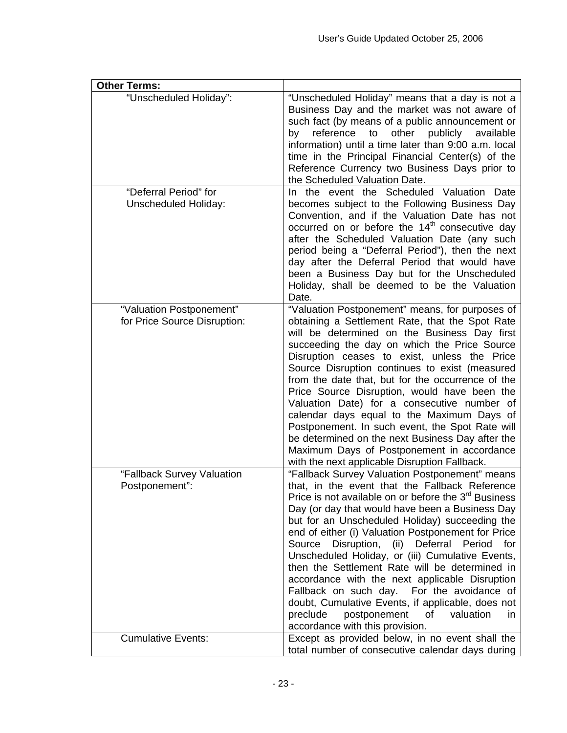| **Other Terms:** | |
|---|---|
| "Unscheduled Holiday": | "Unscheduled Holiday" means that a day is not a Business Day and the market was not aware of such fact (by means of a public announcement or by reference to other publicly available information) until a time later than 9:00 a.m. local time in the Principal Financial Center(s) of the Reference Currency two Business Days prior to the Scheduled Valuation Date. |
| "Deferral Period" for Unscheduled Holiday: | In the event the Scheduled Valuation Date becomes subject to the Following Business Day Convention, and if the Valuation Date has not occurred on or before the 14th consecutive day after the Scheduled Valuation Date (any such period being a "Deferral Period"), then the next day after the Deferral Period that would have been a Business Day but for the Unscheduled Holiday, shall be deemed to be the Valuation Date. |
| "Valuation Postponement" for Price Source Disruption: | "Valuation Postponement" means, for purposes of obtaining a Settlement Rate, that the Spot Rate will be determined on the Business Day first succeeding the day on which the Price Source Disruption ceases to exist, unless the Price Source Disruption continues to exist (measured from the date that, but for the occurrence of the Price Source Disruption, would have been the Valuation Date) for a consecutive number of calendar days equal to the Maximum Days of Postponement. In such event, the Spot Rate will be determined on the next Business Day after the Maximum Days of Postponement in accordance with the next applicable Disruption Fallback. |
| "Fallback Survey Valuation Postponement": | "Fallback Survey Valuation Postponement" means that, in the event that the Fallback Reference Price is not available on or before the 3rd Business Day (or day that would have been a Business Day but for an Unscheduled Holiday) succeeding the end of either (i) Valuation Postponement for Price Source Disruption, (ii) Deferral Period for Unscheduled Holiday, or (iii) Cumulative Events, then the Settlement Rate will be determined in accordance with the next applicable Disruption Fallback on such day. For the avoidance of doubt, Cumulative Events, if applicable, does not preclude postponement of valuation in accordance with this provision. |
| Cumulative Events: | Except as provided below, in no event shall the total number of consecutive calendar days during |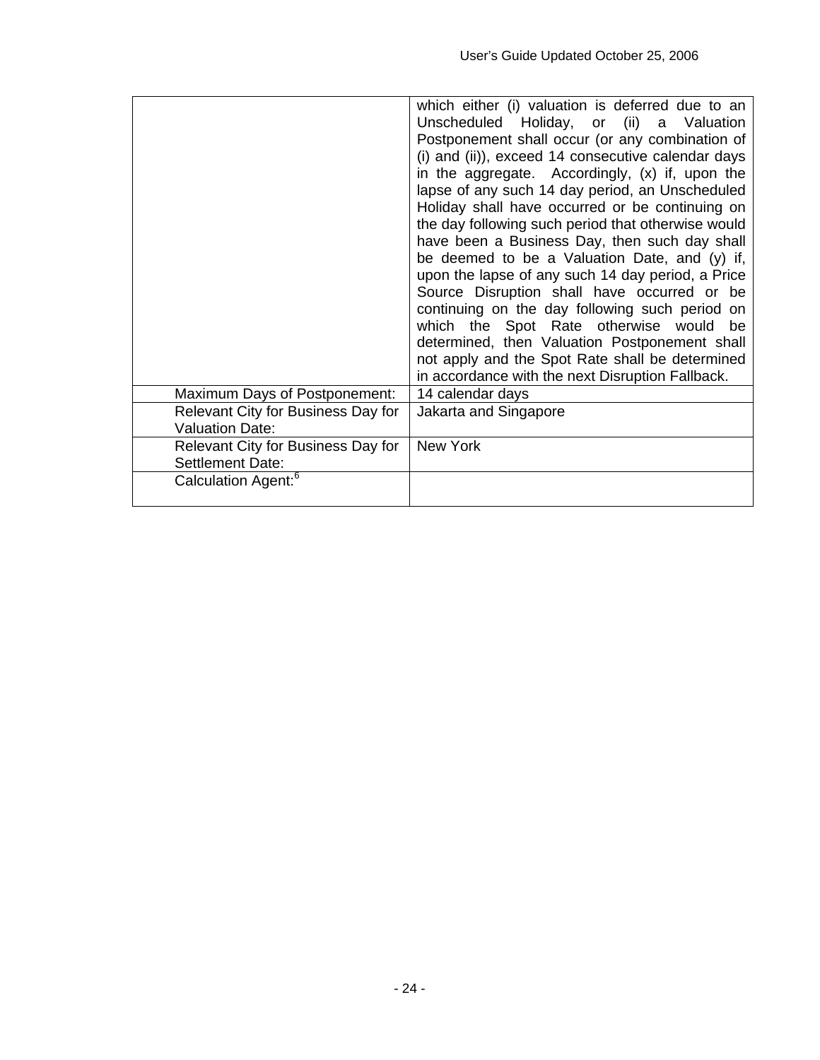| | |
|---|---|
| | which either (i) valuation is deferred due to an Unscheduled Holiday, or (ii) a Valuation Postponement shall occur (or any combination of (i) and (ii)), exceed 14 consecutive calendar days in the aggregate. Accordingly, (x) if, upon the lapse of any such 14 day period, an Unscheduled Holiday shall have occurred or be continuing on the day following such period that otherwise would have been a Business Day, then such day shall be deemed to be a Valuation Date, and (y) if, upon the lapse of any such 14 day period, a Price Source Disruption shall have occurred or be continuing on the day following such period on which the Spot Rate otherwise would be determined, then Valuation Postponement shall not apply and the Spot Rate shall be determined in accordance with the next Disruption Fallback. |
| Maximum Days of Postponement: | 14 calendar days |
| Relevant City for Business Day for Valuation Date: | Jakarta and Singapore |
| Relevant City for Business Day for Settlement Date: | New York |
| Calculation Agent:[6] | |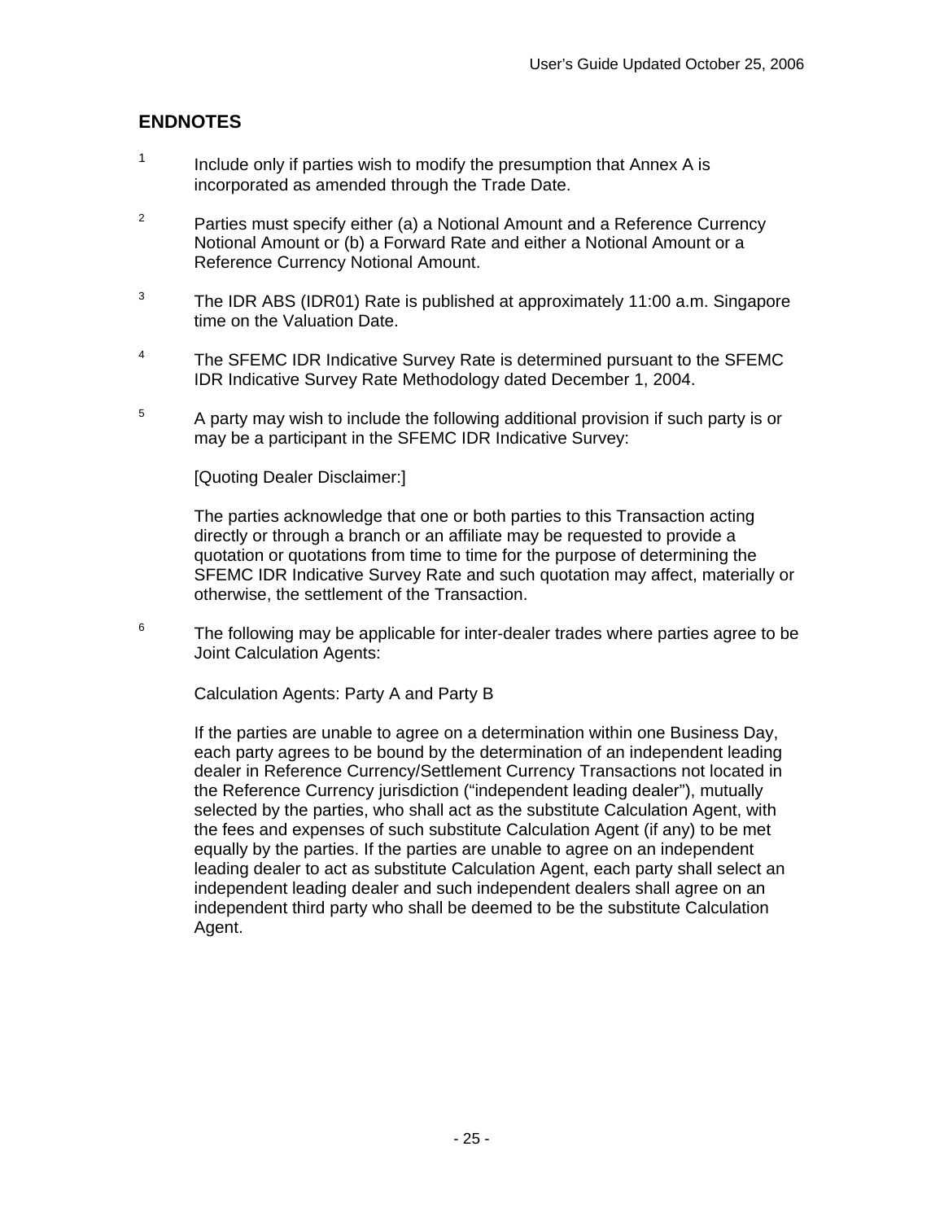## ENDNOTES

1. Include only if parties wish to modify the presumption that Annex A is incorporated as amended through the Trade Date.

2. Parties must specify either (a) a Notional Amount and a Reference Currency Notional Amount or (b) a Forward Rate and either a Notional Amount or a Reference Currency Notional Amount.

3. The IDR ABS (IDR01) Rate is published at approximately 11:00 a.m. Singapore time on the Valuation Date.

4. The SFEMC IDR Indicative Survey Rate is determined pursuant to the SFEMC IDR Indicative Survey Rate Methodology dated December 1, 2004.

5. A party may wish to include the following additional provision if such party is or may be a participant in the SFEMC IDR Indicative Survey:

   [Quoting Dealer Disclaimer:]

   The parties acknowledge that one or both parties to this Transaction acting directly or through a branch or an affiliate may be requested to provide a quotation or quotations from time to time for the purpose of determining the SFEMC IDR Indicative Survey Rate and such quotation may affect, materially or otherwise, the settlement of the Transaction.

6. The following may be applicable for inter-dealer trades where parties agree to be Joint Calculation Agents:

   Calculation Agents: Party A and Party B

   If the parties are unable to agree on a determination within one Business Day, each party agrees to be bound by the determination of an independent leading dealer in Reference Currency/Settlement Currency Transactions not located in the Reference Currency jurisdiction ("independent leading dealer"), mutually selected by the parties, who shall act as the substitute Calculation Agent, with the fees and expenses of such substitute Calculation Agent (if any) to be met equally by the parties. If the parties are unable to agree on an independent leading dealer to act as substitute Calculation Agent, each party shall select an independent leading dealer and such independent dealers shall agree on an independent third party who shall be deemed to be the substitute Calculation Agent.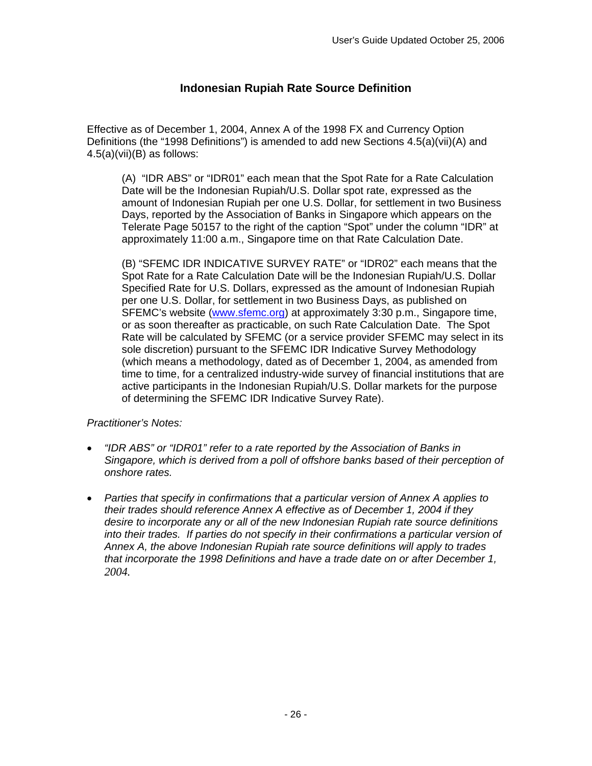## Indonesian Rupiah Rate Source Definition

Effective as of December 1, 2004, Annex A of the 1998 FX and Currency Option Definitions (the "1998 Definitions") is amended to add new Sections 4.5(a)(vii)(A) and 4.5(a)(vii)(B) as follows:

> (A) "IDR ABS" or "IDR01" each mean that the Spot Rate for a Rate Calculation Date will be the Indonesian Rupiah/U.S. Dollar spot rate, expressed as the amount of Indonesian Rupiah per one U.S. Dollar, for settlement in two Business Days, reported by the Association of Banks in Singapore which appears on the Telerate Page 50157 to the right of the caption "Spot" under the column "IDR" at approximately 11:00 a.m., Singapore time on that Rate Calculation Date.
>
> (B) "SFEMC IDR INDICATIVE SURVEY RATE" or "IDR02" each means that the Spot Rate for a Rate Calculation Date will be the Indonesian Rupiah/U.S. Dollar Specified Rate for U.S. Dollars, expressed as the amount of Indonesian Rupiah per one U.S. Dollar, for settlement in two Business Days, as published on SFEMC's website (www.sfemc.org) at approximately 3:30 p.m., Singapore time, or as soon thereafter as practicable, on such Rate Calculation Date. The Spot Rate will be calculated by SFEMC (or a service provider SFEMC may select in its sole discretion) pursuant to the SFEMC IDR Indicative Survey Methodology (which means a methodology, dated as of December 1, 2004, as amended from time to time, for a centralized industry-wide survey of financial institutions that are active participants in the Indonesian Rupiah/U.S. Dollar markets for the purpose of determining the SFEMC IDR Indicative Survey Rate).

*Practitioner's Notes:*

- *"IDR ABS" or "IDR01" refer to a rate reported by the Association of Banks in Singapore, which is derived from a poll of offshore banks based of their perception of onshore rates.*
- *Parties that specify in confirmations that a particular version of Annex A applies to their trades should reference Annex A effective as of December 1, 2004 if they desire to incorporate any or all of the new Indonesian Rupiah rate source definitions into their trades. If parties do not specify in their confirmations a particular version of Annex A, the above Indonesian Rupiah rate source definitions will apply to trades that incorporate the 1998 Definitions and have a trade date on or after December 1, 2004.*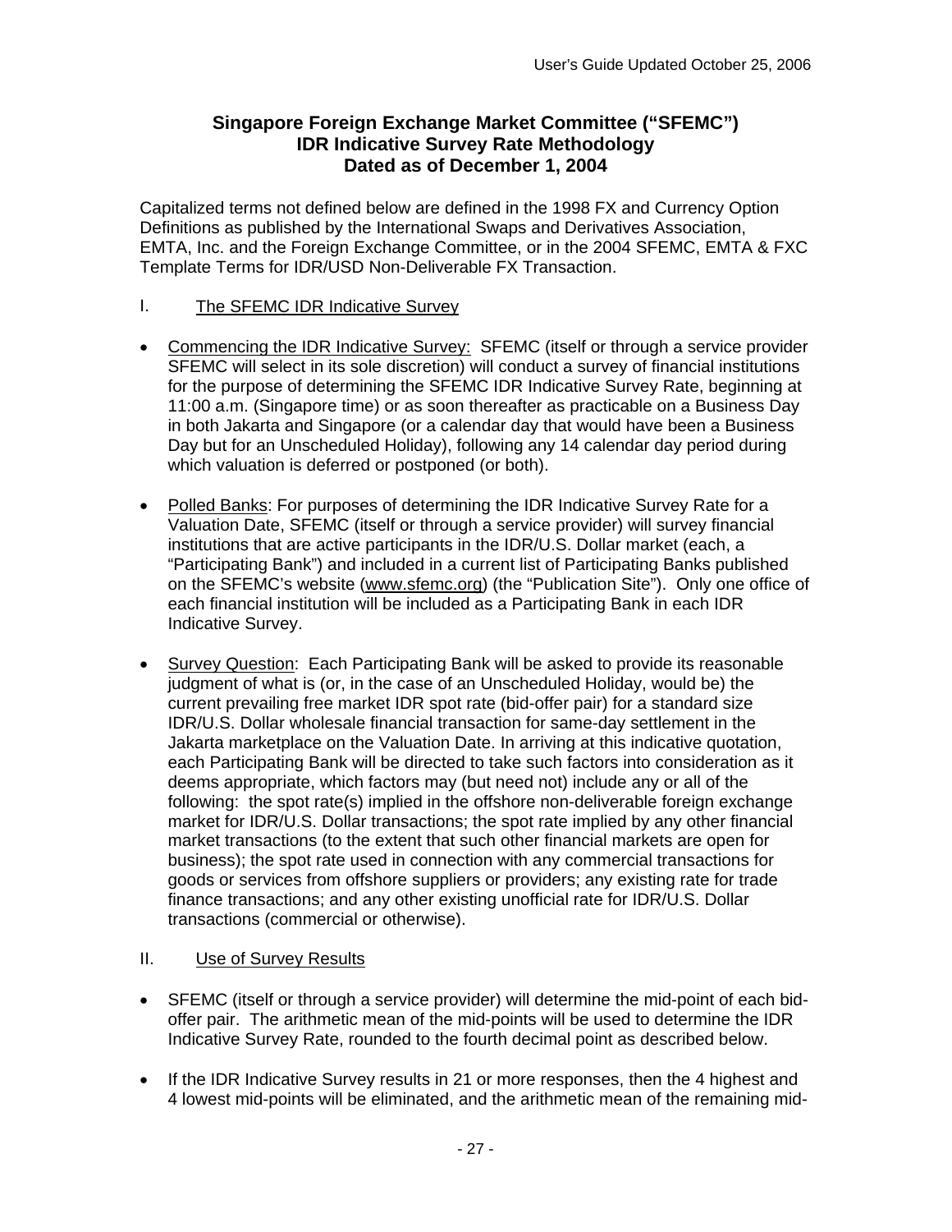**Singapore Foreign Exchange Market Committee ("SFEMC")**
**IDR Indicative Survey Rate Methodology**
**Dated as of December 1, 2004**

Capitalized terms not defined below are defined in the 1998 FX and Currency Option Definitions as published by the International Swaps and Derivatives Association, EMTA, Inc. and the Foreign Exchange Committee, or in the 2004 SFEMC, EMTA & FXC Template Terms for IDR/USD Non-Deliverable FX Transaction.

I. The SFEMC IDR Indicative Survey

- Commencing the IDR Indicative Survey: SFEMC (itself or through a service provider SFEMC will select in its sole discretion) will conduct a survey of financial institutions for the purpose of determining the SFEMC IDR Indicative Survey Rate, beginning at 11:00 a.m. (Singapore time) or as soon thereafter as practicable on a Business Day in both Jakarta and Singapore (or a calendar day that would have been a Business Day but for an Unscheduled Holiday), following any 14 calendar day period during which valuation is deferred or postponed (or both).

- Polled Banks: For purposes of determining the IDR Indicative Survey Rate for a Valuation Date, SFEMC (itself or through a service provider) will survey financial institutions that are active participants in the IDR/U.S. Dollar market (each, a "Participating Bank") and included in a current list of Participating Banks published on the SFEMC's website (www.sfemc.org) (the "Publication Site"). Only one office of each financial institution will be included as a Participating Bank in each IDR Indicative Survey.

- Survey Question: Each Participating Bank will be asked to provide its reasonable judgment of what is (or, in the case of an Unscheduled Holiday, would be) the current prevailing free market IDR spot rate (bid-offer pair) for a standard size IDR/U.S. Dollar wholesale financial transaction for same-day settlement in the Jakarta marketplace on the Valuation Date. In arriving at this indicative quotation, each Participating Bank will be directed to take such factors into consideration as it deems appropriate, which factors may (but need not) include any or all of the following: the spot rate(s) implied in the offshore non-deliverable foreign exchange market for IDR/U.S. Dollar transactions; the spot rate implied by any other financial market transactions (to the extent that such other financial markets are open for business); the spot rate used in connection with any commercial transactions for goods or services from offshore suppliers or providers; any existing rate for trade finance transactions; and any other existing unofficial rate for IDR/U.S. Dollar transactions (commercial or otherwise).

II. Use of Survey Results

- SFEMC (itself or through a service provider) will determine the mid-point of each bid-offer pair. The arithmetic mean of the mid-points will be used to determine the IDR Indicative Survey Rate, rounded to the fourth decimal point as described below.

- If the IDR Indicative Survey results in 21 or more responses, then the 4 highest and 4 lowest mid-points will be eliminated, and the arithmetic mean of the remaining mid-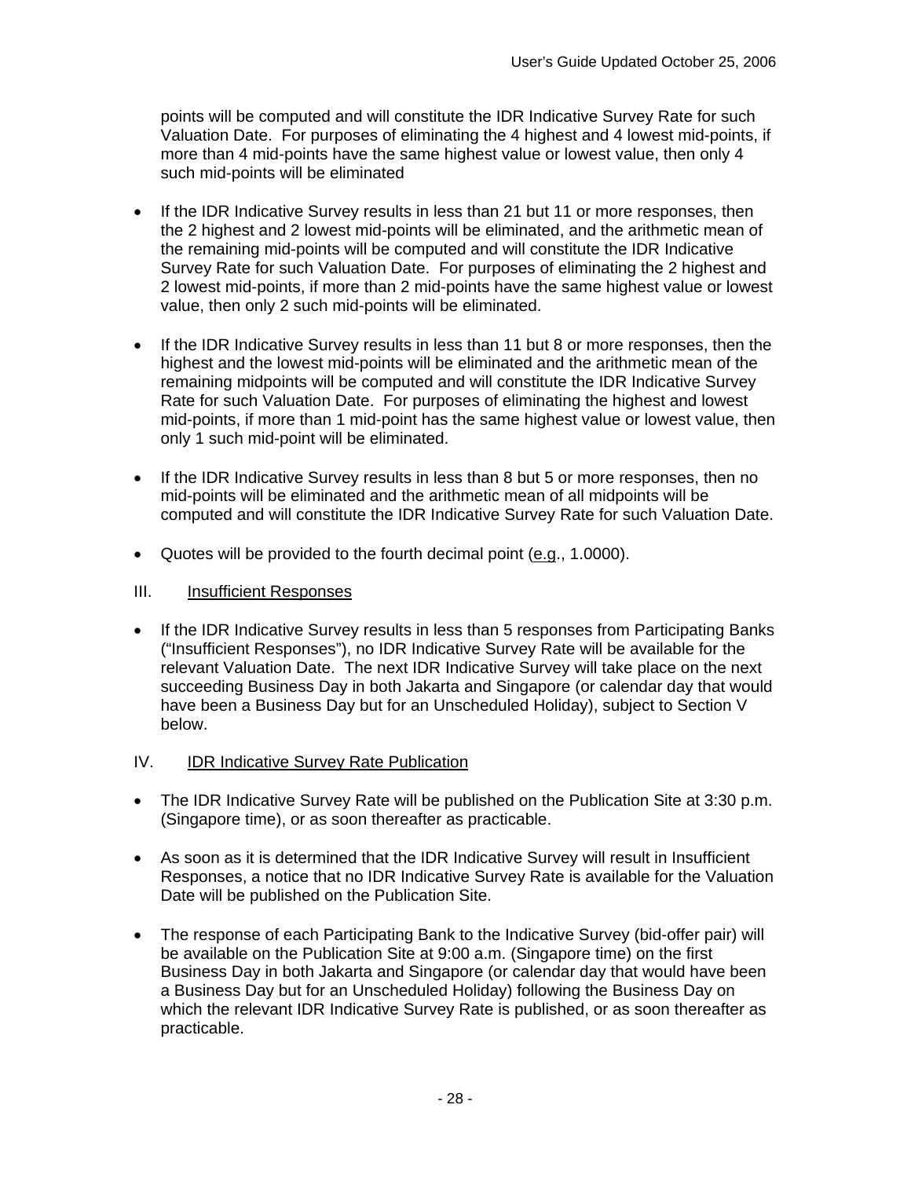points will be computed and will constitute the IDR Indicative Survey Rate for such Valuation Date. For purposes of eliminating the 4 highest and 4 lowest mid-points, if more than 4 mid-points have the same highest value or lowest value, then only 4 such mid-points will be eliminated

- If the IDR Indicative Survey results in less than 21 but 11 or more responses, then the 2 highest and 2 lowest mid-points will be eliminated, and the arithmetic mean of the remaining mid-points will be computed and will constitute the IDR Indicative Survey Rate for such Valuation Date. For purposes of eliminating the 2 highest and 2 lowest mid-points, if more than 2 mid-points have the same highest value or lowest value, then only 2 such mid-points will be eliminated.

- If the IDR Indicative Survey results in less than 11 but 8 or more responses, then the highest and the lowest mid-points will be eliminated and the arithmetic mean of the remaining midpoints will be computed and will constitute the IDR Indicative Survey Rate for such Valuation Date. For purposes of eliminating the highest and lowest mid-points, if more than 1 mid-point has the same highest value or lowest value, then only 1 such mid-point will be eliminated.

- If the IDR Indicative Survey results in less than 8 but 5 or more responses, then no mid-points will be eliminated and the arithmetic mean of all midpoints will be computed and will constitute the IDR Indicative Survey Rate for such Valuation Date.

- Quotes will be provided to the fourth decimal point (e.g., 1.0000).

III. Insufficient Responses

- If the IDR Indicative Survey results in less than 5 responses from Participating Banks ("Insufficient Responses"), no IDR Indicative Survey Rate will be available for the relevant Valuation Date. The next IDR Indicative Survey will take place on the next succeeding Business Day in both Jakarta and Singapore (or calendar day that would have been a Business Day but for an Unscheduled Holiday), subject to Section V below.

IV. IDR Indicative Survey Rate Publication

- The IDR Indicative Survey Rate will be published on the Publication Site at 3:30 p.m. (Singapore time), or as soon thereafter as practicable.

- As soon as it is determined that the IDR Indicative Survey will result in Insufficient Responses, a notice that no IDR Indicative Survey Rate is available for the Valuation Date will be published on the Publication Site.

- The response of each Participating Bank to the Indicative Survey (bid-offer pair) will be available on the Publication Site at 9:00 a.m. (Singapore time) on the first Business Day in both Jakarta and Singapore (or calendar day that would have been a Business Day but for an Unscheduled Holiday) following the Business Day on which the relevant IDR Indicative Survey Rate is published, or as soon thereafter as practicable.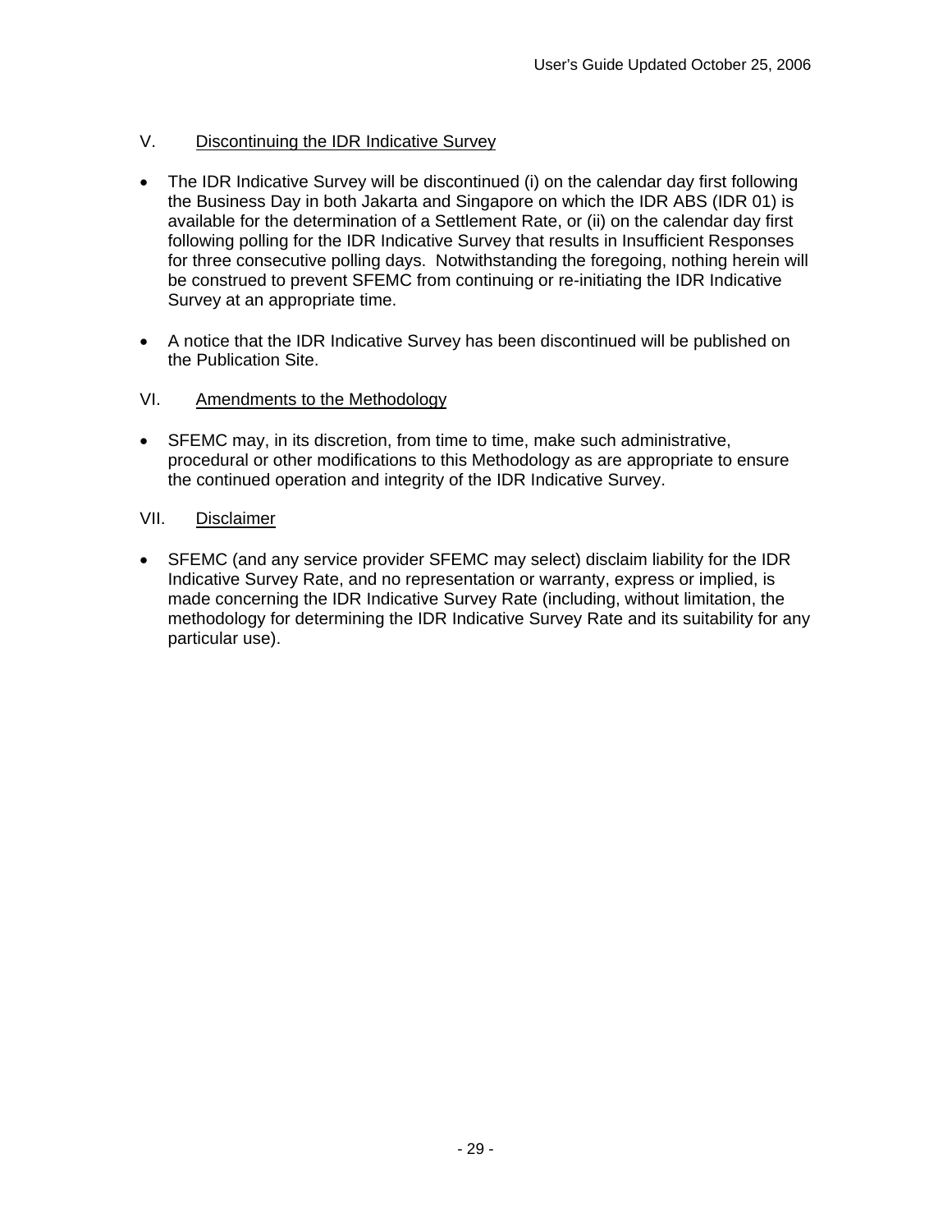## V. Discontinuing the IDR Indicative Survey

- The IDR Indicative Survey will be discontinued (i) on the calendar day first following the Business Day in both Jakarta and Singapore on which the IDR ABS (IDR 01) is available for the determination of a Settlement Rate, or (ii) on the calendar day first following polling for the IDR Indicative Survey that results in Insufficient Responses for three consecutive polling days. Notwithstanding the foregoing, nothing herein will be construed to prevent SFEMC from continuing or re-initiating the IDR Indicative Survey at an appropriate time.

- A notice that the IDR Indicative Survey has been discontinued will be published on the Publication Site.

## VI. Amendments to the Methodology

- SFEMC may, in its discretion, from time to time, make such administrative, procedural or other modifications to this Methodology as are appropriate to ensure the continued operation and integrity of the IDR Indicative Survey.

## VII. Disclaimer

- SFEMC (and any service provider SFEMC may select) disclaim liability for the IDR Indicative Survey Rate, and no representation or warranty, express or implied, is made concerning the IDR Indicative Survey Rate (including, without limitation, the methodology for determining the IDR Indicative Survey Rate and its suitability for any particular use).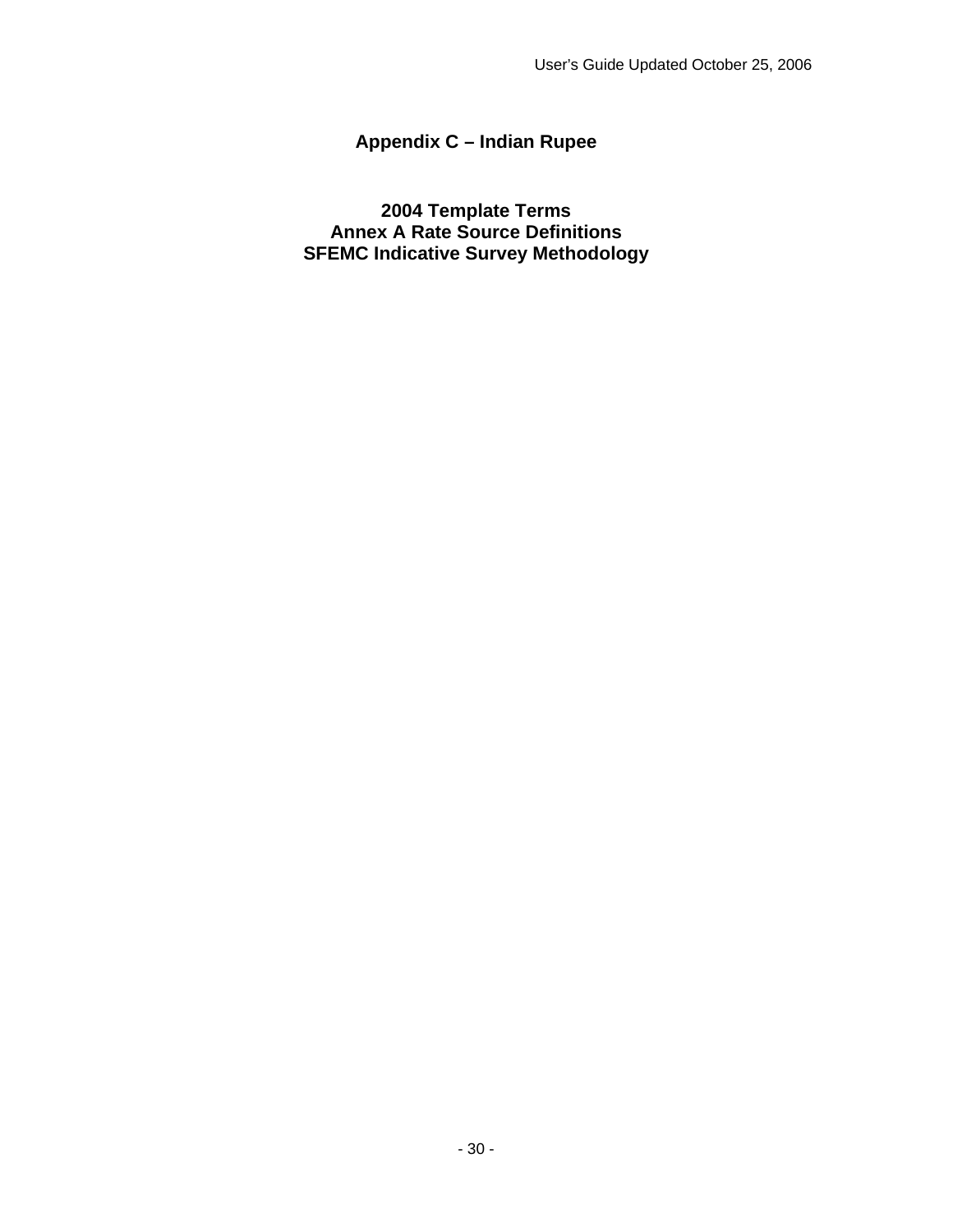# Appendix C – Indian Rupee

## 2004 Template Terms
## Annex A Rate Source Definitions
## SFEMC Indicative Survey Methodology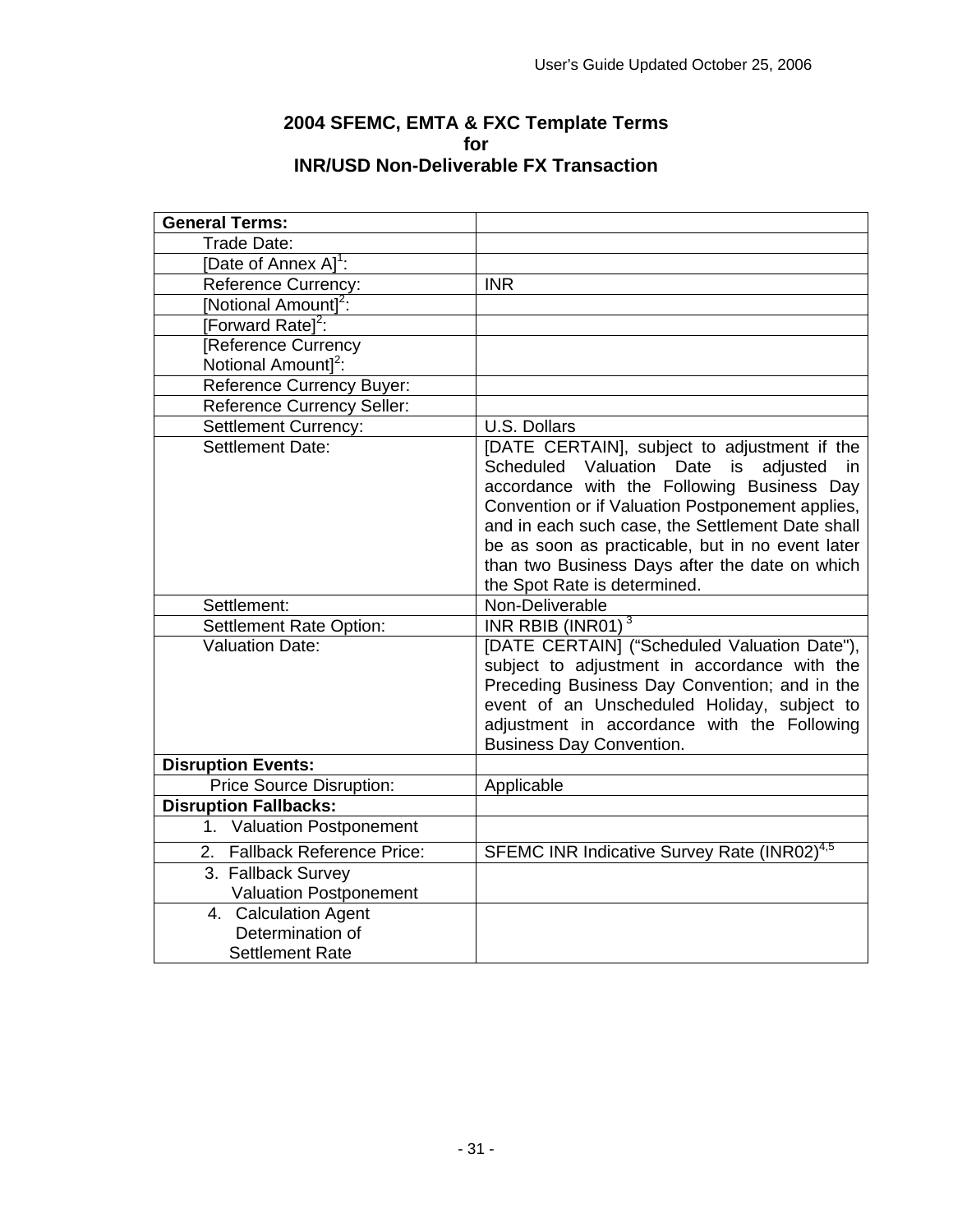**2004 SFEMC, EMTA & FXC Template Terms**
**for**
**INR/USD Non-Deliverable FX Transaction**

| **General Terms:** | |
|---|---|
| Trade Date: | |
| [Date of Annex A][1]: | |
| Reference Currency: | INR |
| [Notional Amount][2]: | |
| [Forward Rate][2]: | |
| [Reference Currency Notional Amount][2]: | |
| Reference Currency Buyer: | |
| Reference Currency Seller: | |
| Settlement Currency: | U.S. Dollars |
| Settlement Date: | [DATE CERTAIN], subject to adjustment if the Scheduled Valuation Date is adjusted in accordance with the Following Business Day Convention or if Valuation Postponement applies, and in each such case, the Settlement Date shall be as soon as practicable, but in no event later than two Business Days after the date on which the Spot Rate is determined. |
| Settlement: | Non-Deliverable |
| Settlement Rate Option: | INR RBIB (INR01) [3] |
| Valuation Date: | [DATE CERTAIN] ("Scheduled Valuation Date"), subject to adjustment in accordance with the Preceding Business Day Convention; and in the event of an Unscheduled Holiday, subject to adjustment in accordance with the Following Business Day Convention. |
| **Disruption Events:** | |
| Price Source Disruption: | Applicable |
| **Disruption Fallbacks:** | |
| 1. Valuation Postponement | |
| 2. Fallback Reference Price: | SFEMC INR Indicative Survey Rate (INR02)[4,5] |
| 3. Fallback Survey Valuation Postponement | |
| 4. Calculation Agent Determination of Settlement Rate | |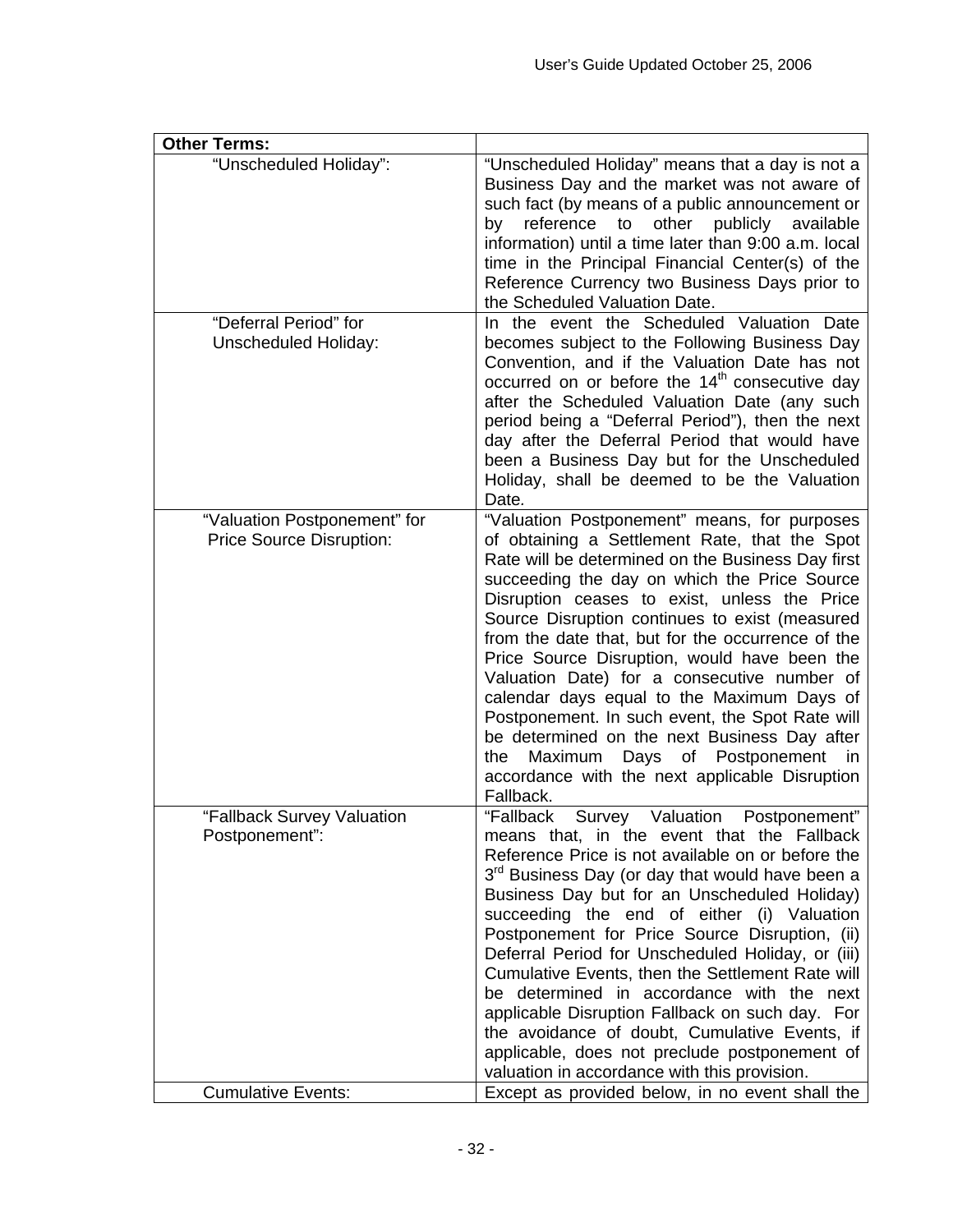| **Other Terms:** | |
|---|---|
| "Unscheduled Holiday": | "Unscheduled Holiday" means that a day is not a Business Day and the market was not aware of such fact (by means of a public announcement or by reference to other publicly available information) until a time later than 9:00 a.m. local time in the Principal Financial Center(s) of the Reference Currency two Business Days prior to the Scheduled Valuation Date. |
| "Deferral Period" for Unscheduled Holiday: | In the event the Scheduled Valuation Date becomes subject to the Following Business Day Convention, and if the Valuation Date has not occurred on or before the 14th consecutive day after the Scheduled Valuation Date (any such period being a "Deferral Period"), then the next day after the Deferral Period that would have been a Business Day but for the Unscheduled Holiday, shall be deemed to be the Valuation Date. |
| "Valuation Postponement" for Price Source Disruption: | "Valuation Postponement" means, for purposes of obtaining a Settlement Rate, that the Spot Rate will be determined on the Business Day first succeeding the day on which the Price Source Disruption ceases to exist, unless the Price Source Disruption continues to exist (measured from the date that, but for the occurrence of the Price Source Disruption, would have been the Valuation Date) for a consecutive number of calendar days equal to the Maximum Days of Postponement. In such event, the Spot Rate will be determined on the next Business Day after the Maximum Days of Postponement in accordance with the next applicable Disruption Fallback. |
| "Fallback Survey Valuation Postponement": | "Fallback Survey Valuation Postponement" means that, in the event that the Fallback Reference Price is not available on or before the 3rd Business Day (or day that would have been a Business Day but for an Unscheduled Holiday) succeeding the end of either (i) Valuation Postponement for Price Source Disruption, (ii) Deferral Period for Unscheduled Holiday, or (iii) Cumulative Events, then the Settlement Rate will be determined in accordance with the next applicable Disruption Fallback on such day. For the avoidance of doubt, Cumulative Events, if applicable, does not preclude postponement of valuation in accordance with this provision. |
| Cumulative Events: | Except as provided below, in no event shall the |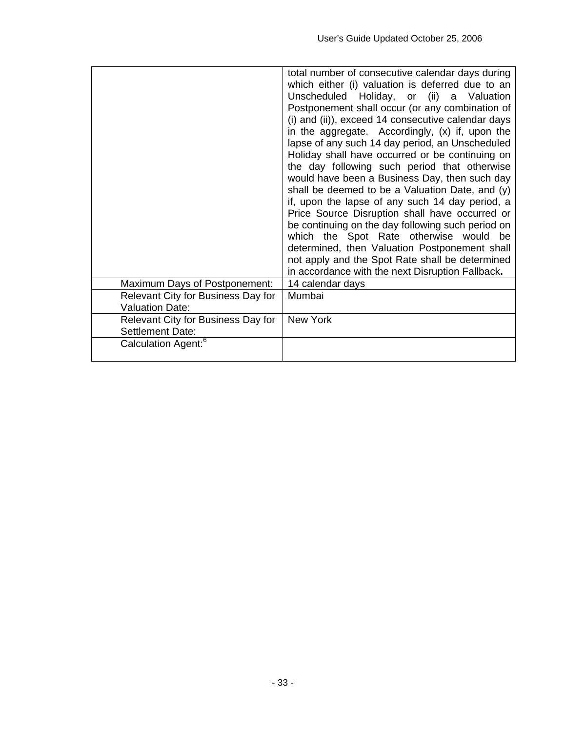| | |
|---|---|
| | total number of consecutive calendar days during which either (i) valuation is deferred due to an Unscheduled Holiday, or (ii) a Valuation Postponement shall occur (or any combination of (i) and (ii)), exceed 14 consecutive calendar days in the aggregate. Accordingly, (x) if, upon the lapse of any such 14 day period, an Unscheduled Holiday shall have occurred or be continuing on the day following such period that otherwise would have been a Business Day, then such day shall be deemed to be a Valuation Date, and (y) if, upon the lapse of any such 14 day period, a Price Source Disruption shall have occurred or be continuing on the day following such period on which the Spot Rate otherwise would be determined, then Valuation Postponement shall not apply and the Spot Rate shall be determined in accordance with the next Disruption Fallback**.** |
| Maximum Days of Postponement: | 14 calendar days |
| Relevant City for Business Day for Valuation Date: | Mumbai |
| Relevant City for Business Day for Settlement Date: | New York |
| Calculation Agent:[6] | |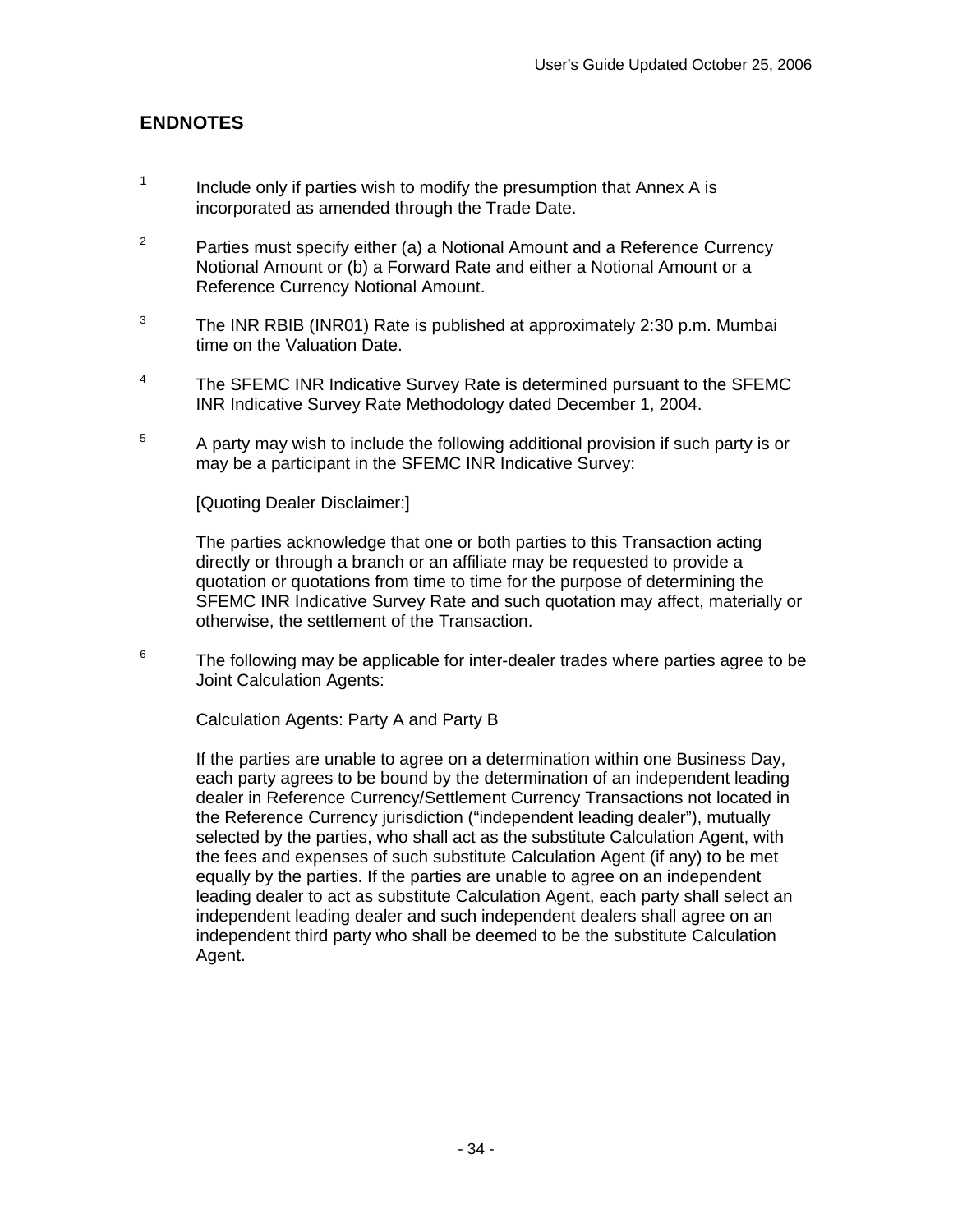## ENDNOTES

[1] Include only if parties wish to modify the presumption that Annex A is incorporated as amended through the Trade Date.

[2] Parties must specify either (a) a Notional Amount and a Reference Currency Notional Amount or (b) a Forward Rate and either a Notional Amount or a Reference Currency Notional Amount.

[3] The INR RBIB (INR01) Rate is published at approximately 2:30 p.m. Mumbai time on the Valuation Date.

[4] The SFEMC INR Indicative Survey Rate is determined pursuant to the SFEMC INR Indicative Survey Rate Methodology dated December 1, 2004.

[5] A party may wish to include the following additional provision if such party is or may be a participant in the SFEMC INR Indicative Survey:

[Quoting Dealer Disclaimer:]

The parties acknowledge that one or both parties to this Transaction acting directly or through a branch or an affiliate may be requested to provide a quotation or quotations from time to time for the purpose of determining the SFEMC INR Indicative Survey Rate and such quotation may affect, materially or otherwise, the settlement of the Transaction.

[6] The following may be applicable for inter-dealer trades where parties agree to be Joint Calculation Agents:

Calculation Agents: Party A and Party B

If the parties are unable to agree on a determination within one Business Day, each party agrees to be bound by the determination of an independent leading dealer in Reference Currency/Settlement Currency Transactions not located in the Reference Currency jurisdiction ("independent leading dealer"), mutually selected by the parties, who shall act as the substitute Calculation Agent, with the fees and expenses of such substitute Calculation Agent (if any) to be met equally by the parties. If the parties are unable to agree on an independent leading dealer to act as substitute Calculation Agent, each party shall select an independent leading dealer and such independent dealers shall agree on an independent third party who shall be deemed to be the substitute Calculation Agent.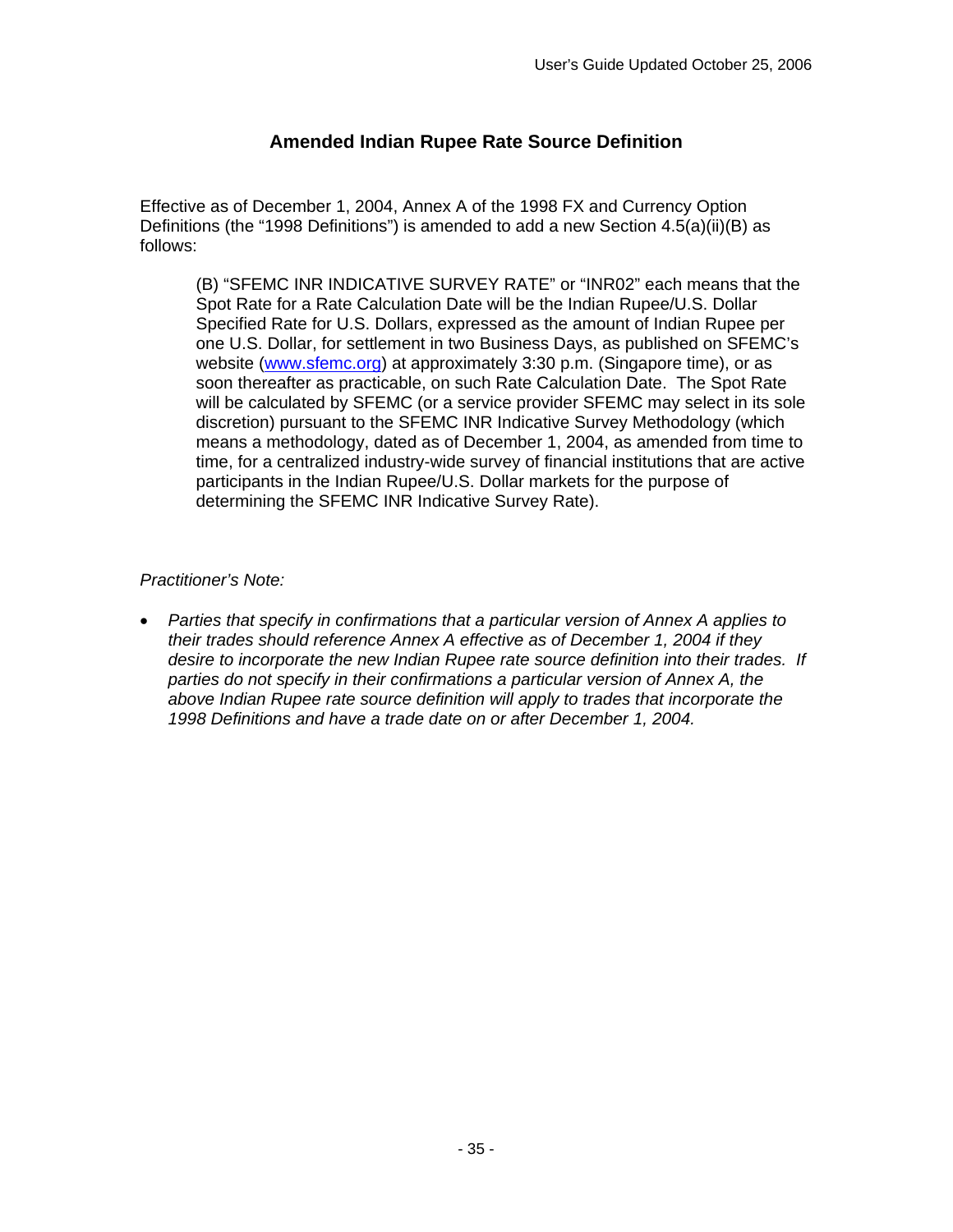## Amended Indian Rupee Rate Source Definition

Effective as of December 1, 2004, Annex A of the 1998 FX and Currency Option Definitions (the "1998 Definitions") is amended to add a new Section 4.5(a)(ii)(B) as follows:

> (B) "SFEMC INR INDICATIVE SURVEY RATE" or "INR02" each means that the Spot Rate for a Rate Calculation Date will be the Indian Rupee/U.S. Dollar Specified Rate for U.S. Dollars, expressed as the amount of Indian Rupee per one U.S. Dollar, for settlement in two Business Days, as published on SFEMC's website (www.sfemc.org) at approximately 3:30 p.m. (Singapore time), or as soon thereafter as practicable, on such Rate Calculation Date. The Spot Rate will be calculated by SFEMC (or a service provider SFEMC may select in its sole discretion) pursuant to the SFEMC INR Indicative Survey Methodology (which means a methodology, dated as of December 1, 2004, as amended from time to time, for a centralized industry-wide survey of financial institutions that are active participants in the Indian Rupee/U.S. Dollar markets for the purpose of determining the SFEMC INR Indicative Survey Rate).

*Practitioner's Note:*

- *Parties that specify in confirmations that a particular version of Annex A applies to their trades should reference Annex A effective as of December 1, 2004 if they desire to incorporate the new Indian Rupee rate source definition into their trades. If parties do not specify in their confirmations a particular version of Annex A, the above Indian Rupee rate source definition will apply to trades that incorporate the 1998 Definitions and have a trade date on or after December 1, 2004.*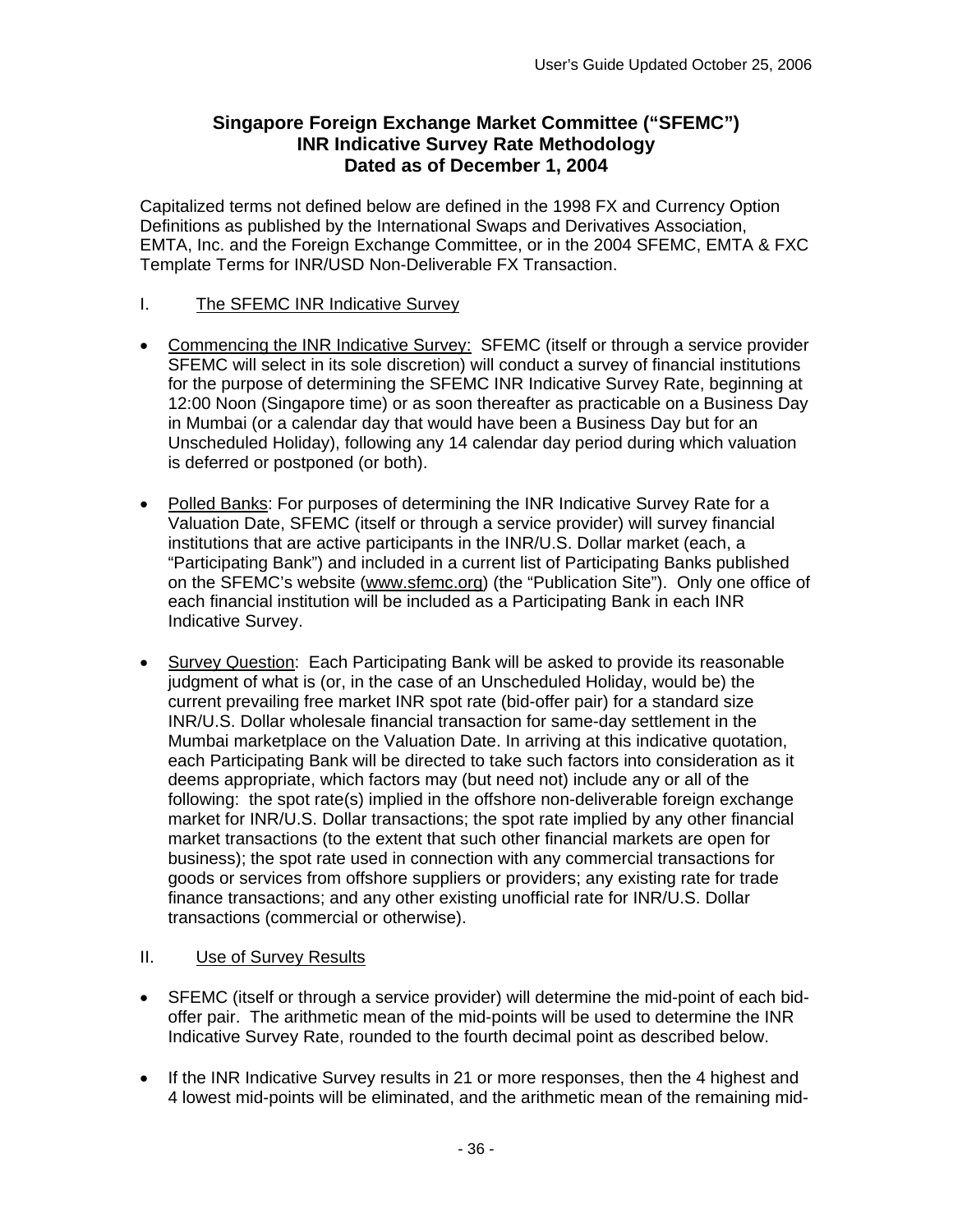**Singapore Foreign Exchange Market Committee ("SFEMC")**
**INR Indicative Survey Rate Methodology**
**Dated as of December 1, 2004**

Capitalized terms not defined below are defined in the 1998 FX and Currency Option Definitions as published by the International Swaps and Derivatives Association, EMTA, Inc. and the Foreign Exchange Committee, or in the 2004 SFEMC, EMTA & FXC Template Terms for INR/USD Non-Deliverable FX Transaction.

## I. The SFEMC INR Indicative Survey

- Commencing the INR Indicative Survey: SFEMC (itself or through a service provider SFEMC will select in its sole discretion) will conduct a survey of financial institutions for the purpose of determining the SFEMC INR Indicative Survey Rate, beginning at 12:00 Noon (Singapore time) or as soon thereafter as practicable on a Business Day in Mumbai (or a calendar day that would have been a Business Day but for an Unscheduled Holiday), following any 14 calendar day period during which valuation is deferred or postponed (or both).

- Polled Banks: For purposes of determining the INR Indicative Survey Rate for a Valuation Date, SFEMC (itself or through a service provider) will survey financial institutions that are active participants in the INR/U.S. Dollar market (each, a "Participating Bank") and included in a current list of Participating Banks published on the SFEMC's website (www.sfemc.org) (the "Publication Site"). Only one office of each financial institution will be included as a Participating Bank in each INR Indicative Survey.

- Survey Question: Each Participating Bank will be asked to provide its reasonable judgment of what is (or, in the case of an Unscheduled Holiday, would be) the current prevailing free market INR spot rate (bid-offer pair) for a standard size INR/U.S. Dollar wholesale financial transaction for same-day settlement in the Mumbai marketplace on the Valuation Date. In arriving at this indicative quotation, each Participating Bank will be directed to take such factors into consideration as it deems appropriate, which factors may (but need not) include any or all of the following: the spot rate(s) implied in the offshore non-deliverable foreign exchange market for INR/U.S. Dollar transactions; the spot rate implied by any other financial market transactions (to the extent that such other financial markets are open for business); the spot rate used in connection with any commercial transactions for goods or services from offshore suppliers or providers; any existing rate for trade finance transactions; and any other existing unofficial rate for INR/U.S. Dollar transactions (commercial or otherwise).

## II. Use of Survey Results

- SFEMC (itself or through a service provider) will determine the mid-point of each bid-offer pair. The arithmetic mean of the mid-points will be used to determine the INR Indicative Survey Rate, rounded to the fourth decimal point as described below.

- If the INR Indicative Survey results in 21 or more responses, then the 4 highest and 4 lowest mid-points will be eliminated, and the arithmetic mean of the remaining mid-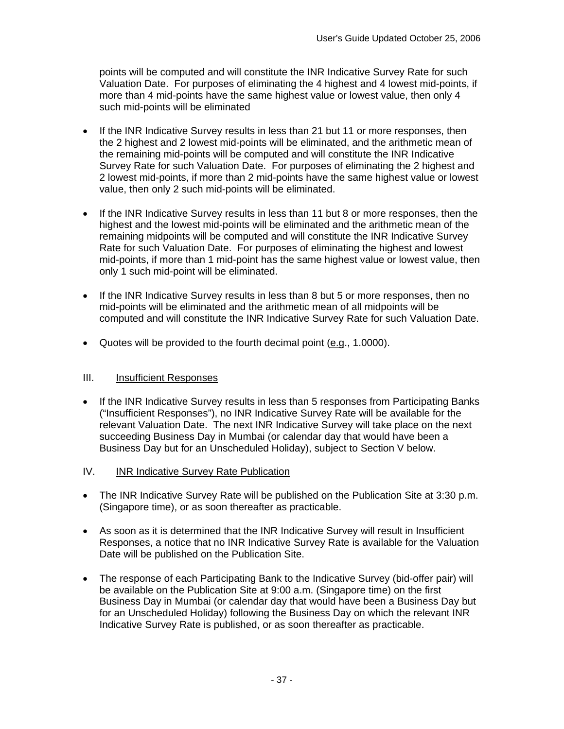points will be computed and will constitute the INR Indicative Survey Rate for such Valuation Date. For purposes of eliminating the 4 highest and 4 lowest mid-points, if more than 4 mid-points have the same highest value or lowest value, then only 4 such mid-points will be eliminated

- If the INR Indicative Survey results in less than 21 but 11 or more responses, then the 2 highest and 2 lowest mid-points will be eliminated, and the arithmetic mean of the remaining mid-points will be computed and will constitute the INR Indicative Survey Rate for such Valuation Date. For purposes of eliminating the 2 highest and 2 lowest mid-points, if more than 2 mid-points have the same highest value or lowest value, then only 2 such mid-points will be eliminated.

- If the INR Indicative Survey results in less than 11 but 8 or more responses, then the highest and the lowest mid-points will be eliminated and the arithmetic mean of the remaining midpoints will be computed and will constitute the INR Indicative Survey Rate for such Valuation Date. For purposes of eliminating the highest and lowest mid-points, if more than 1 mid-point has the same highest value or lowest value, then only 1 such mid-point will be eliminated.

- If the INR Indicative Survey results in less than 8 but 5 or more responses, then no mid-points will be eliminated and the arithmetic mean of all midpoints will be computed and will constitute the INR Indicative Survey Rate for such Valuation Date.

- Quotes will be provided to the fourth decimal point (e.g., 1.0000).

## III. Insufficient Responses

- If the INR Indicative Survey results in less than 5 responses from Participating Banks ("Insufficient Responses"), no INR Indicative Survey Rate will be available for the relevant Valuation Date. The next INR Indicative Survey will take place on the next succeeding Business Day in Mumbai (or calendar day that would have been a Business Day but for an Unscheduled Holiday), subject to Section V below.

## IV. INR Indicative Survey Rate Publication

- The INR Indicative Survey Rate will be published on the Publication Site at 3:30 p.m. (Singapore time), or as soon thereafter as practicable.

- As soon as it is determined that the INR Indicative Survey will result in Insufficient Responses, a notice that no INR Indicative Survey Rate is available for the Valuation Date will be published on the Publication Site.

- The response of each Participating Bank to the Indicative Survey (bid-offer pair) will be available on the Publication Site at 9:00 a.m. (Singapore time) on the first Business Day in Mumbai (or calendar day that would have been a Business Day but for an Unscheduled Holiday) following the Business Day on which the relevant INR Indicative Survey Rate is published, or as soon thereafter as practicable.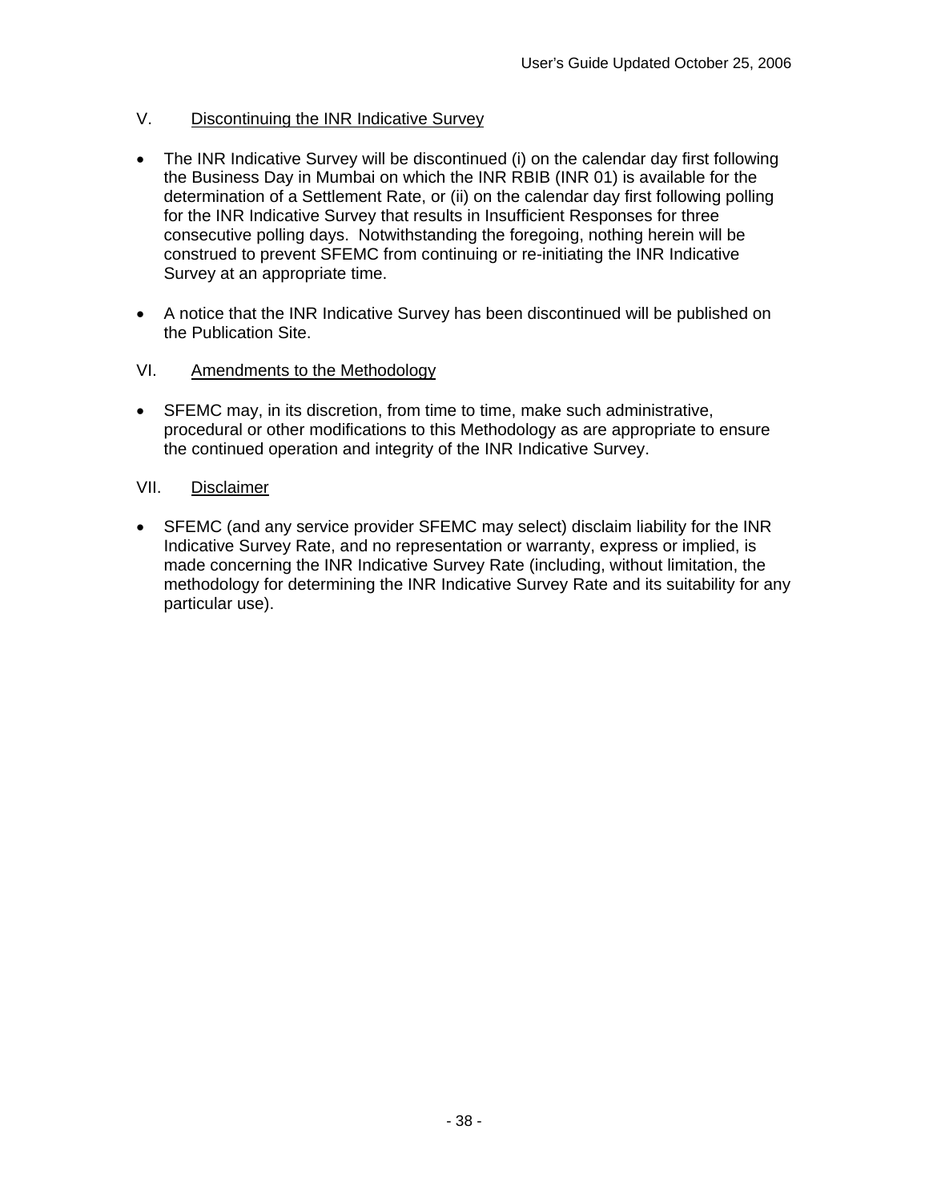## V. Discontinuing the INR Indicative Survey

- The INR Indicative Survey will be discontinued (i) on the calendar day first following the Business Day in Mumbai on which the INR RBIB (INR 01) is available for the determination of a Settlement Rate, or (ii) on the calendar day first following polling for the INR Indicative Survey that results in Insufficient Responses for three consecutive polling days. Notwithstanding the foregoing, nothing herein will be construed to prevent SFEMC from continuing or re-initiating the INR Indicative Survey at an appropriate time.
- A notice that the INR Indicative Survey has been discontinued will be published on the Publication Site.

## VI. Amendments to the Methodology

- SFEMC may, in its discretion, from time to time, make such administrative, procedural or other modifications to this Methodology as are appropriate to ensure the continued operation and integrity of the INR Indicative Survey.

## VII. Disclaimer

- SFEMC (and any service provider SFEMC may select) disclaim liability for the INR Indicative Survey Rate, and no representation or warranty, express or implied, is made concerning the INR Indicative Survey Rate (including, without limitation, the methodology for determining the INR Indicative Survey Rate and its suitability for any particular use).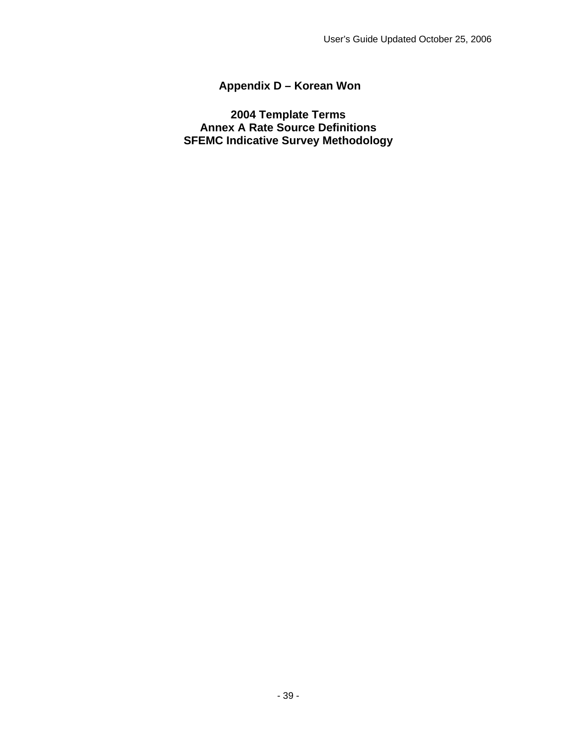# Appendix D – Korean Won

## 2004 Template Terms
## Annex A Rate Source Definitions
## SFEMC Indicative Survey Methodology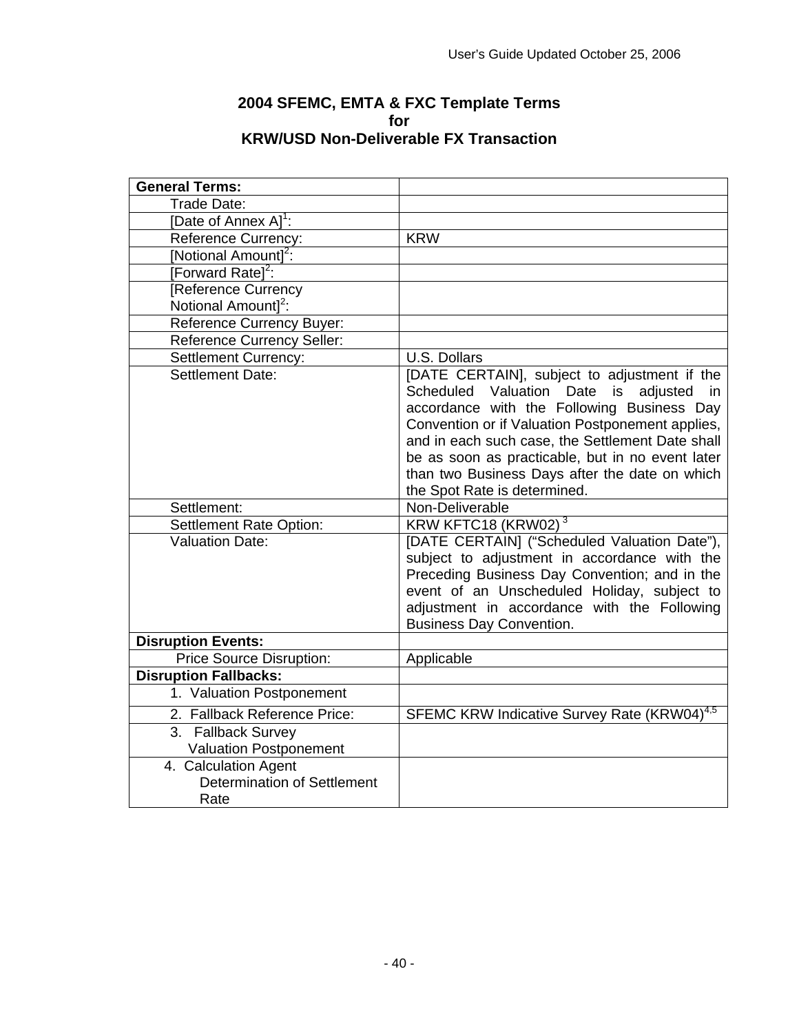## 2004 SFEMC, EMTA & FXC Template Terms
## for
## KRW/USD Non-Deliverable FX Transaction

| **General Terms:** | |
|---|---|
| Trade Date: | |
| [Date of Annex A][1]: | |
| Reference Currency: | KRW |
| [Notional Amount][2]: | |
| [Forward Rate][2]: | |
| [Reference Currency Notional Amount][2]: | |
| Reference Currency Buyer: | |
| Reference Currency Seller: | |
| Settlement Currency: | U.S. Dollars |
| Settlement Date: | [DATE CERTAIN], subject to adjustment if the Scheduled Valuation Date is adjusted in accordance with the Following Business Day Convention or if Valuation Postponement applies, and in each such case, the Settlement Date shall be as soon as practicable, but in no event later than two Business Days after the date on which the Spot Rate is determined. |
| Settlement: | Non-Deliverable |
| Settlement Rate Option: | KRW KFTC18 (KRW02) [3] |
| Valuation Date: | [DATE CERTAIN] (“Scheduled Valuation Date”), subject to adjustment in accordance with the Preceding Business Day Convention; and in the event of an Unscheduled Holiday, subject to adjustment in accordance with the Following Business Day Convention. |
| **Disruption Events:** | |
| Price Source Disruption: | Applicable |
| **Disruption Fallbacks:** | |
| 1. Valuation Postponement | |
| 2. Fallback Reference Price: | SFEMC KRW Indicative Survey Rate (KRW04)[4,5] |
| 3. Fallback Survey Valuation Postponement | |
| 4. Calculation Agent Determination of Settlement Rate | |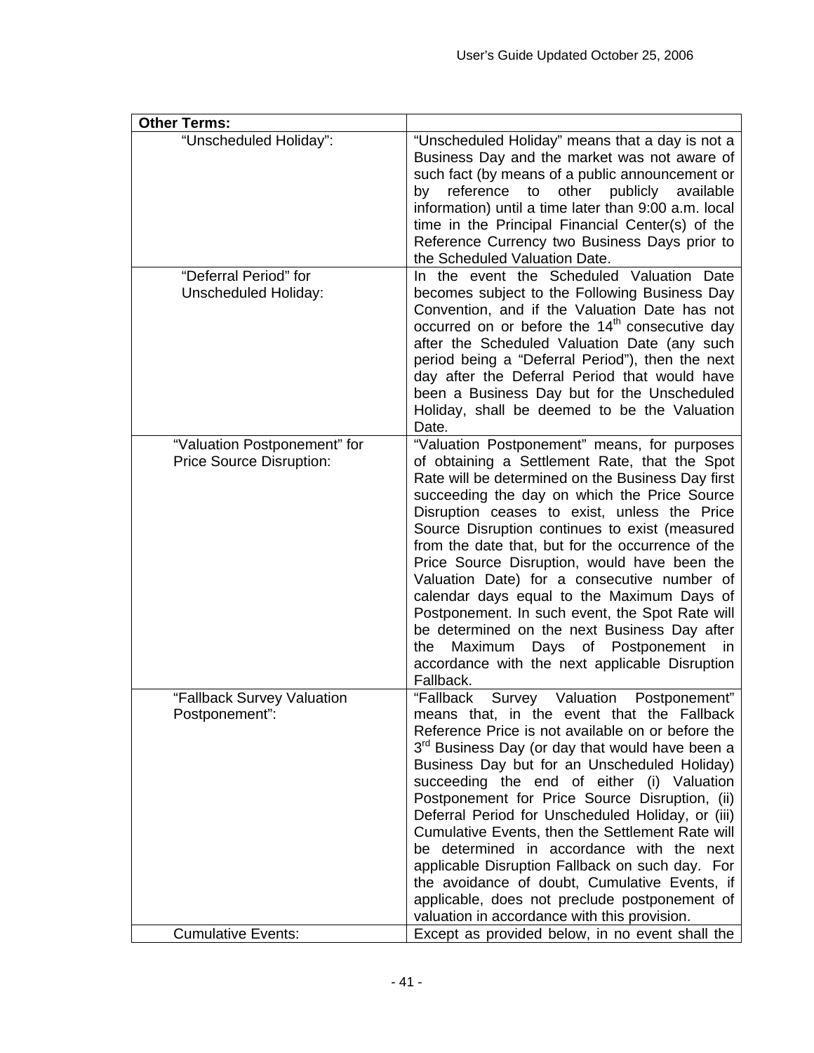| **Other Terms:** | |
|---|---|
| “Unscheduled Holiday”: | “Unscheduled Holiday” means that a day is not a Business Day and the market was not aware of such fact (by means of a public announcement or by reference to other publicly available information) until a time later than 9:00 a.m. local time in the Principal Financial Center(s) of the Reference Currency two Business Days prior to the Scheduled Valuation Date. |
| “Deferral Period” for Unscheduled Holiday: | In the event the Scheduled Valuation Date becomes subject to the Following Business Day Convention, and if the Valuation Date has not occurred on or before the 14th consecutive day after the Scheduled Valuation Date (any such period being a “Deferral Period”), then the next day after the Deferral Period that would have been a Business Day but for the Unscheduled Holiday, shall be deemed to be the Valuation Date. |
| “Valuation Postponement” for Price Source Disruption: | “Valuation Postponement” means, for purposes of obtaining a Settlement Rate, that the Spot Rate will be determined on the Business Day first succeeding the day on which the Price Source Disruption ceases to exist, unless the Price Source Disruption continues to exist (measured from the date that, but for the occurrence of the Price Source Disruption, would have been the Valuation Date) for a consecutive number of calendar days equal to the Maximum Days of Postponement. In such event, the Spot Rate will be determined on the next Business Day after the Maximum Days of Postponement in accordance with the next applicable Disruption Fallback. |
| “Fallback Survey Valuation Postponement”: | “Fallback Survey Valuation Postponement” means that, in the event that the Fallback Reference Price is not available on or before the 3rd Business Day (or day that would have been a Business Day but for an Unscheduled Holiday) succeeding the end of either (i) Valuation Postponement for Price Source Disruption, (ii) Deferral Period for Unscheduled Holiday, or (iii) Cumulative Events, then the Settlement Rate will be determined in accordance with the next applicable Disruption Fallback on such day. For the avoidance of doubt, Cumulative Events, if applicable, does not preclude postponement of valuation in accordance with this provision. |
| Cumulative Events: | Except as provided below, in no event shall the |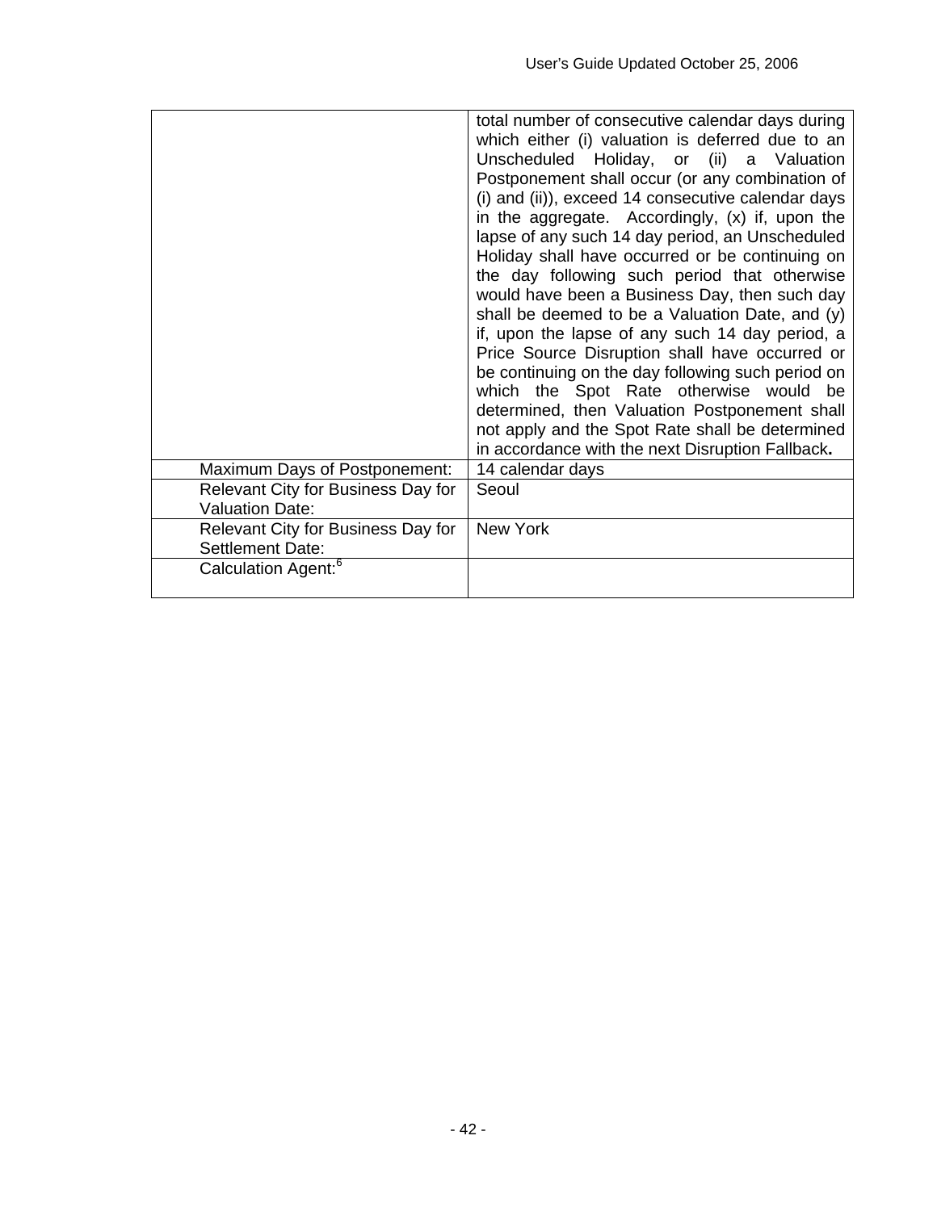| | |
|---|---|
| | total number of consecutive calendar days during which either (i) valuation is deferred due to an Unscheduled Holiday, or (ii) a Valuation Postponement shall occur (or any combination of (i) and (ii)), exceed 14 consecutive calendar days in the aggregate. Accordingly, (x) if, upon the lapse of any such 14 day period, an Unscheduled Holiday shall have occurred or be continuing on the day following such period that otherwise would have been a Business Day, then such day shall be deemed to be a Valuation Date, and (y) if, upon the lapse of any such 14 day period, a Price Source Disruption shall have occurred or be continuing on the day following such period on which the Spot Rate otherwise would be determined, then Valuation Postponement shall not apply and the Spot Rate shall be determined in accordance with the next Disruption Fallback. |
| Maximum Days of Postponement: | 14 calendar days |
| Relevant City for Business Day for Valuation Date: | Seoul |
| Relevant City for Business Day for Settlement Date: | New York |
| Calculation Agent:[6] | |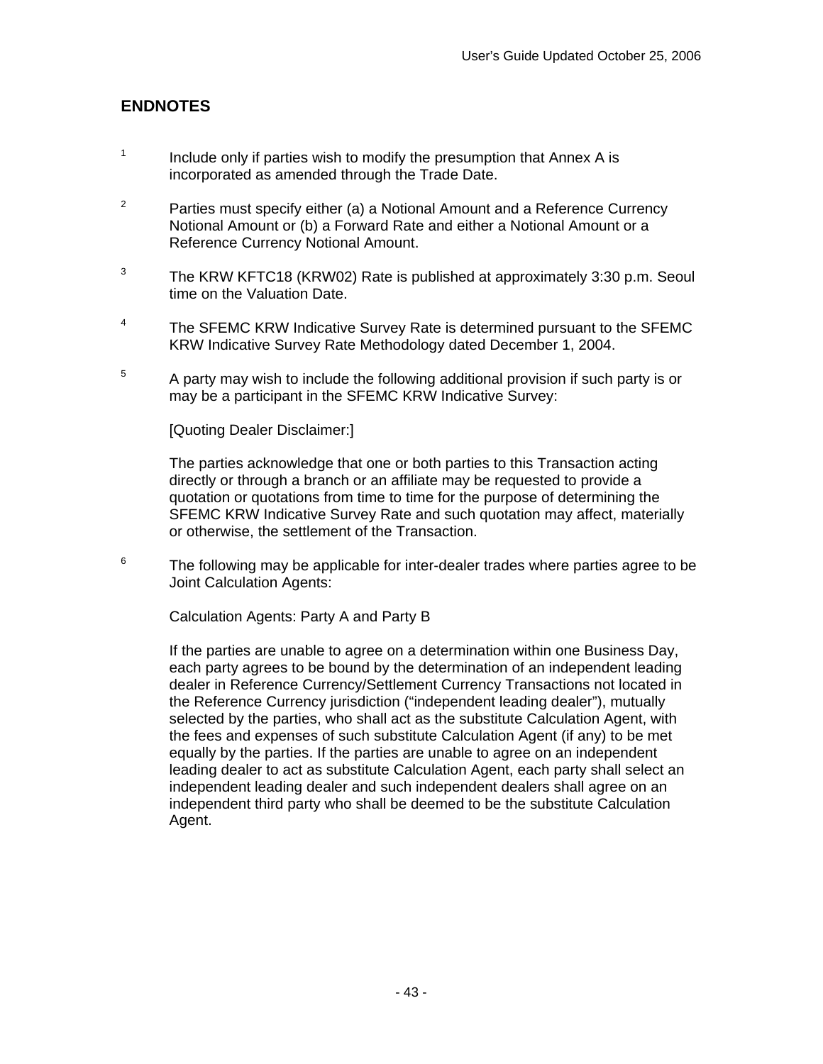## ENDNOTES

[1] Include only if parties wish to modify the presumption that Annex A is incorporated as amended through the Trade Date.

[2] Parties must specify either (a) a Notional Amount and a Reference Currency Notional Amount or (b) a Forward Rate and either a Notional Amount or a Reference Currency Notional Amount.

[3] The KRW KFTC18 (KRW02) Rate is published at approximately 3:30 p.m. Seoul time on the Valuation Date.

[4] The SFEMC KRW Indicative Survey Rate is determined pursuant to the SFEMC KRW Indicative Survey Rate Methodology dated December 1, 2004.

[5] A party may wish to include the following additional provision if such party is or may be a participant in the SFEMC KRW Indicative Survey:

[Quoting Dealer Disclaimer:]

The parties acknowledge that one or both parties to this Transaction acting directly or through a branch or an affiliate may be requested to provide a quotation or quotations from time to time for the purpose of determining the SFEMC KRW Indicative Survey Rate and such quotation may affect, materially or otherwise, the settlement of the Transaction.

[6] The following may be applicable for inter-dealer trades where parties agree to be Joint Calculation Agents:

Calculation Agents: Party A and Party B

If the parties are unable to agree on a determination within one Business Day, each party agrees to be bound by the determination of an independent leading dealer in Reference Currency/Settlement Currency Transactions not located in the Reference Currency jurisdiction ("independent leading dealer"), mutually selected by the parties, who shall act as the substitute Calculation Agent, with the fees and expenses of such substitute Calculation Agent (if any) to be met equally by the parties. If the parties are unable to agree on an independent leading dealer to act as substitute Calculation Agent, each party shall select an independent leading dealer and such independent dealers shall agree on an independent third party who shall be deemed to be the substitute Calculation Agent.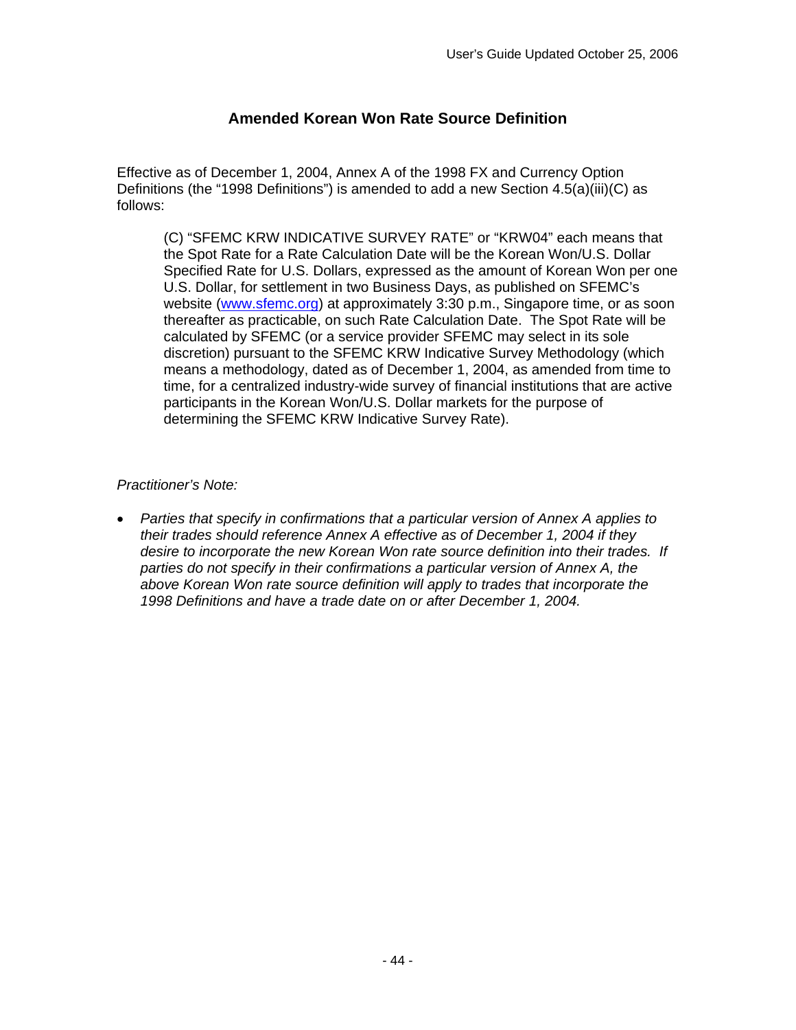## Amended Korean Won Rate Source Definition

Effective as of December 1, 2004, Annex A of the 1998 FX and Currency Option Definitions (the "1998 Definitions") is amended to add a new Section 4.5(a)(iii)(C) as follows:

> (C) "SFEMC KRW INDICATIVE SURVEY RATE" or "KRW04" each means that the Spot Rate for a Rate Calculation Date will be the Korean Won/U.S. Dollar Specified Rate for U.S. Dollars, expressed as the amount of Korean Won per one U.S. Dollar, for settlement in two Business Days, as published on SFEMC's website (www.sfemc.org) at approximately 3:30 p.m., Singapore time, or as soon thereafter as practicable, on such Rate Calculation Date. The Spot Rate will be calculated by SFEMC (or a service provider SFEMC may select in its sole discretion) pursuant to the SFEMC KRW Indicative Survey Methodology (which means a methodology, dated as of December 1, 2004, as amended from time to time, for a centralized industry-wide survey of financial institutions that are active participants in the Korean Won/U.S. Dollar markets for the purpose of determining the SFEMC KRW Indicative Survey Rate).

*Practitioner's Note:*

- *Parties that specify in confirmations that a particular version of Annex A applies to their trades should reference Annex A effective as of December 1, 2004 if they desire to incorporate the new Korean Won rate source definition into their trades. If parties do not specify in their confirmations a particular version of Annex A, the above Korean Won rate source definition will apply to trades that incorporate the 1998 Definitions and have a trade date on or after December 1, 2004.*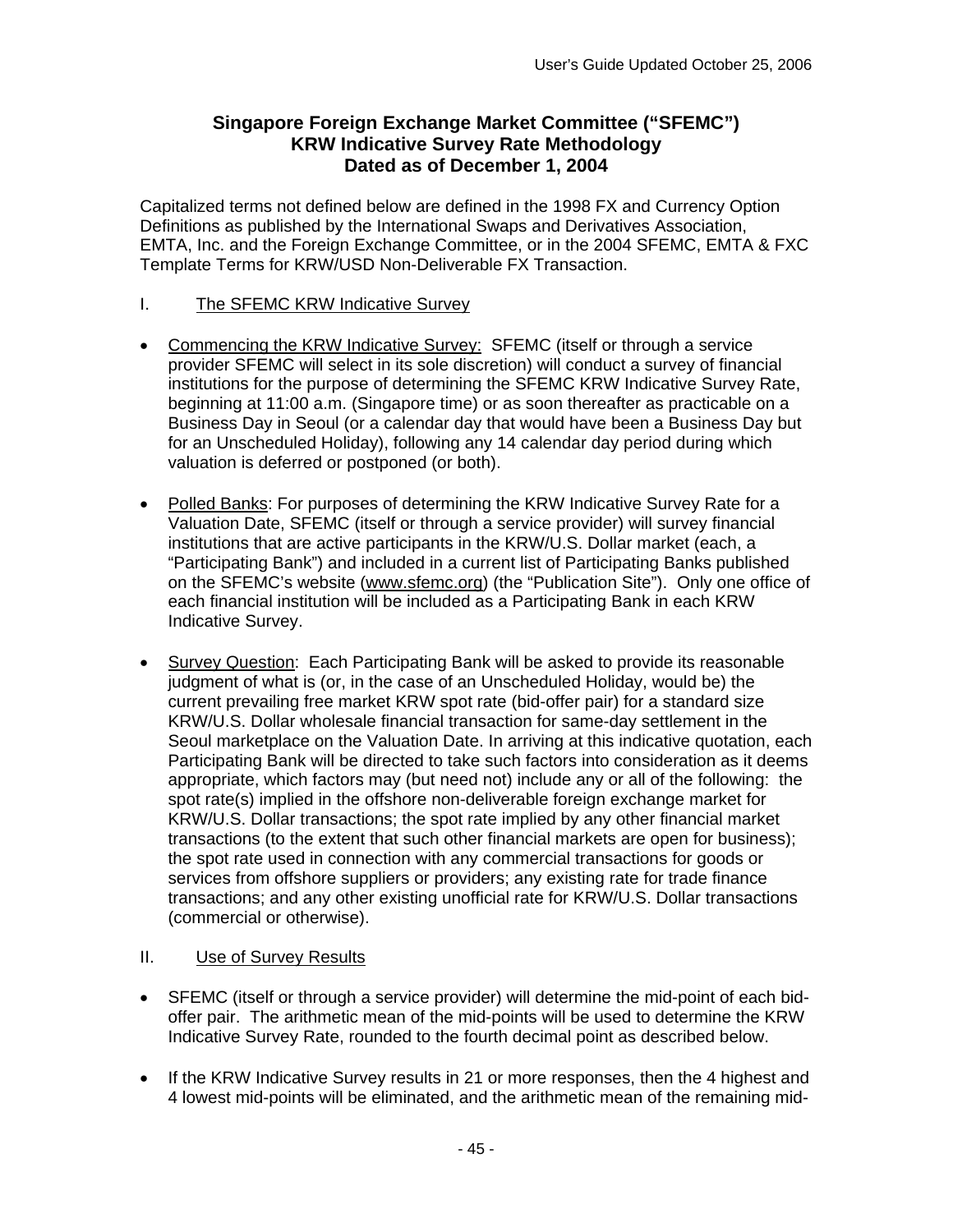**Singapore Foreign Exchange Market Committee ("SFEMC")**
**KRW Indicative Survey Rate Methodology**
**Dated as of December 1, 2004**

Capitalized terms not defined below are defined in the 1998 FX and Currency Option Definitions as published by the International Swaps and Derivatives Association, EMTA, Inc. and the Foreign Exchange Committee, or in the 2004 SFEMC, EMTA & FXC Template Terms for KRW/USD Non-Deliverable FX Transaction.

I. The SFEMC KRW Indicative Survey

- Commencing the KRW Indicative Survey: SFEMC (itself or through a service provider SFEMC will select in its sole discretion) will conduct a survey of financial institutions for the purpose of determining the SFEMC KRW Indicative Survey Rate, beginning at 11:00 a.m. (Singapore time) or as soon thereafter as practicable on a Business Day in Seoul (or a calendar day that would have been a Business Day but for an Unscheduled Holiday), following any 14 calendar day period during which valuation is deferred or postponed (or both).

- Polled Banks: For purposes of determining the KRW Indicative Survey Rate for a Valuation Date, SFEMC (itself or through a service provider) will survey financial institutions that are active participants in the KRW/U.S. Dollar market (each, a "Participating Bank") and included in a current list of Participating Banks published on the SFEMC's website (www.sfemc.org) (the "Publication Site"). Only one office of each financial institution will be included as a Participating Bank in each KRW Indicative Survey.

- Survey Question: Each Participating Bank will be asked to provide its reasonable judgment of what is (or, in the case of an Unscheduled Holiday, would be) the current prevailing free market KRW spot rate (bid-offer pair) for a standard size KRW/U.S. Dollar wholesale financial transaction for same-day settlement in the Seoul marketplace on the Valuation Date. In arriving at this indicative quotation, each Participating Bank will be directed to take such factors into consideration as it deems appropriate, which factors may (but need not) include any or all of the following: the spot rate(s) implied in the offshore non-deliverable foreign exchange market for KRW/U.S. Dollar transactions; the spot rate implied by any other financial market transactions (to the extent that such other financial markets are open for business); the spot rate used in connection with any commercial transactions for goods or services from offshore suppliers or providers; any existing rate for trade finance transactions; and any other existing unofficial rate for KRW/U.S. Dollar transactions (commercial or otherwise).

II. Use of Survey Results

- SFEMC (itself or through a service provider) will determine the mid-point of each bid-offer pair. The arithmetic mean of the mid-points will be used to determine the KRW Indicative Survey Rate, rounded to the fourth decimal point as described below.

- If the KRW Indicative Survey results in 21 or more responses, then the 4 highest and 4 lowest mid-points will be eliminated, and the arithmetic mean of the remaining mid-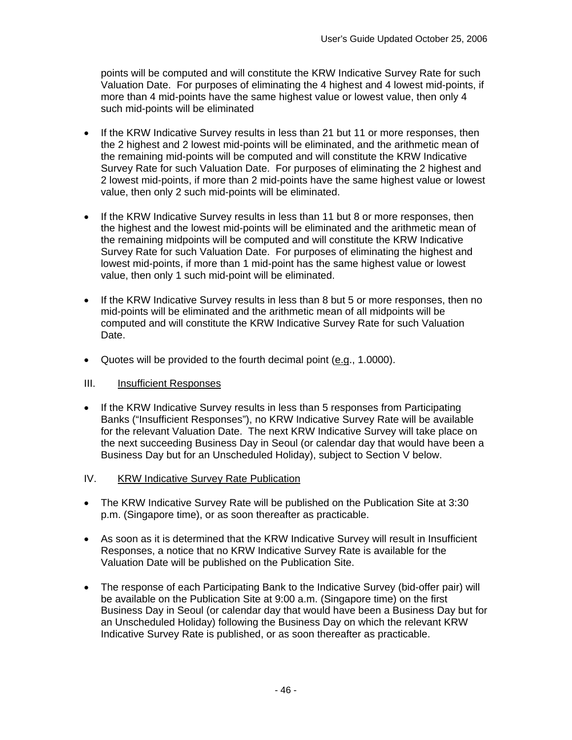points will be computed and will constitute the KRW Indicative Survey Rate for such Valuation Date. For purposes of eliminating the 4 highest and 4 lowest mid-points, if more than 4 mid-points have the same highest value or lowest value, then only 4 such mid-points will be eliminated

- If the KRW Indicative Survey results in less than 21 but 11 or more responses, then the 2 highest and 2 lowest mid-points will be eliminated, and the arithmetic mean of the remaining mid-points will be computed and will constitute the KRW Indicative Survey Rate for such Valuation Date. For purposes of eliminating the 2 highest and 2 lowest mid-points, if more than 2 mid-points have the same highest value or lowest value, then only 2 such mid-points will be eliminated.

- If the KRW Indicative Survey results in less than 11 but 8 or more responses, then the highest and the lowest mid-points will be eliminated and the arithmetic mean of the remaining midpoints will be computed and will constitute the KRW Indicative Survey Rate for such Valuation Date. For purposes of eliminating the highest and lowest mid-points, if more than 1 mid-point has the same highest value or lowest value, then only 1 such mid-point will be eliminated.

- If the KRW Indicative Survey results in less than 8 but 5 or more responses, then no mid-points will be eliminated and the arithmetic mean of all midpoints will be computed and will constitute the KRW Indicative Survey Rate for such Valuation Date.

- Quotes will be provided to the fourth decimal point (e.g., 1.0000).

## III. Insufficient Responses

- If the KRW Indicative Survey results in less than 5 responses from Participating Banks ("Insufficient Responses"), no KRW Indicative Survey Rate will be available for the relevant Valuation Date. The next KRW Indicative Survey will take place on the next succeeding Business Day in Seoul (or calendar day that would have been a Business Day but for an Unscheduled Holiday), subject to Section V below.

## IV. KRW Indicative Survey Rate Publication

- The KRW Indicative Survey Rate will be published on the Publication Site at 3:30 p.m. (Singapore time), or as soon thereafter as practicable.

- As soon as it is determined that the KRW Indicative Survey will result in Insufficient Responses, a notice that no KRW Indicative Survey Rate is available for the Valuation Date will be published on the Publication Site.

- The response of each Participating Bank to the Indicative Survey (bid-offer pair) will be available on the Publication Site at 9:00 a.m. (Singapore time) on the first Business Day in Seoul (or calendar day that would have been a Business Day but for an Unscheduled Holiday) following the Business Day on which the relevant KRW Indicative Survey Rate is published, or as soon thereafter as practicable.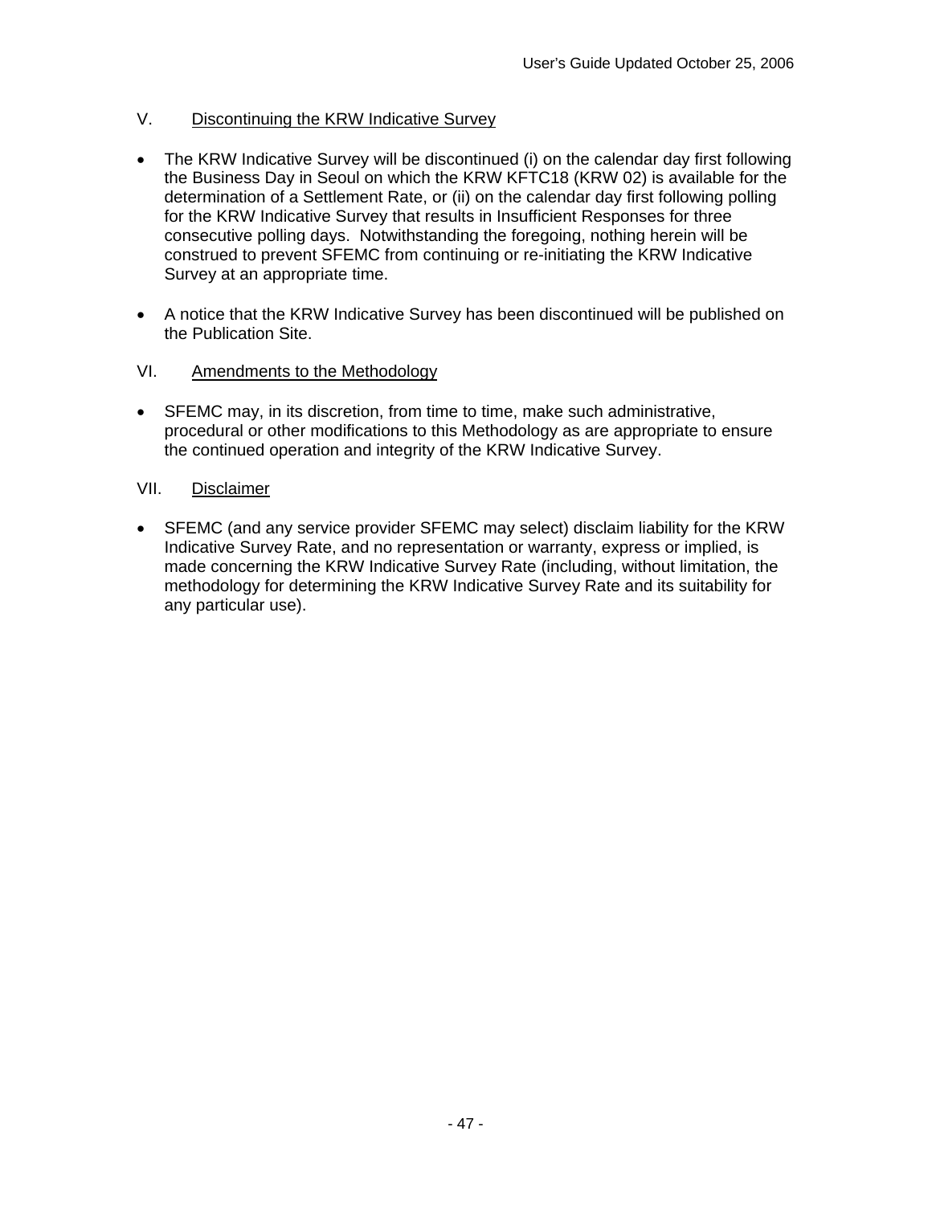## V. Discontinuing the KRW Indicative Survey

- The KRW Indicative Survey will be discontinued (i) on the calendar day first following the Business Day in Seoul on which the KRW KFTC18 (KRW 02) is available for the determination of a Settlement Rate, or (ii) on the calendar day first following polling for the KRW Indicative Survey that results in Insufficient Responses for three consecutive polling days. Notwithstanding the foregoing, nothing herein will be construed to prevent SFEMC from continuing or re-initiating the KRW Indicative Survey at an appropriate time.

- A notice that the KRW Indicative Survey has been discontinued will be published on the Publication Site.

## VI. Amendments to the Methodology

- SFEMC may, in its discretion, from time to time, make such administrative, procedural or other modifications to this Methodology as are appropriate to ensure the continued operation and integrity of the KRW Indicative Survey.

## VII. Disclaimer

- SFEMC (and any service provider SFEMC may select) disclaim liability for the KRW Indicative Survey Rate, and no representation or warranty, express or implied, is made concerning the KRW Indicative Survey Rate (including, without limitation, the methodology for determining the KRW Indicative Survey Rate and its suitability for any particular use).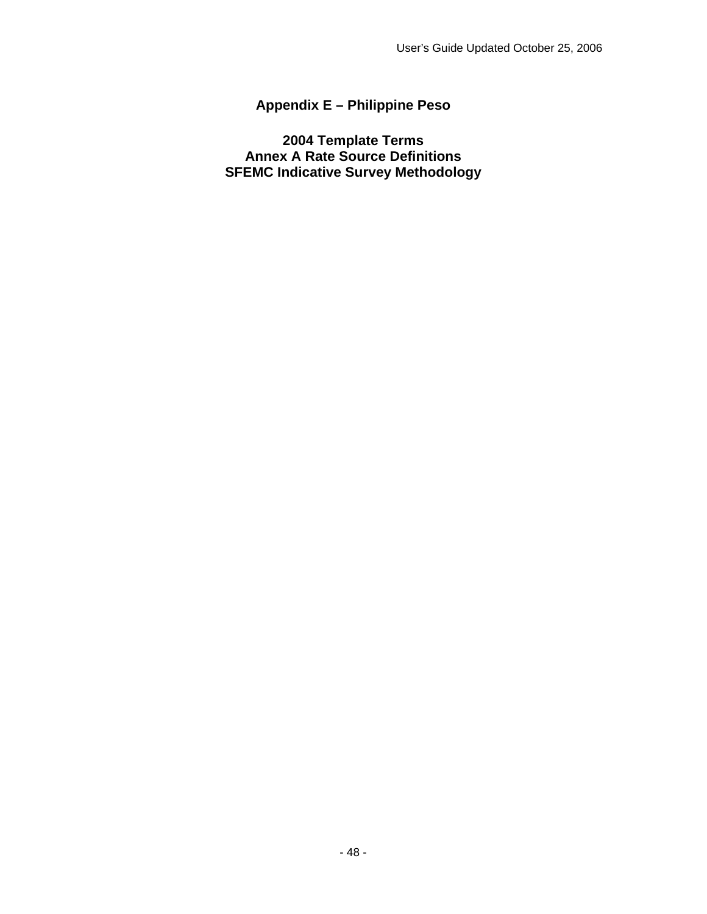# Appendix E – Philippine Peso

## 2004 Template Terms
## Annex A Rate Source Definitions
## SFEMC Indicative Survey Methodology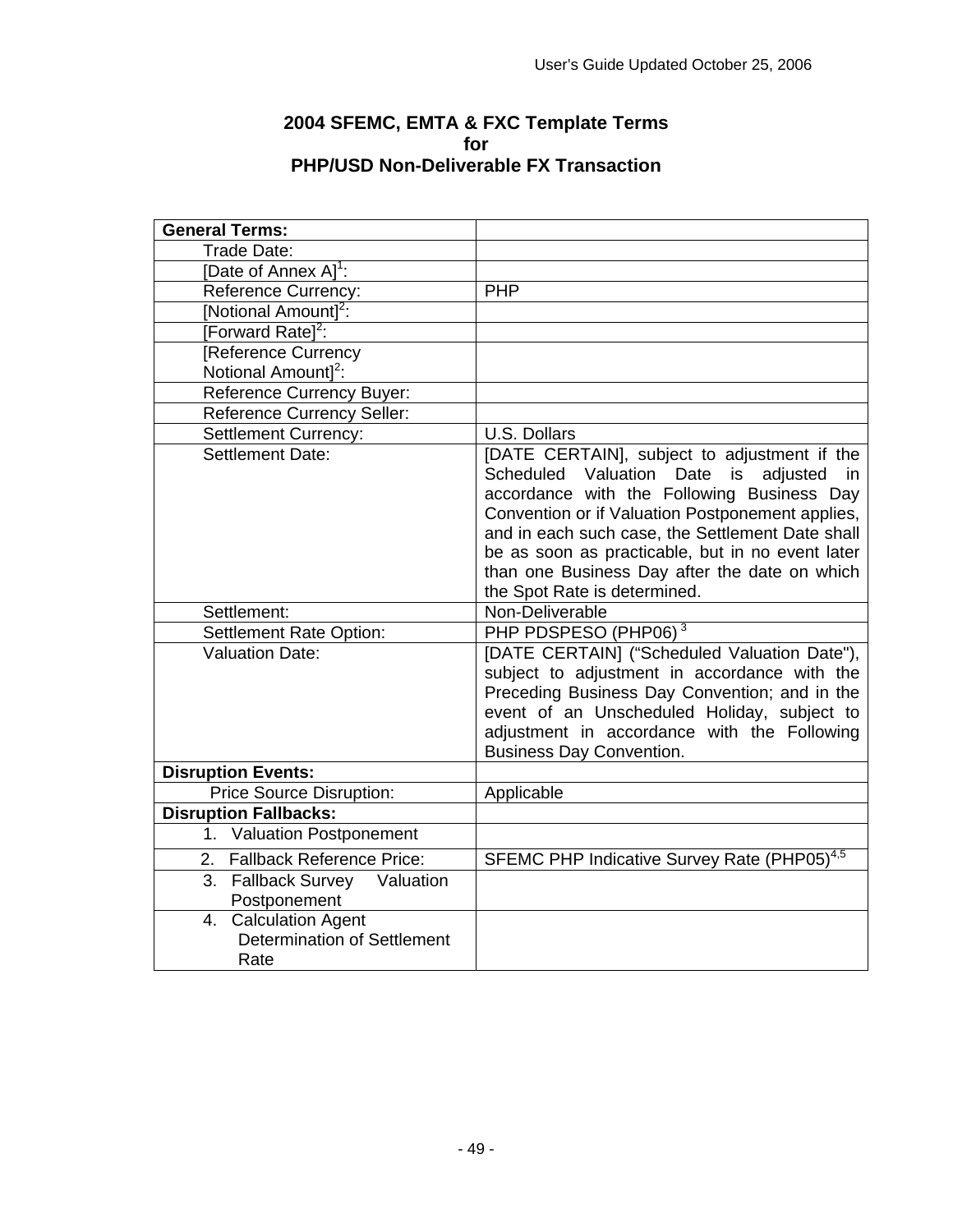## 2004 SFEMC, EMTA & FXC Template Terms for PHP/USD Non-Deliverable FX Transaction

| **General Terms:** | |
|---|---|
| Trade Date: | |
| [Date of Annex A][1]: | |
| Reference Currency: | PHP |
| [Notional Amount][2]: | |
| [Forward Rate][2]: | |
| [Reference Currency Notional Amount][2]: | |
| Reference Currency Buyer: | |
| Reference Currency Seller: | |
| Settlement Currency: | U.S. Dollars |
| Settlement Date: | [DATE CERTAIN], subject to adjustment if the Scheduled Valuation Date is adjusted in accordance with the Following Business Day Convention or if Valuation Postponement applies, and in each such case, the Settlement Date shall be as soon as practicable, but in no event later than one Business Day after the date on which the Spot Rate is determined. |
| Settlement: | Non-Deliverable |
| Settlement Rate Option: | PHP PDSPESO (PHP06) [3] |
| Valuation Date: | [DATE CERTAIN] ("Scheduled Valuation Date"), subject to adjustment in accordance with the Preceding Business Day Convention; and in the event of an Unscheduled Holiday, subject to adjustment in accordance with the Following Business Day Convention. |
| **Disruption Events:** | |
| Price Source Disruption: | Applicable |
| **Disruption Fallbacks:** | |
| 1. Valuation Postponement | |
| 2. Fallback Reference Price: | SFEMC PHP Indicative Survey Rate (PHP05)[4,5] |
| 3. Fallback Survey Valuation Postponement | |
| 4. Calculation Agent Determination of Settlement Rate | |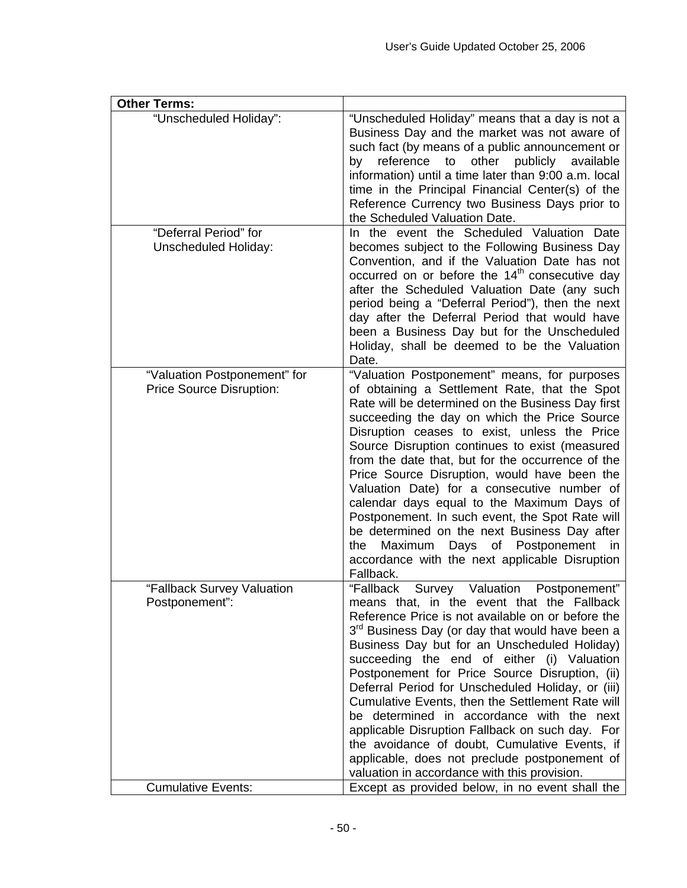| **Other Terms:** | |
|---|---|
| "Unscheduled Holiday": | "Unscheduled Holiday" means that a day is not a Business Day and the market was not aware of such fact (by means of a public announcement or by reference to other publicly available information) until a time later than 9:00 a.m. local time in the Principal Financial Center(s) of the Reference Currency two Business Days prior to the Scheduled Valuation Date. |
| "Deferral Period" for Unscheduled Holiday: | In the event the Scheduled Valuation Date becomes subject to the Following Business Day Convention, and if the Valuation Date has not occurred on or before the 14th consecutive day after the Scheduled Valuation Date (any such period being a "Deferral Period"), then the next day after the Deferral Period that would have been a Business Day but for the Unscheduled Holiday, shall be deemed to be the Valuation Date. |
| "Valuation Postponement" for Price Source Disruption: | "Valuation Postponement" means, for purposes of obtaining a Settlement Rate, that the Spot Rate will be determined on the Business Day first succeeding the day on which the Price Source Disruption ceases to exist, unless the Price Source Disruption continues to exist (measured from the date that, but for the occurrence of the Price Source Disruption, would have been the Valuation Date) for a consecutive number of calendar days equal to the Maximum Days of Postponement. In such event, the Spot Rate will be determined on the next Business Day after the Maximum Days of Postponement in accordance with the next applicable Disruption Fallback. |
| "Fallback Survey Valuation Postponement": | "Fallback Survey Valuation Postponement" means that, in the event that the Fallback Reference Price is not available on or before the 3rd Business Day (or day that would have been a Business Day but for an Unscheduled Holiday) succeeding the end of either (i) Valuation Postponement for Price Source Disruption, (ii) Deferral Period for Unscheduled Holiday, or (iii) Cumulative Events, then the Settlement Rate will be determined in accordance with the next applicable Disruption Fallback on such day. For the avoidance of doubt, Cumulative Events, if applicable, does not preclude postponement of valuation in accordance with this provision. |
| Cumulative Events: | Except as provided below, in no event shall the |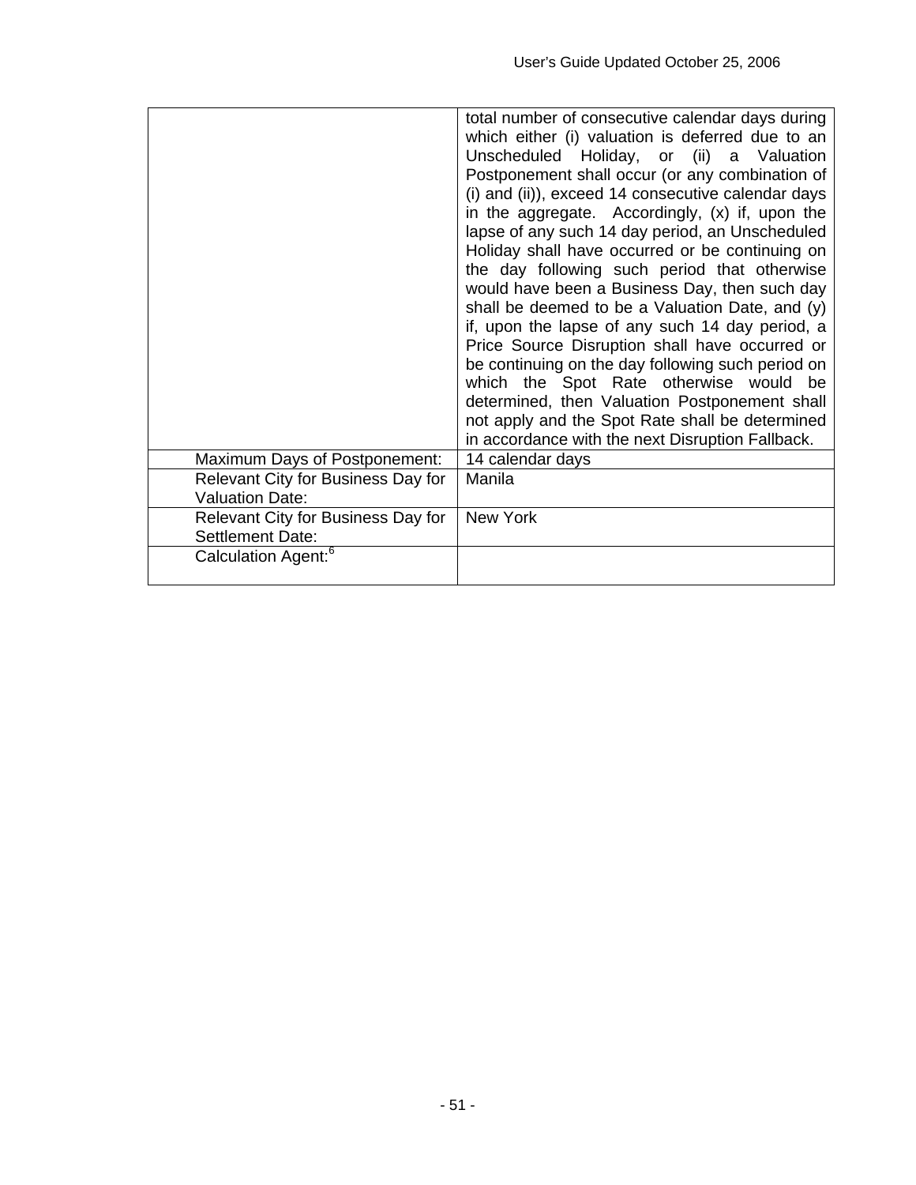| | |
|---|---|
| | total number of consecutive calendar days during which either (i) valuation is deferred due to an Unscheduled Holiday, or (ii) a Valuation Postponement shall occur (or any combination of (i) and (ii)), exceed 14 consecutive calendar days in the aggregate. Accordingly, (x) if, upon the lapse of any such 14 day period, an Unscheduled Holiday shall have occurred or be continuing on the day following such period that otherwise would have been a Business Day, then such day shall be deemed to be a Valuation Date, and (y) if, upon the lapse of any such 14 day period, a Price Source Disruption shall have occurred or be continuing on the day following such period on which the Spot Rate otherwise would be determined, then Valuation Postponement shall not apply and the Spot Rate shall be determined in accordance with the next Disruption Fallback. |
| Maximum Days of Postponement: | 14 calendar days |
| Relevant City for Business Day for Valuation Date: | Manila |
| Relevant City for Business Day for Settlement Date: | New York |
| Calculation Agent:[6] | |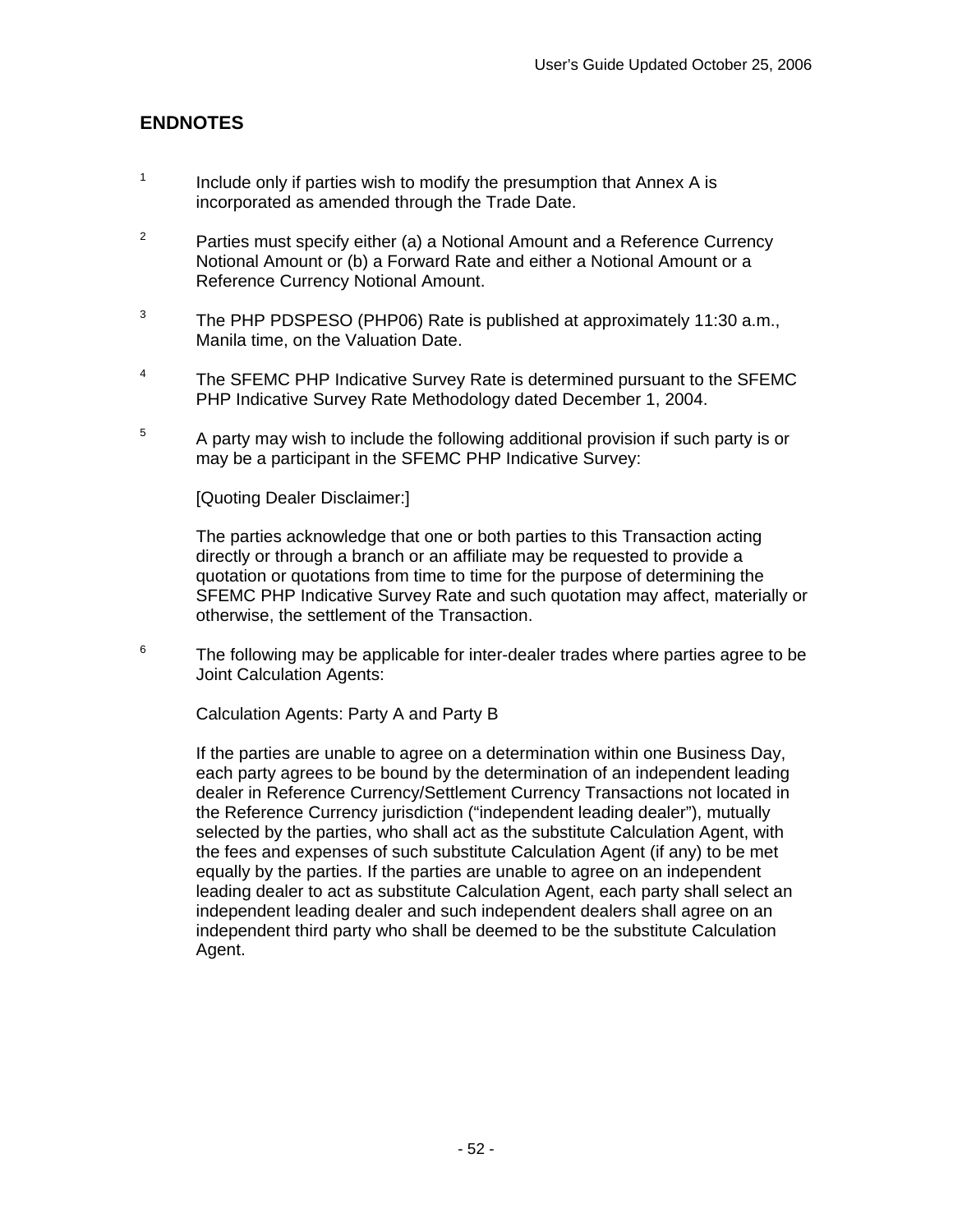## ENDNOTES

[1] Include only if parties wish to modify the presumption that Annex A is incorporated as amended through the Trade Date.

[2] Parties must specify either (a) a Notional Amount and a Reference Currency Notional Amount or (b) a Forward Rate and either a Notional Amount or a Reference Currency Notional Amount.

[3] The PHP PDSPESO (PHP06) Rate is published at approximately 11:30 a.m., Manila time, on the Valuation Date.

[4] The SFEMC PHP Indicative Survey Rate is determined pursuant to the SFEMC PHP Indicative Survey Rate Methodology dated December 1, 2004.

[5] A party may wish to include the following additional provision if such party is or may be a participant in the SFEMC PHP Indicative Survey:

[Quoting Dealer Disclaimer:]

The parties acknowledge that one or both parties to this Transaction acting directly or through a branch or an affiliate may be requested to provide a quotation or quotations from time to time for the purpose of determining the SFEMC PHP Indicative Survey Rate and such quotation may affect, materially or otherwise, the settlement of the Transaction.

[6] The following may be applicable for inter-dealer trades where parties agree to be Joint Calculation Agents:

Calculation Agents: Party A and Party B

If the parties are unable to agree on a determination within one Business Day, each party agrees to be bound by the determination of an independent leading dealer in Reference Currency/Settlement Currency Transactions not located in the Reference Currency jurisdiction ("independent leading dealer"), mutually selected by the parties, who shall act as the substitute Calculation Agent, with the fees and expenses of such substitute Calculation Agent (if any) to be met equally by the parties. If the parties are unable to agree on an independent leading dealer to act as substitute Calculation Agent, each party shall select an independent leading dealer and such independent dealers shall agree on an independent third party who shall be deemed to be the substitute Calculation Agent.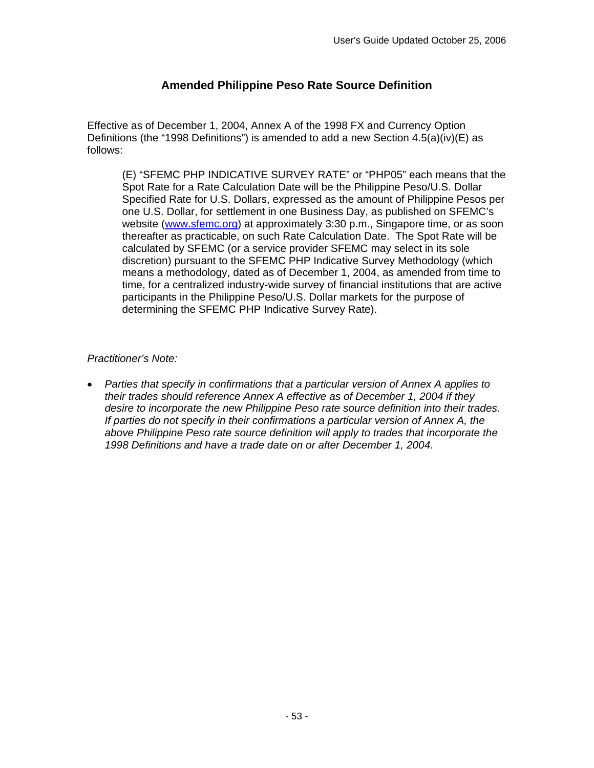## Amended Philippine Peso Rate Source Definition

Effective as of December 1, 2004, Annex A of the 1998 FX and Currency Option Definitions (the "1998 Definitions") is amended to add a new Section 4.5(a)(iv)(E) as follows:

> (E) "SFEMC PHP INDICATIVE SURVEY RATE" or "PHP05" each means that the Spot Rate for a Rate Calculation Date will be the Philippine Peso/U.S. Dollar Specified Rate for U.S. Dollars, expressed as the amount of Philippine Pesos per one U.S. Dollar, for settlement in one Business Day, as published on SFEMC's website ([www.sfemc.org](http://www.sfemc.org)) at approximately 3:30 p.m., Singapore time, or as soon thereafter as practicable, on such Rate Calculation Date. The Spot Rate will be calculated by SFEMC (or a service provider SFEMC may select in its sole discretion) pursuant to the SFEMC PHP Indicative Survey Methodology (which means a methodology, dated as of December 1, 2004, as amended from time to time, for a centralized industry-wide survey of financial institutions that are active participants in the Philippine Peso/U.S. Dollar markets for the purpose of determining the SFEMC PHP Indicative Survey Rate).

*Practitioner's Note:*

- *Parties that specify in confirmations that a particular version of Annex A applies to their trades should reference Annex A effective as of December 1, 2004 if they desire to incorporate the new Philippine Peso rate source definition into their trades. If parties do not specify in their confirmations a particular version of Annex A, the above Philippine Peso rate source definition will apply to trades that incorporate the 1998 Definitions and have a trade date on or after December 1, 2004.*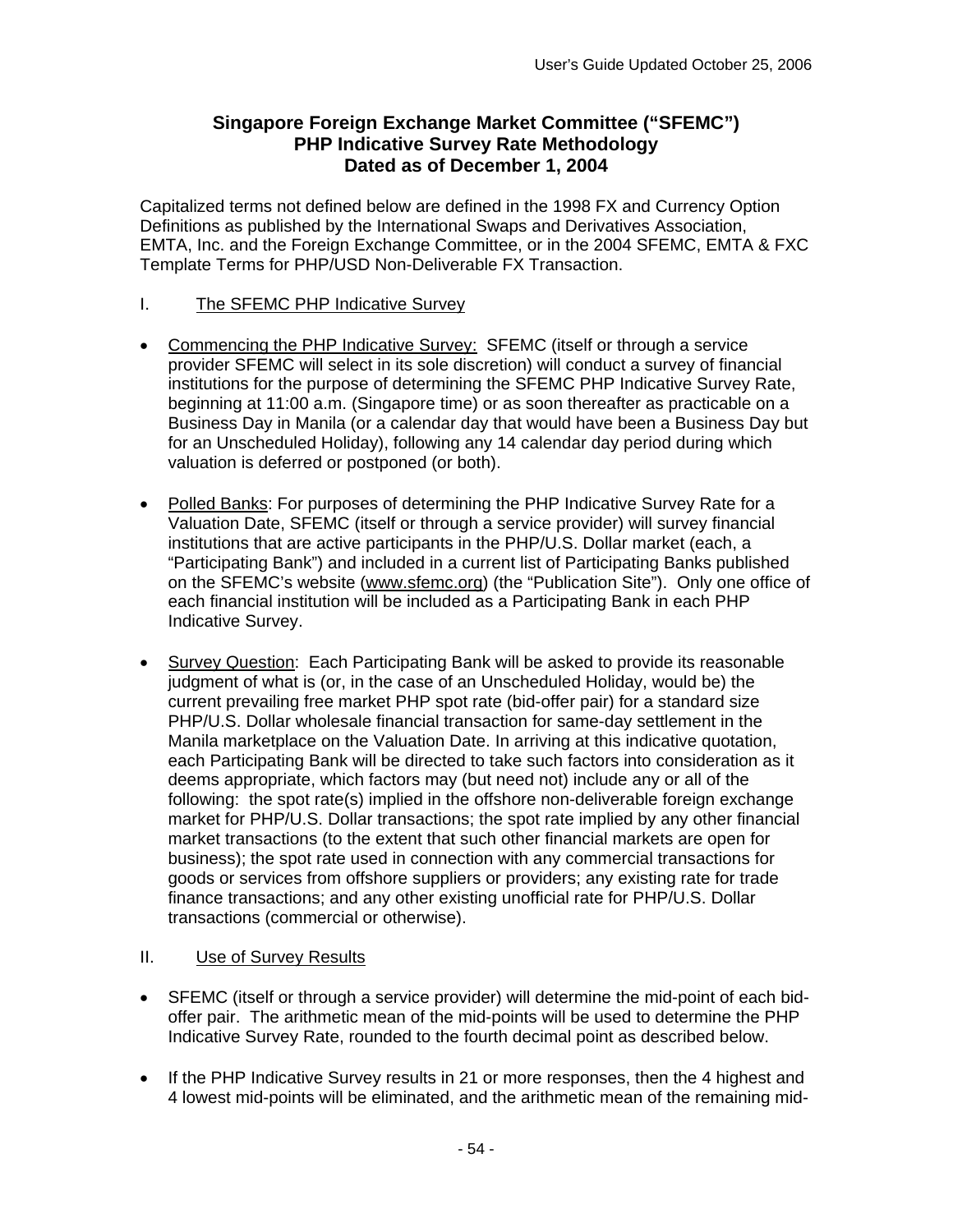**Singapore Foreign Exchange Market Committee ("SFEMC")**
**PHP Indicative Survey Rate Methodology**
**Dated as of December 1, 2004**

Capitalized terms not defined below are defined in the 1998 FX and Currency Option Definitions as published by the International Swaps and Derivatives Association, EMTA, Inc. and the Foreign Exchange Committee, or in the 2004 SFEMC, EMTA & FXC Template Terms for PHP/USD Non-Deliverable FX Transaction.

I. The SFEMC PHP Indicative Survey

- Commencing the PHP Indicative Survey: SFEMC (itself or through a service provider SFEMC will select in its sole discretion) will conduct a survey of financial institutions for the purpose of determining the SFEMC PHP Indicative Survey Rate, beginning at 11:00 a.m. (Singapore time) or as soon thereafter as practicable on a Business Day in Manila (or a calendar day that would have been a Business Day but for an Unscheduled Holiday), following any 14 calendar day period during which valuation is deferred or postponed (or both).

- Polled Banks: For purposes of determining the PHP Indicative Survey Rate for a Valuation Date, SFEMC (itself or through a service provider) will survey financial institutions that are active participants in the PHP/U.S. Dollar market (each, a "Participating Bank") and included in a current list of Participating Banks published on the SFEMC's website (www.sfemc.org) (the "Publication Site"). Only one office of each financial institution will be included as a Participating Bank in each PHP Indicative Survey.

- Survey Question: Each Participating Bank will be asked to provide its reasonable judgment of what is (or, in the case of an Unscheduled Holiday, would be) the current prevailing free market PHP spot rate (bid-offer pair) for a standard size PHP/U.S. Dollar wholesale financial transaction for same-day settlement in the Manila marketplace on the Valuation Date. In arriving at this indicative quotation, each Participating Bank will be directed to take such factors into consideration as it deems appropriate, which factors may (but need not) include any or all of the following: the spot rate(s) implied in the offshore non-deliverable foreign exchange market for PHP/U.S. Dollar transactions; the spot rate implied by any other financial market transactions (to the extent that such other financial markets are open for business); the spot rate used in connection with any commercial transactions for goods or services from offshore suppliers or providers; any existing rate for trade finance transactions; and any other existing unofficial rate for PHP/U.S. Dollar transactions (commercial or otherwise).

II. Use of Survey Results

- SFEMC (itself or through a service provider) will determine the mid-point of each bid-offer pair. The arithmetic mean of the mid-points will be used to determine the PHP Indicative Survey Rate, rounded to the fourth decimal point as described below.

- If the PHP Indicative Survey results in 21 or more responses, then the 4 highest and 4 lowest mid-points will be eliminated, and the arithmetic mean of the remaining mid-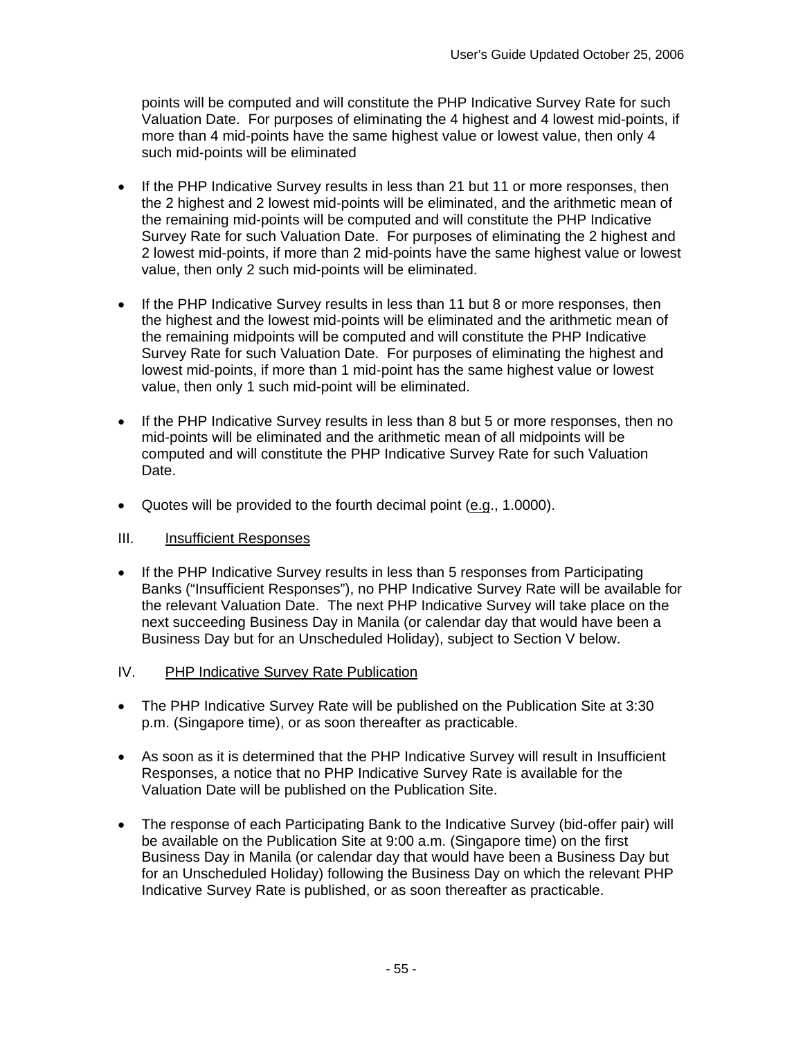points will be computed and will constitute the PHP Indicative Survey Rate for such Valuation Date. For purposes of eliminating the 4 highest and 4 lowest mid-points, if more than 4 mid-points have the same highest value or lowest value, then only 4 such mid-points will be eliminated

- If the PHP Indicative Survey results in less than 21 but 11 or more responses, then the 2 highest and 2 lowest mid-points will be eliminated, and the arithmetic mean of the remaining mid-points will be computed and will constitute the PHP Indicative Survey Rate for such Valuation Date. For purposes of eliminating the 2 highest and 2 lowest mid-points, if more than 2 mid-points have the same highest value or lowest value, then only 2 such mid-points will be eliminated.

- If the PHP Indicative Survey results in less than 11 but 8 or more responses, then the highest and the lowest mid-points will be eliminated and the arithmetic mean of the remaining midpoints will be computed and will constitute the PHP Indicative Survey Rate for such Valuation Date. For purposes of eliminating the highest and lowest mid-points, if more than 1 mid-point has the same highest value or lowest value, then only 1 such mid-point will be eliminated.

- If the PHP Indicative Survey results in less than 8 but 5 or more responses, then no mid-points will be eliminated and the arithmetic mean of all midpoints will be computed and will constitute the PHP Indicative Survey Rate for such Valuation Date.

- Quotes will be provided to the fourth decimal point (e.g., 1.0000).

## III. Insufficient Responses

- If the PHP Indicative Survey results in less than 5 responses from Participating Banks ("Insufficient Responses"), no PHP Indicative Survey Rate will be available for the relevant Valuation Date. The next PHP Indicative Survey will take place on the next succeeding Business Day in Manila (or calendar day that would have been a Business Day but for an Unscheduled Holiday), subject to Section V below.

## IV. PHP Indicative Survey Rate Publication

- The PHP Indicative Survey Rate will be published on the Publication Site at 3:30 p.m. (Singapore time), or as soon thereafter as practicable.

- As soon as it is determined that the PHP Indicative Survey will result in Insufficient Responses, a notice that no PHP Indicative Survey Rate is available for the Valuation Date will be published on the Publication Site.

- The response of each Participating Bank to the Indicative Survey (bid-offer pair) will be available on the Publication Site at 9:00 a.m. (Singapore time) on the first Business Day in Manila (or calendar day that would have been a Business Day but for an Unscheduled Holiday) following the Business Day on which the relevant PHP Indicative Survey Rate is published, or as soon thereafter as practicable.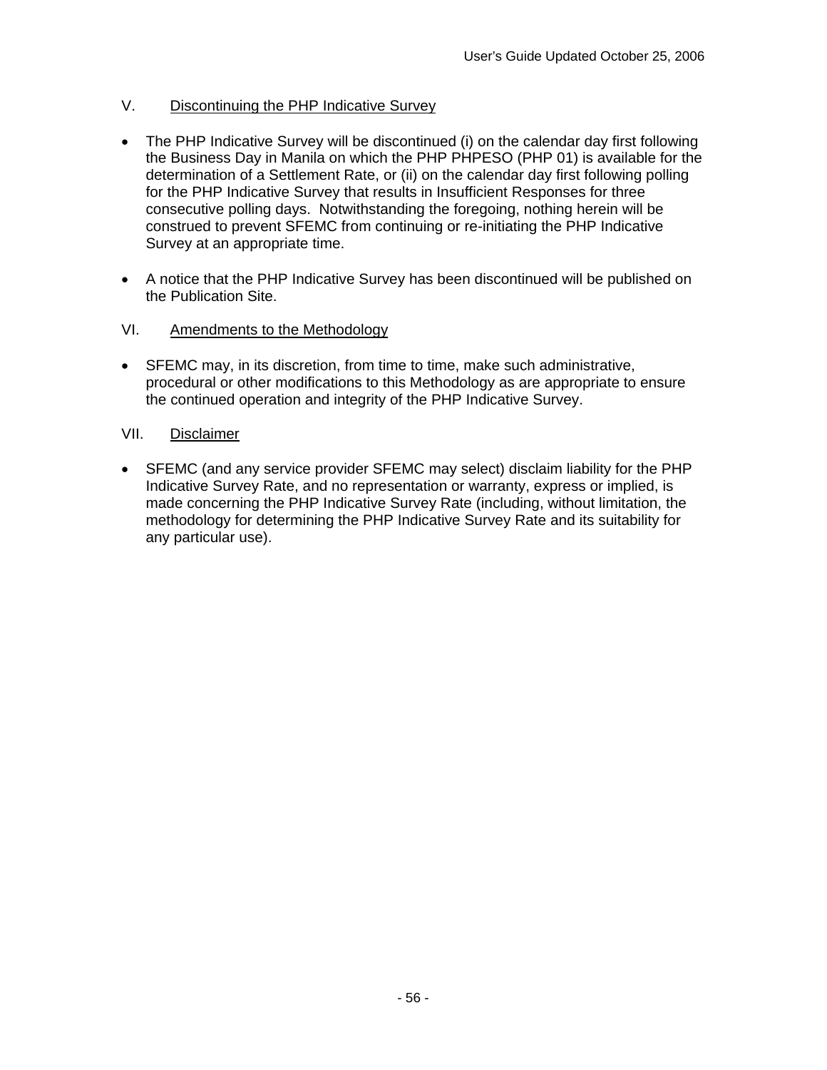## V. Discontinuing the PHP Indicative Survey

- The PHP Indicative Survey will be discontinued (i) on the calendar day first following the Business Day in Manila on which the PHP PHPESO (PHP 01) is available for the determination of a Settlement Rate, or (ii) on the calendar day first following polling for the PHP Indicative Survey that results in Insufficient Responses for three consecutive polling days. Notwithstanding the foregoing, nothing herein will be construed to prevent SFEMC from continuing or re-initiating the PHP Indicative Survey at an appropriate time.

- A notice that the PHP Indicative Survey has been discontinued will be published on the Publication Site.

## VI. Amendments to the Methodology

- SFEMC may, in its discretion, from time to time, make such administrative, procedural or other modifications to this Methodology as are appropriate to ensure the continued operation and integrity of the PHP Indicative Survey.

## VII. Disclaimer

- SFEMC (and any service provider SFEMC may select) disclaim liability for the PHP Indicative Survey Rate, and no representation or warranty, express or implied, is made concerning the PHP Indicative Survey Rate (including, without limitation, the methodology for determining the PHP Indicative Survey Rate and its suitability for any particular use).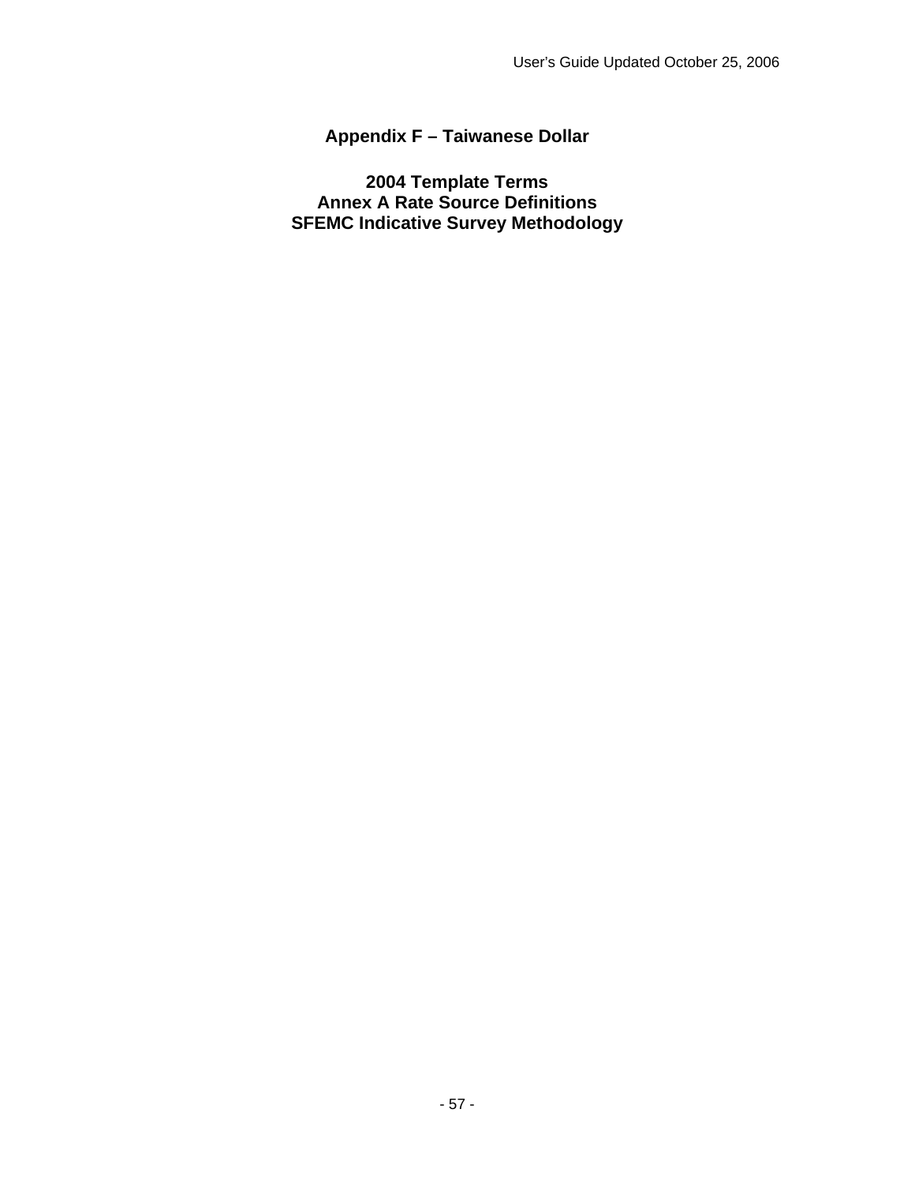# Appendix F – Taiwanese Dollar

## 2004 Template Terms
## Annex A Rate Source Definitions
## SFEMC Indicative Survey Methodology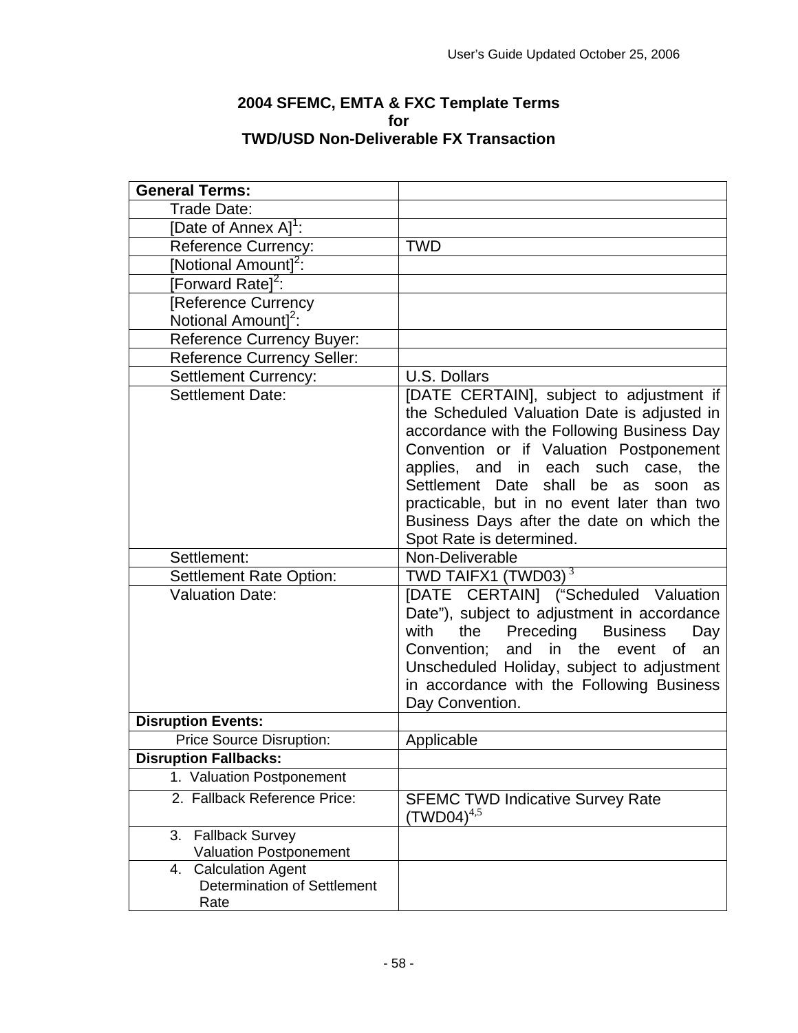**2004 SFEMC, EMTA & FXC Template Terms**
**for**
**TWD/USD Non-Deliverable FX Transaction**

| **General Terms:** | |
|---|---|
| Trade Date: | |
| [Date of Annex A][1]: | |
| Reference Currency: | TWD |
| [Notional Amount][2]: | |
| [Forward Rate][2]: | |
| [Reference Currency Notional Amount][2]: | |
| Reference Currency Buyer: | |
| Reference Currency Seller: | |
| Settlement Currency: | U.S. Dollars |
| Settlement Date: | [DATE CERTAIN], subject to adjustment if the Scheduled Valuation Date is adjusted in accordance with the Following Business Day Convention or if Valuation Postponement applies, and in each such case, the Settlement Date shall be as soon as practicable, but in no event later than two Business Days after the date on which the Spot Rate is determined. |
| Settlement: | Non-Deliverable |
| Settlement Rate Option: | TWD TAIFX1 (TWD03) [3] |
| Valuation Date: | [DATE CERTAIN] ("Scheduled Valuation Date"), subject to adjustment in accordance with the Preceding Business Day Convention; and in the event of an Unscheduled Holiday, subject to adjustment in accordance with the Following Business Day Convention. |
| **Disruption Events:** | |
| Price Source Disruption: | Applicable |
| **Disruption Fallbacks:** | |
| 1. Valuation Postponement | |
| 2. Fallback Reference Price: | SFEMC TWD Indicative Survey Rate (TWD04)[4,5] |
| 3. Fallback Survey Valuation Postponement | |
| 4. Calculation Agent Determination of Settlement Rate | |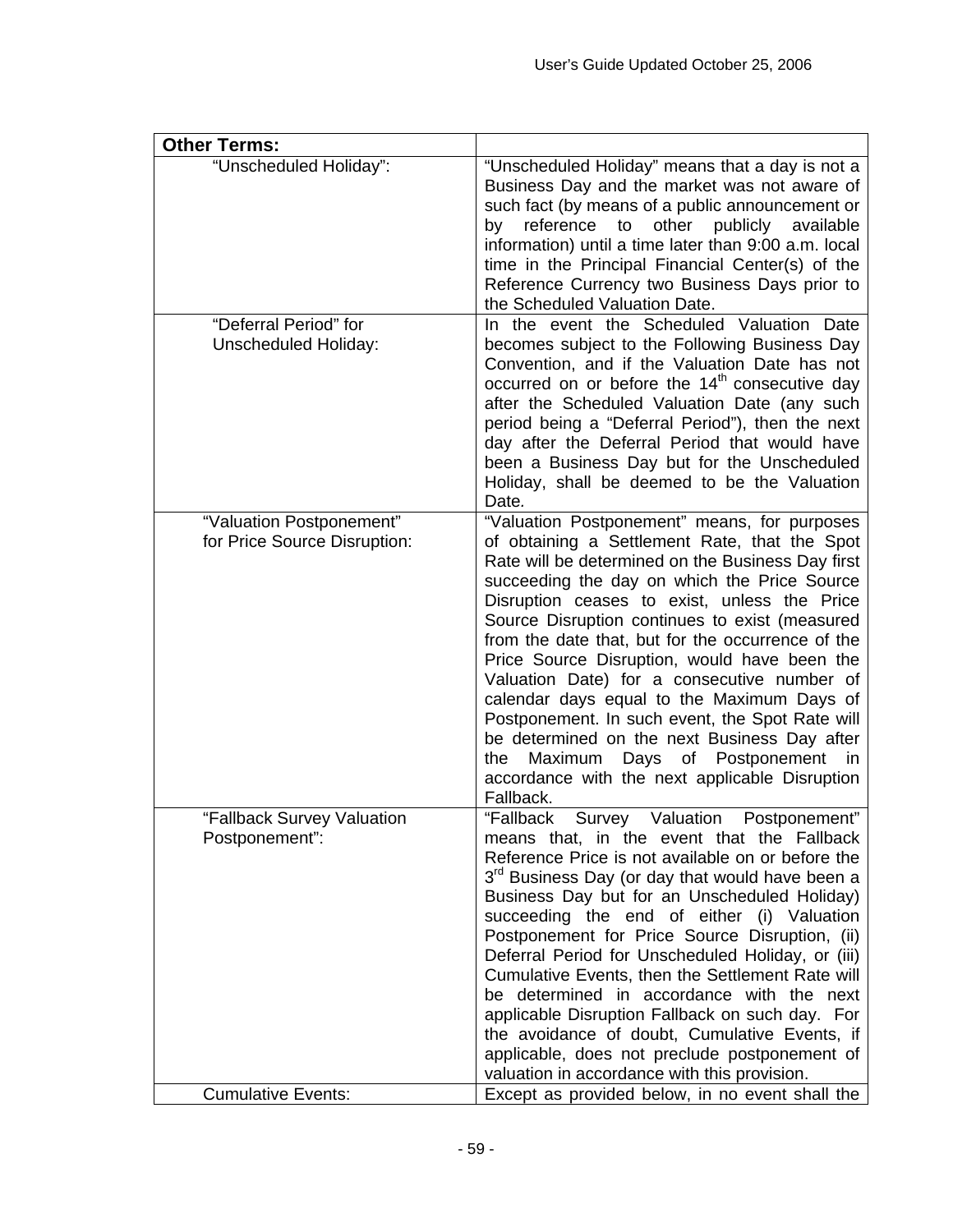| **Other Terms:** | |
|---|---|
| "Unscheduled Holiday": | "Unscheduled Holiday" means that a day is not a Business Day and the market was not aware of such fact (by means of a public announcement or by reference to other publicly available information) until a time later than 9:00 a.m. local time in the Principal Financial Center(s) of the Reference Currency two Business Days prior to the Scheduled Valuation Date. |
| "Deferral Period" for Unscheduled Holiday: | In the event the Scheduled Valuation Date becomes subject to the Following Business Day Convention, and if the Valuation Date has not occurred on or before the 14th consecutive day after the Scheduled Valuation Date (any such period being a "Deferral Period"), then the next day after the Deferral Period that would have been a Business Day but for the Unscheduled Holiday, shall be deemed to be the Valuation Date. |
| "Valuation Postponement" for Price Source Disruption: | "Valuation Postponement" means, for purposes of obtaining a Settlement Rate, that the Spot Rate will be determined on the Business Day first succeeding the day on which the Price Source Disruption ceases to exist, unless the Price Source Disruption continues to exist (measured from the date that, but for the occurrence of the Price Source Disruption, would have been the Valuation Date) for a consecutive number of calendar days equal to the Maximum Days of Postponement. In such event, the Spot Rate will be determined on the next Business Day after the Maximum Days of Postponement in accordance with the next applicable Disruption Fallback. |
| "Fallback Survey Valuation Postponement": | "Fallback Survey Valuation Postponement" means that, in the event that the Fallback Reference Price is not available on or before the 3rd Business Day (or day that would have been a Business Day but for an Unscheduled Holiday) succeeding the end of either (i) Valuation Postponement for Price Source Disruption, (ii) Deferral Period for Unscheduled Holiday, or (iii) Cumulative Events, then the Settlement Rate will be determined in accordance with the next applicable Disruption Fallback on such day. For the avoidance of doubt, Cumulative Events, if applicable, does not preclude postponement of valuation in accordance with this provision. |
| Cumulative Events: | Except as provided below, in no event shall the |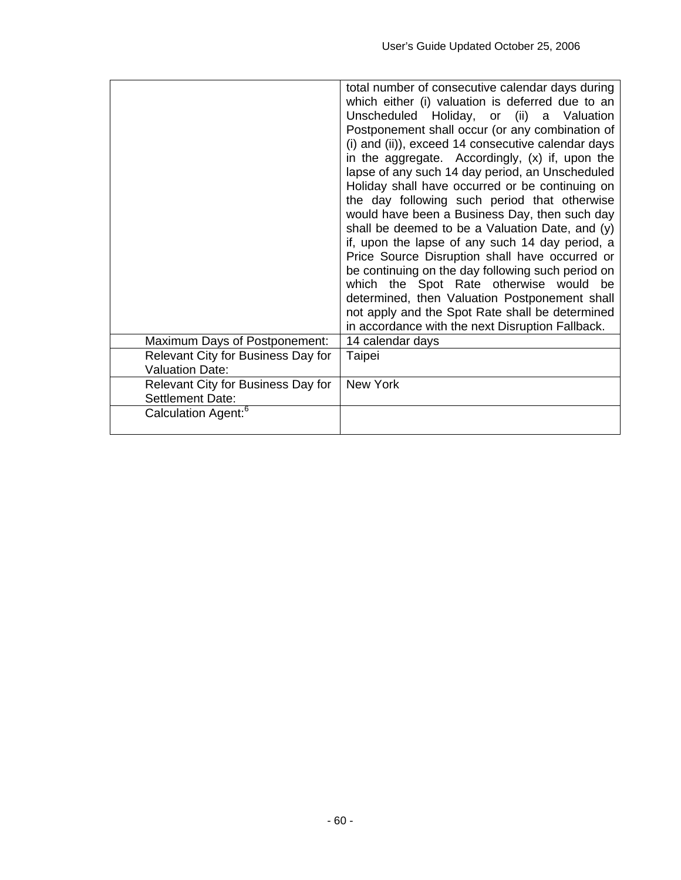| | |
|---|---|
| | total number of consecutive calendar days during which either (i) valuation is deferred due to an Unscheduled Holiday, or (ii) a Valuation Postponement shall occur (or any combination of (i) and (ii)), exceed 14 consecutive calendar days in the aggregate. Accordingly, (x) if, upon the lapse of any such 14 day period, an Unscheduled Holiday shall have occurred or be continuing on the day following such period that otherwise would have been a Business Day, then such day shall be deemed to be a Valuation Date, and (y) if, upon the lapse of any such 14 day period, a Price Source Disruption shall have occurred or be continuing on the day following such period on which the Spot Rate otherwise would be determined, then Valuation Postponement shall not apply and the Spot Rate shall be determined in accordance with the next Disruption Fallback. |
| Maximum Days of Postponement: | 14 calendar days |
| Relevant City for Business Day for Valuation Date: | Taipei |
| Relevant City for Business Day for Settlement Date: | New York |
| Calculation Agent:[6] | |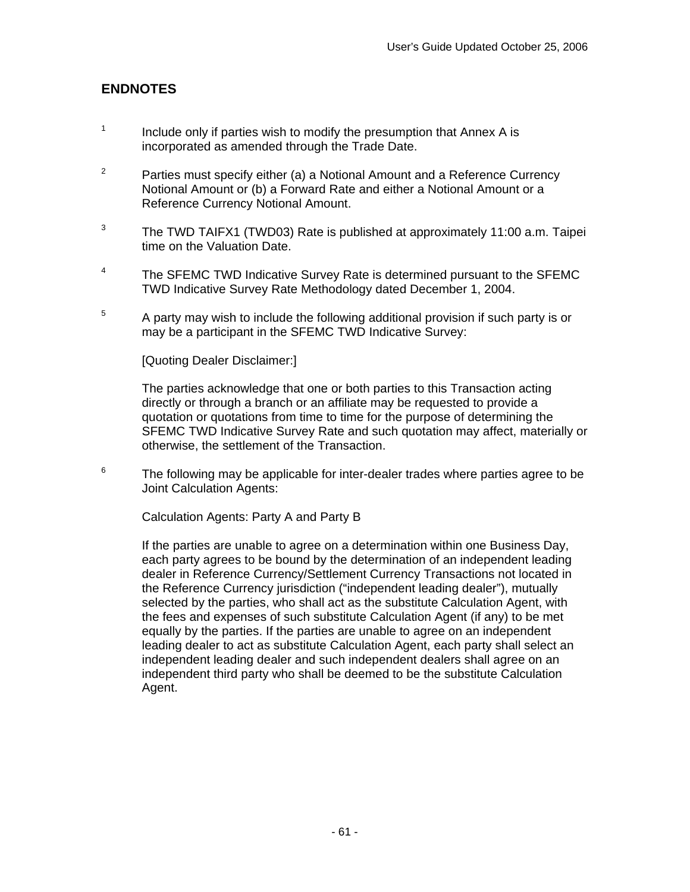## ENDNOTES

[1] Include only if parties wish to modify the presumption that Annex A is incorporated as amended through the Trade Date.

[2] Parties must specify either (a) a Notional Amount and a Reference Currency Notional Amount or (b) a Forward Rate and either a Notional Amount or a Reference Currency Notional Amount.

[3] The TWD TAIFX1 (TWD03) Rate is published at approximately 11:00 a.m. Taipei time on the Valuation Date.

[4] The SFEMC TWD Indicative Survey Rate is determined pursuant to the SFEMC TWD Indicative Survey Rate Methodology dated December 1, 2004.

[5] A party may wish to include the following additional provision if such party is or may be a participant in the SFEMC TWD Indicative Survey:

[Quoting Dealer Disclaimer:]

The parties acknowledge that one or both parties to this Transaction acting directly or through a branch or an affiliate may be requested to provide a quotation or quotations from time to time for the purpose of determining the SFEMC TWD Indicative Survey Rate and such quotation may affect, materially or otherwise, the settlement of the Transaction.

[6] The following may be applicable for inter-dealer trades where parties agree to be Joint Calculation Agents:

Calculation Agents: Party A and Party B

If the parties are unable to agree on a determination within one Business Day, each party agrees to be bound by the determination of an independent leading dealer in Reference Currency/Settlement Currency Transactions not located in the Reference Currency jurisdiction ("independent leading dealer"), mutually selected by the parties, who shall act as the substitute Calculation Agent, with the fees and expenses of such substitute Calculation Agent (if any) to be met equally by the parties. If the parties are unable to agree on an independent leading dealer to act as substitute Calculation Agent, each party shall select an independent leading dealer and such independent dealers shall agree on an independent third party who shall be deemed to be the substitute Calculation Agent.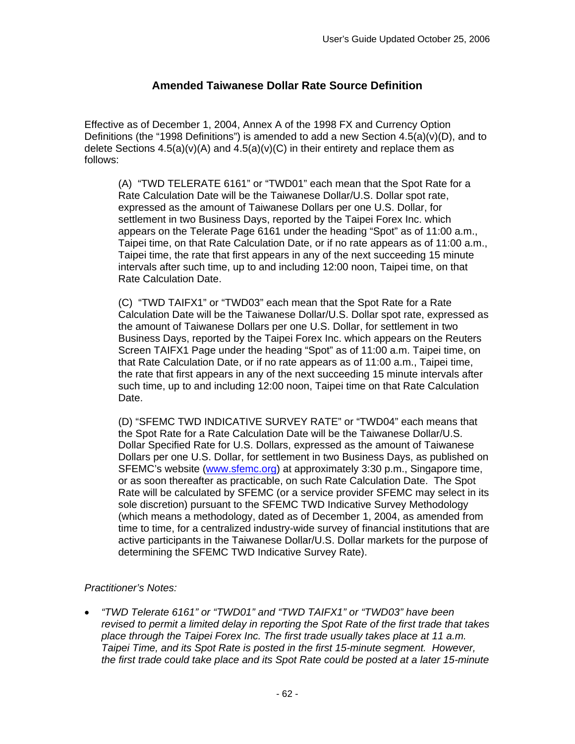## Amended Taiwanese Dollar Rate Source Definition

Effective as of December 1, 2004, Annex A of the 1998 FX and Currency Option Definitions (the "1998 Definitions") is amended to add a new Section 4.5(a)(v)(D), and to delete Sections 4.5(a)(v)(A) and 4.5(a)(v)(C) in their entirety and replace them as follows:

> (A) "TWD TELERATE 6161" or "TWD01" each mean that the Spot Rate for a Rate Calculation Date will be the Taiwanese Dollar/U.S. Dollar spot rate, expressed as the amount of Taiwanese Dollars per one U.S. Dollar, for settlement in two Business Days, reported by the Taipei Forex Inc. which appears on the Telerate Page 6161 under the heading "Spot" as of 11:00 a.m., Taipei time, on that Rate Calculation Date, or if no rate appears as of 11:00 a.m., Taipei time, the rate that first appears in any of the next succeeding 15 minute intervals after such time, up to and including 12:00 noon, Taipei time, on that Rate Calculation Date.
>
> (C) "TWD TAIFX1" or "TWD03" each mean that the Spot Rate for a Rate Calculation Date will be the Taiwanese Dollar/U.S. Dollar spot rate, expressed as the amount of Taiwanese Dollars per one U.S. Dollar, for settlement in two Business Days, reported by the Taipei Forex Inc. which appears on the Reuters Screen TAIFX1 Page under the heading "Spot" as of 11:00 a.m. Taipei time, on that Rate Calculation Date, or if no rate appears as of 11:00 a.m., Taipei time, the rate that first appears in any of the next succeeding 15 minute intervals after such time, up to and including 12:00 noon, Taipei time on that Rate Calculation Date.
>
> (D) "SFEMC TWD INDICATIVE SURVEY RATE" or "TWD04" each means that the Spot Rate for a Rate Calculation Date will be the Taiwanese Dollar/U.S. Dollar Specified Rate for U.S. Dollars, expressed as the amount of Taiwanese Dollars per one U.S. Dollar, for settlement in two Business Days, as published on SFEMC's website (www.sfemc.org) at approximately 3:30 p.m., Singapore time, or as soon thereafter as practicable, on such Rate Calculation Date. The Spot Rate will be calculated by SFEMC (or a service provider SFEMC may select in its sole discretion) pursuant to the SFEMC TWD Indicative Survey Methodology (which means a methodology, dated as of December 1, 2004, as amended from time to time, for a centralized industry-wide survey of financial institutions that are active participants in the Taiwanese Dollar/U.S. Dollar markets for the purpose of determining the SFEMC TWD Indicative Survey Rate).

*Practitioner's Notes:*

- *"TWD Telerate 6161" or "TWD01" and "TWD TAIFX1" or "TWD03" have been revised to permit a limited delay in reporting the Spot Rate of the first trade that takes place through the Taipei Forex Inc. The first trade usually takes place at 11 a.m. Taipei Time, and its Spot Rate is posted in the first 15-minute segment. However, the first trade could take place and its Spot Rate could be posted at a later 15-minute*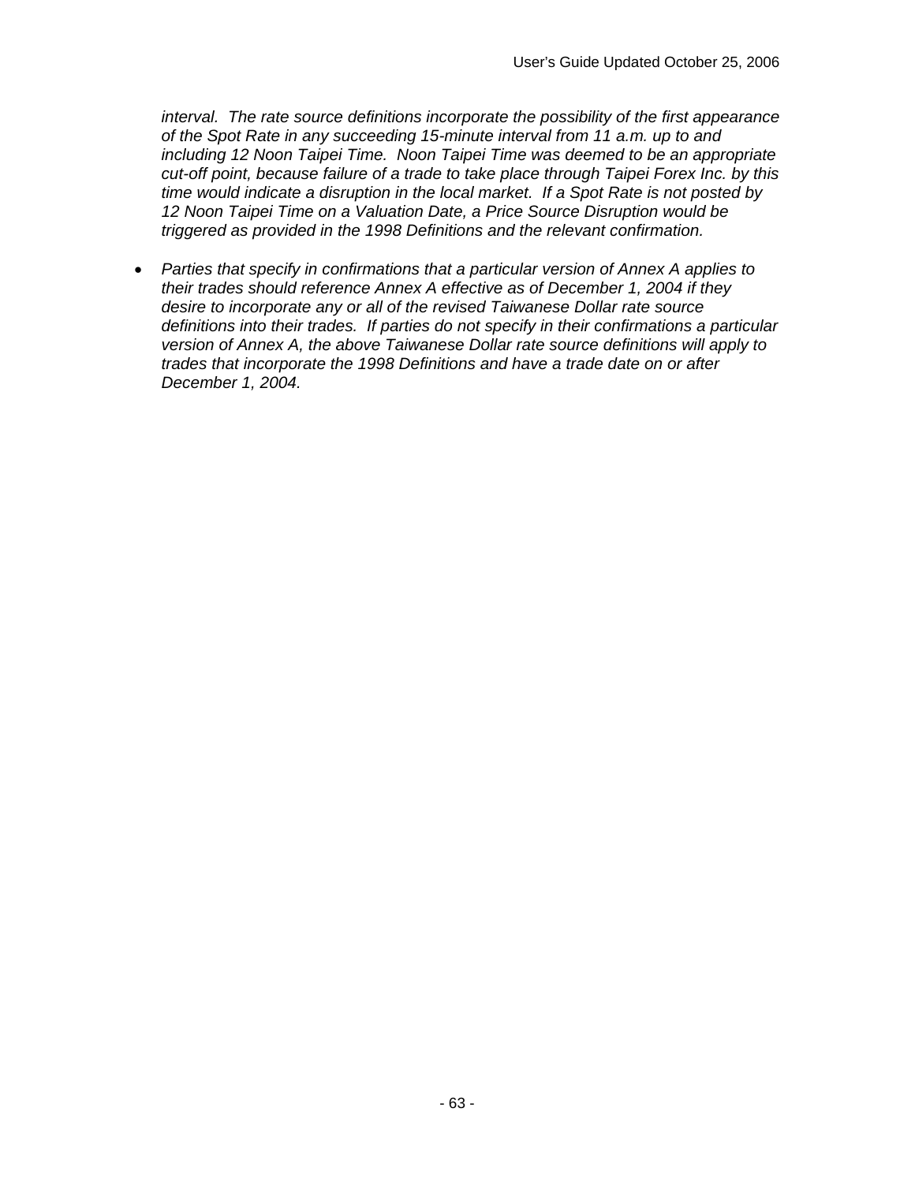*interval. The rate source definitions incorporate the possibility of the first appearance of the Spot Rate in any succeeding 15-minute interval from 11 a.m. up to and including 12 Noon Taipei Time. Noon Taipei Time was deemed to be an appropriate cut-off point, because failure of a trade to take place through Taipei Forex Inc. by this time would indicate a disruption in the local market. If a Spot Rate is not posted by 12 Noon Taipei Time on a Valuation Date, a Price Source Disruption would be triggered as provided in the 1998 Definitions and the relevant confirmation.*

- *Parties that specify in confirmations that a particular version of Annex A applies to their trades should reference Annex A effective as of December 1, 2004 if they desire to incorporate any or all of the revised Taiwanese Dollar rate source definitions into their trades. If parties do not specify in their confirmations a particular version of Annex A, the above Taiwanese Dollar rate source definitions will apply to trades that incorporate the 1998 Definitions and have a trade date on or after December 1, 2004.*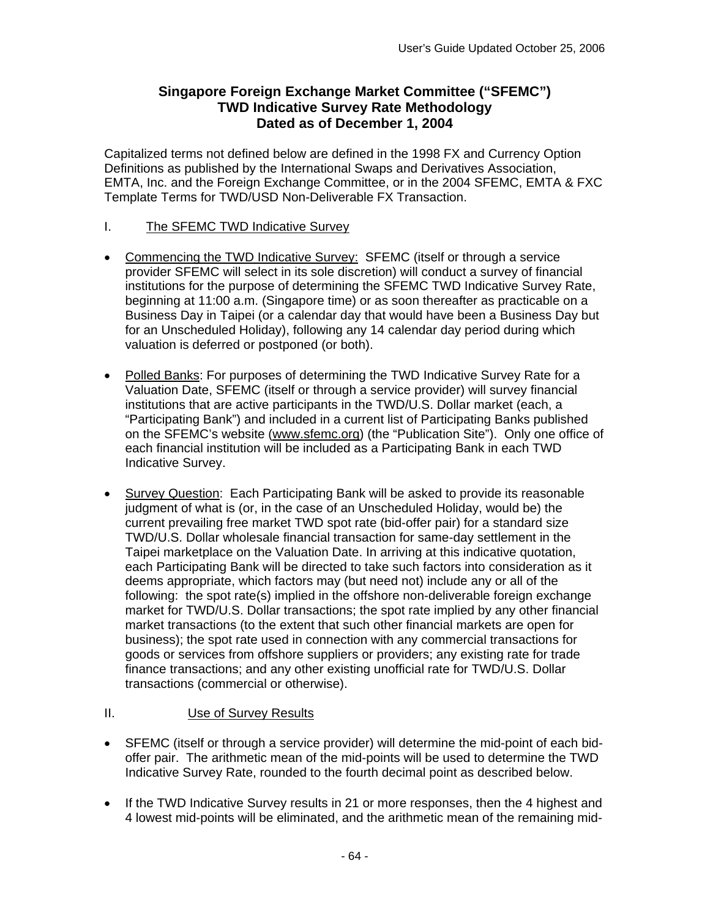**Singapore Foreign Exchange Market Committee ("SFEMC")**
**TWD Indicative Survey Rate Methodology**
**Dated as of December 1, 2004**

Capitalized terms not defined below are defined in the 1998 FX and Currency Option Definitions as published by the International Swaps and Derivatives Association, EMTA, Inc. and the Foreign Exchange Committee, or in the 2004 SFEMC, EMTA & FXC Template Terms for TWD/USD Non-Deliverable FX Transaction.

I. The SFEMC TWD Indicative Survey

- Commencing the TWD Indicative Survey: SFEMC (itself or through a service provider SFEMC will select in its sole discretion) will conduct a survey of financial institutions for the purpose of determining the SFEMC TWD Indicative Survey Rate, beginning at 11:00 a.m. (Singapore time) or as soon thereafter as practicable on a Business Day in Taipei (or a calendar day that would have been a Business Day but for an Unscheduled Holiday), following any 14 calendar day period during which valuation is deferred or postponed (or both).

- Polled Banks: For purposes of determining the TWD Indicative Survey Rate for a Valuation Date, SFEMC (itself or through a service provider) will survey financial institutions that are active participants in the TWD/U.S. Dollar market (each, a "Participating Bank") and included in a current list of Participating Banks published on the SFEMC's website (www.sfemc.org) (the "Publication Site"). Only one office of each financial institution will be included as a Participating Bank in each TWD Indicative Survey.

- Survey Question: Each Participating Bank will be asked to provide its reasonable judgment of what is (or, in the case of an Unscheduled Holiday, would be) the current prevailing free market TWD spot rate (bid-offer pair) for a standard size TWD/U.S. Dollar wholesale financial transaction for same-day settlement in the Taipei marketplace on the Valuation Date. In arriving at this indicative quotation, each Participating Bank will be directed to take such factors into consideration as it deems appropriate, which factors may (but need not) include any or all of the following: the spot rate(s) implied in the offshore non-deliverable foreign exchange market for TWD/U.S. Dollar transactions; the spot rate implied by any other financial market transactions (to the extent that such other financial markets are open for business); the spot rate used in connection with any commercial transactions for goods or services from offshore suppliers or providers; any existing rate for trade finance transactions; and any other existing unofficial rate for TWD/U.S. Dollar transactions (commercial or otherwise).

II. Use of Survey Results

- SFEMC (itself or through a service provider) will determine the mid-point of each bid-offer pair. The arithmetic mean of the mid-points will be used to determine the TWD Indicative Survey Rate, rounded to the fourth decimal point as described below.

- If the TWD Indicative Survey results in 21 or more responses, then the 4 highest and 4 lowest mid-points will be eliminated, and the arithmetic mean of the remaining mid-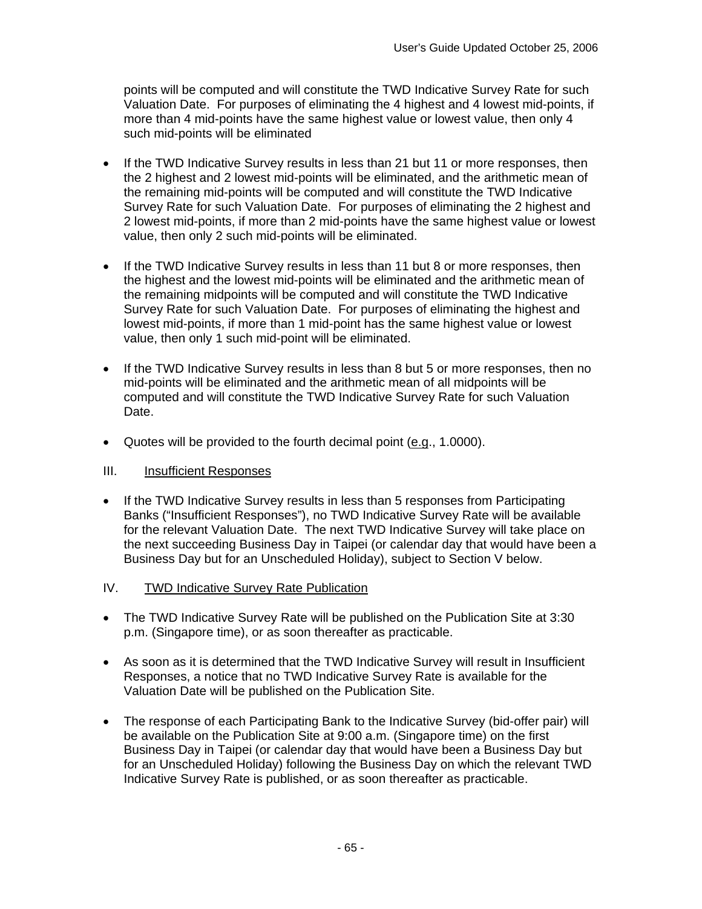points will be computed and will constitute the TWD Indicative Survey Rate for such Valuation Date. For purposes of eliminating the 4 highest and 4 lowest mid-points, if more than 4 mid-points have the same highest value or lowest value, then only 4 such mid-points will be eliminated

- If the TWD Indicative Survey results in less than 21 but 11 or more responses, then the 2 highest and 2 lowest mid-points will be eliminated, and the arithmetic mean of the remaining mid-points will be computed and will constitute the TWD Indicative Survey Rate for such Valuation Date. For purposes of eliminating the 2 highest and 2 lowest mid-points, if more than 2 mid-points have the same highest value or lowest value, then only 2 such mid-points will be eliminated.

- If the TWD Indicative Survey results in less than 11 but 8 or more responses, then the highest and the lowest mid-points will be eliminated and the arithmetic mean of the remaining midpoints will be computed and will constitute the TWD Indicative Survey Rate for such Valuation Date. For purposes of eliminating the highest and lowest mid-points, if more than 1 mid-point has the same highest value or lowest value, then only 1 such mid-point will be eliminated.

- If the TWD Indicative Survey results in less than 8 but 5 or more responses, then no mid-points will be eliminated and the arithmetic mean of all midpoints will be computed and will constitute the TWD Indicative Survey Rate for such Valuation Date.

- Quotes will be provided to the fourth decimal point (e.g., 1.0000).

III. Insufficient Responses

- If the TWD Indicative Survey results in less than 5 responses from Participating Banks ("Insufficient Responses"), no TWD Indicative Survey Rate will be available for the relevant Valuation Date. The next TWD Indicative Survey will take place on the next succeeding Business Day in Taipei (or calendar day that would have been a Business Day but for an Unscheduled Holiday), subject to Section V below.

IV. TWD Indicative Survey Rate Publication

- The TWD Indicative Survey Rate will be published on the Publication Site at 3:30 p.m. (Singapore time), or as soon thereafter as practicable.

- As soon as it is determined that the TWD Indicative Survey will result in Insufficient Responses, a notice that no TWD Indicative Survey Rate is available for the Valuation Date will be published on the Publication Site.

- The response of each Participating Bank to the Indicative Survey (bid-offer pair) will be available on the Publication Site at 9:00 a.m. (Singapore time) on the first Business Day in Taipei (or calendar day that would have been a Business Day but for an Unscheduled Holiday) following the Business Day on which the relevant TWD Indicative Survey Rate is published, or as soon thereafter as practicable.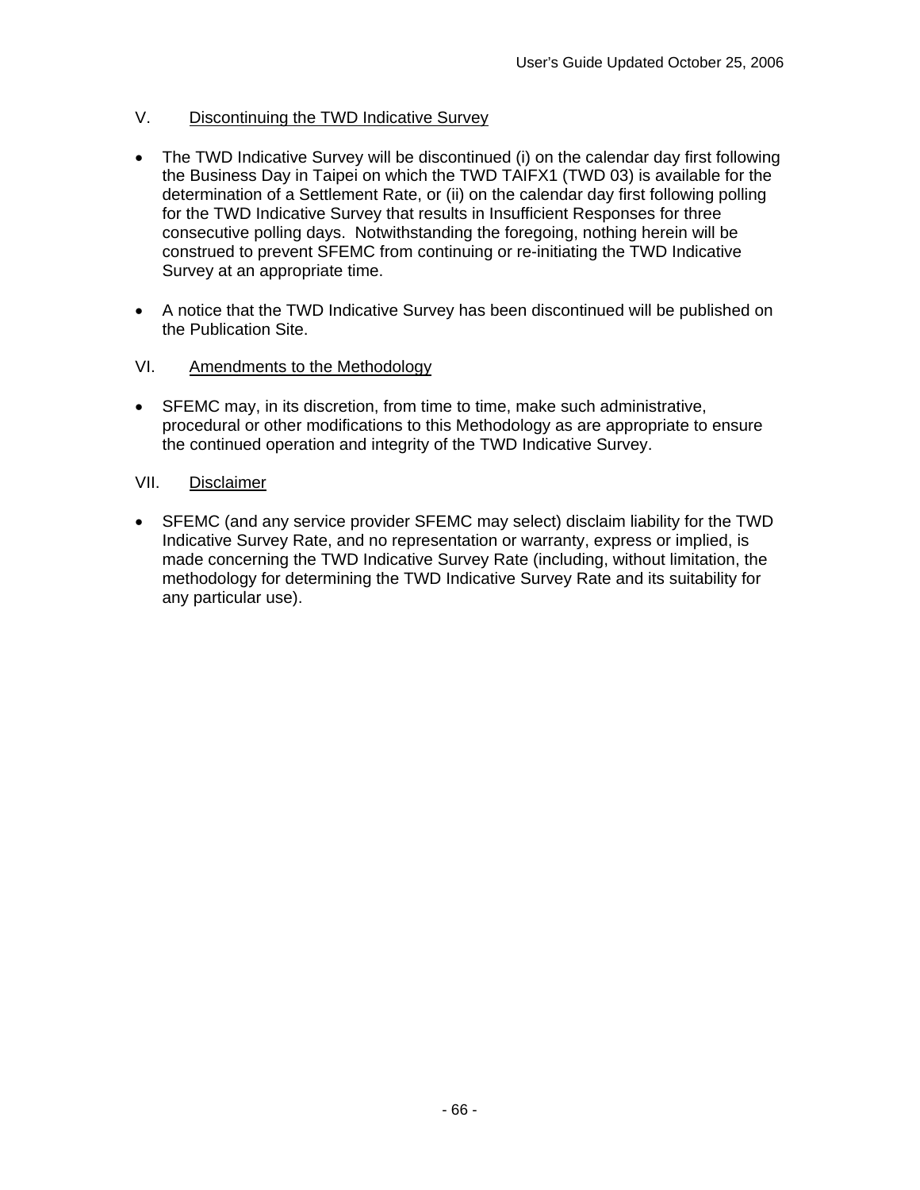## V. Discontinuing the TWD Indicative Survey

- The TWD Indicative Survey will be discontinued (i) on the calendar day first following the Business Day in Taipei on which the TWD TAIFX1 (TWD 03) is available for the determination of a Settlement Rate, or (ii) on the calendar day first following polling for the TWD Indicative Survey that results in Insufficient Responses for three consecutive polling days. Notwithstanding the foregoing, nothing herein will be construed to prevent SFEMC from continuing or re-initiating the TWD Indicative Survey at an appropriate time.

- A notice that the TWD Indicative Survey has been discontinued will be published on the Publication Site.

## VI. Amendments to the Methodology

- SFEMC may, in its discretion, from time to time, make such administrative, procedural or other modifications to this Methodology as are appropriate to ensure the continued operation and integrity of the TWD Indicative Survey.

## VII. Disclaimer

- SFEMC (and any service provider SFEMC may select) disclaim liability for the TWD Indicative Survey Rate, and no representation or warranty, express or implied, is made concerning the TWD Indicative Survey Rate (including, without limitation, the methodology for determining the TWD Indicative Survey Rate and its suitability for any particular use).